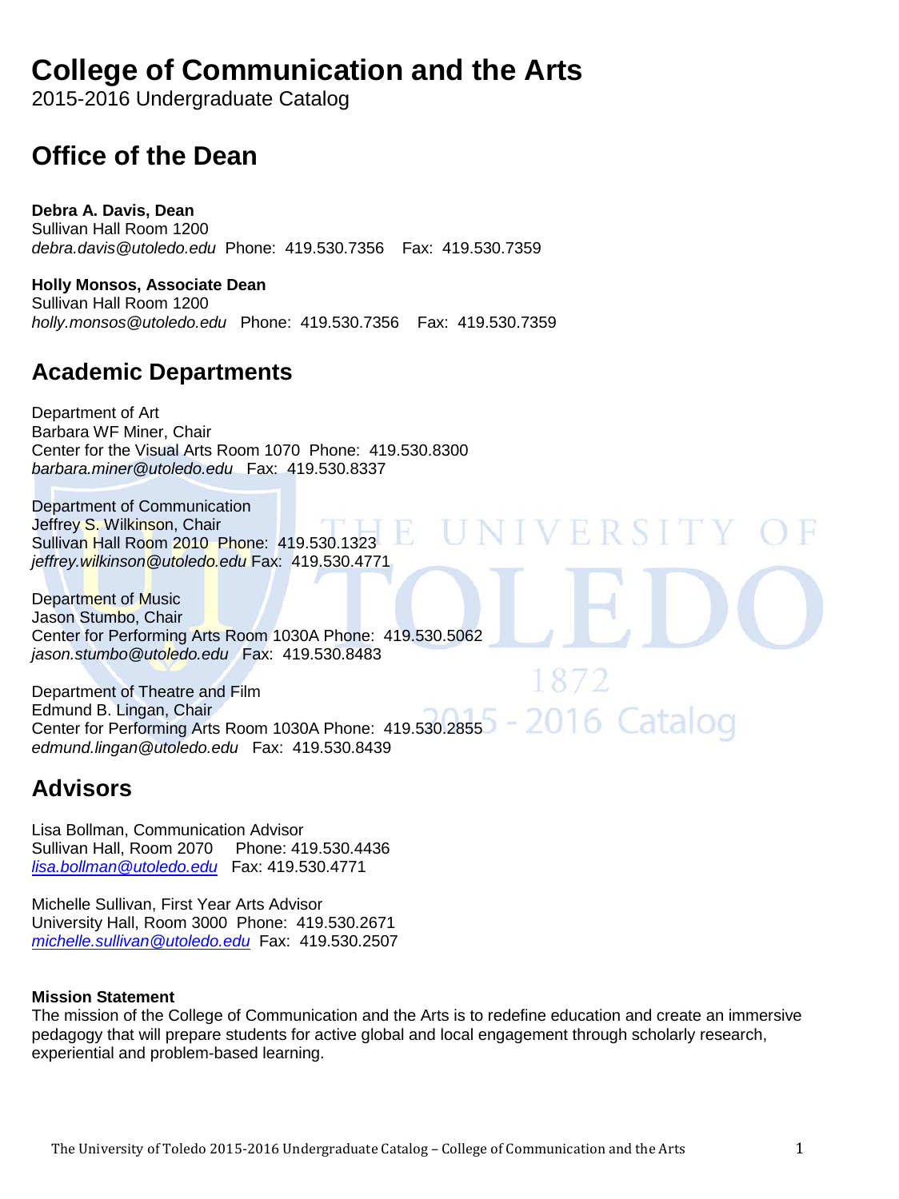# College of Communication and the Arts

2015-2016 Undergraduate Catalog

## Office of the Dean

**Debra A. Davis, Dean**
Sullivan Hall Room 1200
*debra.davis@utoledo.edu* Phone: 419.530.7356 Fax: 419.530.7359

**Holly Monsos, Associate Dean**
Sullivan Hall Room 1200
*holly.monsos@utoledo.edu* Phone: 419.530.7356 Fax: 419.530.7359

## Academic Departments

Department of Art
Barbara WF Miner, Chair
Center for the Visual Arts Room 1070 Phone: 419.530.8300
*barbara.miner@utoledo.edu* Fax: 419.530.8337

Department of Communication
Jeffrey S. Wilkinson, Chair
Sullivan Hall Room 2010 Phone: 419.530.1323
*jeffrey.wilkinson@utoledo.edu* Fax: 419.530.4771

Department of Music
Jason Stumbo, Chair
Center for Performing Arts Room 1030A Phone: 419.530.5062
*jason.stumbo@utoledo.edu* Fax: 419.530.8483

Department of Theatre and Film
Edmund B. Lingan, Chair
Center for Performing Arts Room 1030A Phone: 419.530.2855
*edmund.lingan@utoledo.edu* Fax: 419.530.8439

## Advisors

Lisa Bollman, Communication Advisor
Sullivan Hall, Room 2070 Phone: 419.530.4436
*lisa.bollman@utoledo.edu* Fax: 419.530.4771

Michelle Sullivan, First Year Arts Advisor
University Hall, Room 3000 Phone: 419.530.2671
*michelle.sullivan@utoledo.edu* Fax: 419.530.2507

**Mission Statement**
The mission of the College of Communication and the Arts is to redefine education and create an immersive pedagogy that will prepare students for active global and local engagement through scholarly research, experiential and problem-based learning.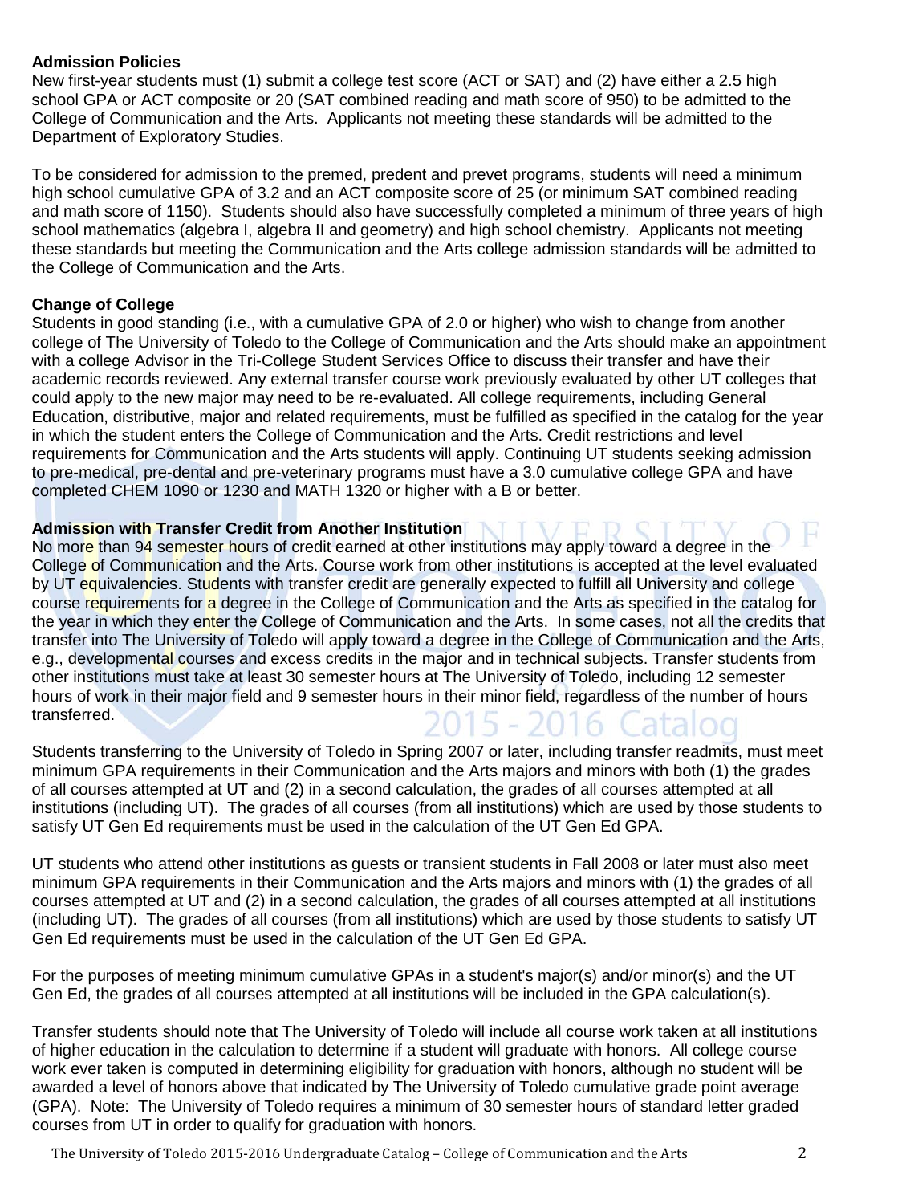**Admission Policies**

New first-year students must (1) submit a college test score (ACT or SAT) and (2) have either a 2.5 high school GPA or ACT composite or 20 (SAT combined reading and math score of 950) to be admitted to the College of Communication and the Arts. Applicants not meeting these standards will be admitted to the Department of Exploratory Studies.

To be considered for admission to the premed, predent and prevet programs, students will need a minimum high school cumulative GPA of 3.2 and an ACT composite score of 25 (or minimum SAT combined reading and math score of 1150). Students should also have successfully completed a minimum of three years of high school mathematics (algebra I, algebra II and geometry) and high school chemistry. Applicants not meeting these standards but meeting the Communication and the Arts college admission standards will be admitted to the College of Communication and the Arts.

**Change of College**

Students in good standing (i.e., with a cumulative GPA of 2.0 or higher) who wish to change from another college of The University of Toledo to the College of Communication and the Arts should make an appointment with a college Advisor in the Tri-College Student Services Office to discuss their transfer and have their academic records reviewed. Any external transfer course work previously evaluated by other UT colleges that could apply to the new major may need to be re-evaluated. All college requirements, including General Education, distributive, major and related requirements, must be fulfilled as specified in the catalog for the year in which the student enters the College of Communication and the Arts. Credit restrictions and level requirements for Communication and the Arts students will apply. Continuing UT students seeking admission to pre-medical, pre-dental and pre-veterinary programs must have a 3.0 cumulative college GPA and have completed CHEM 1090 or 1230 and MATH 1320 or higher with a B or better.

**Admission with Transfer Credit from Another Institution**

No more than 94 semester hours of credit earned at other institutions may apply toward a degree in the College of Communication and the Arts. Course work from other institutions is accepted at the level evaluated by UT equivalencies. Students with transfer credit are generally expected to fulfill all University and college course requirements for a degree in the College of Communication and the Arts as specified in the catalog for the year in which they enter the College of Communication and the Arts. In some cases, not all the credits that transfer into The University of Toledo will apply toward a degree in the College of Communication and the Arts, e.g., developmental courses and excess credits in the major and in technical subjects. Transfer students from other institutions must take at least 30 semester hours at The University of Toledo, including 12 semester hours of work in their major field and 9 semester hours in their minor field, regardless of the number of hours transferred.

Students transferring to the University of Toledo in Spring 2007 or later, including transfer readmits, must meet minimum GPA requirements in their Communication and the Arts majors and minors with both (1) the grades of all courses attempted at UT and (2) in a second calculation, the grades of all courses attempted at all institutions (including UT). The grades of all courses (from all institutions) which are used by those students to satisfy UT Gen Ed requirements must be used in the calculation of the UT Gen Ed GPA.

UT students who attend other institutions as guests or transient students in Fall 2008 or later must also meet minimum GPA requirements in their Communication and the Arts majors and minors with (1) the grades of all courses attempted at UT and (2) in a second calculation, the grades of all courses attempted at all institutions (including UT). The grades of all courses (from all institutions) which are used by those students to satisfy UT Gen Ed requirements must be used in the calculation of the UT Gen Ed GPA.

For the purposes of meeting minimum cumulative GPAs in a student's major(s) and/or minor(s) and the UT Gen Ed, the grades of all courses attempted at all institutions will be included in the GPA calculation(s).

Transfer students should note that The University of Toledo will include course work taken at all institutions of higher education in the calculation to determine if a student will graduate with honors. All college course work ever taken is computed in determining eligibility for graduation with honors, although no student will be awarded a level of honors above that indicated by The University of Toledo cumulative grade point average (GPA). Note: The University of Toledo requires a minimum of 30 semester hours of standard letter graded courses from UT in order to qualify for graduation with honors.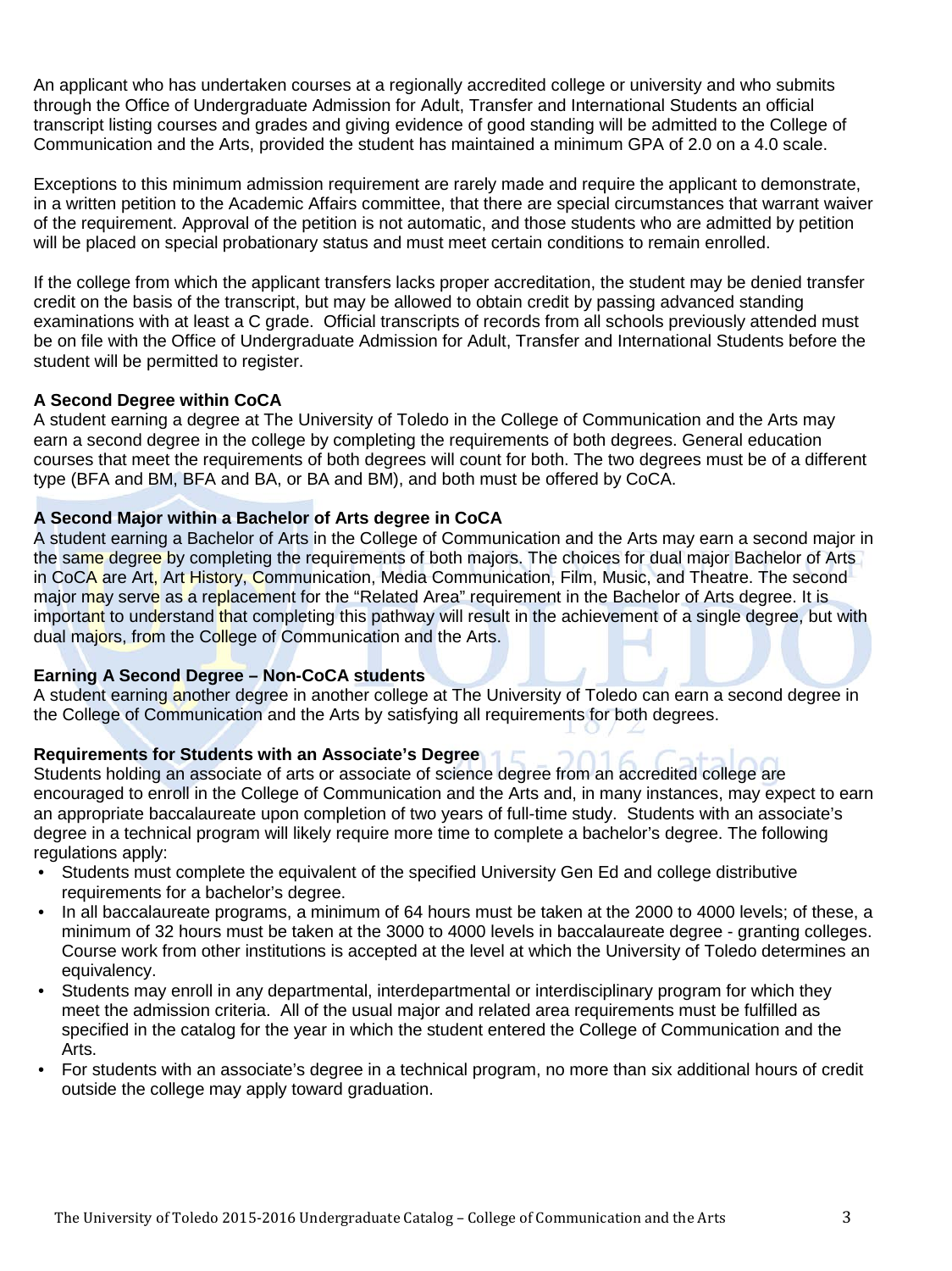An applicant who has undertaken courses at a regionally accredited college or university and who submits through the Office of Undergraduate Admission for Adult, Transfer and International Students an official transcript listing courses and grades and giving evidence of good standing will be admitted to the College of Communication and the Arts, provided the student has maintained a minimum GPA of 2.0 on a 4.0 scale.

Exceptions to this minimum admission requirement are rarely made and require the applicant to demonstrate, in a written petition to the Academic Affairs committee, that there are special circumstances that warrant waiver of the requirement. Approval of the petition is not automatic, and those students who are admitted by petition will be placed on special probationary status and must meet certain conditions to remain enrolled.

If the college from which the applicant transfers lacks proper accreditation, the student may be denied transfer credit on the basis of the transcript, but may be allowed to obtain credit by passing advanced standing examinations with at least a C grade. Official transcripts of records from all schools previously attended must be on file with the Office of Undergraduate Admission for Adult, Transfer and International Students before the student will be permitted to register.

**A Second Degree within CoCA**

A student earning a degree at The University of Toledo in the College of Communication and the Arts may earn a second degree in the college by completing the requirements of both degrees. General education courses that meet the requirements of both degrees will count for both. The two degrees must be of a different type (BFA and BM, BFA and BA, or BA and BM), and both must be offered by CoCA.

**A Second Major within a Bachelor of Arts degree in CoCA**

A student earning a Bachelor of Arts in the College of Communication and the Arts may earn a second major in the same degree by completing the requirements of both majors. The choices for dual major Bachelor of Arts in CoCA are Art, Art History, Communication, Media Communication, Film, Music, and Theatre. The second major may serve as a replacement for the "Related Area" requirement in the Bachelor of Arts degree. It is important to understand that completing this pathway will result in the achievement of a single degree, but with dual majors, from the College of Communication and the Arts.

**Earning A Second Degree – Non-CoCA students**

A student earning another degree in another college at The University of Toledo can earn a second degree in the College of Communication and the Arts by satisfying all requirements for both degrees.

**Requirements for Students with an Associate's Degree**

Students holding an associate of arts or associate of science degree from an accredited college are encouraged to enroll in the College of Communication and the Arts and, in many instances, may expect to earn an appropriate baccalaureate upon completion of two years of full-time study. Students with an associate's degree in a technical program will likely require more time to complete a bachelor's degree. The following regulations apply:

- Students must complete the equivalent of the specified University Gen Ed and college distributive requirements for a bachelor's degree.
- In all baccalaureate programs, a minimum of 64 hours must be taken at the 2000 to 4000 levels; of these, a minimum of 32 hours must be taken at the 3000 to 4000 levels in baccalaureate degree - granting colleges. Course work from other institutions is accepted at the level at which the University of Toledo determines an equivalency.
- Students may enroll in any departmental, interdepartmental or interdisciplinary program for which they meet the admission criteria. All of the usual major and related area requirements must be fulfilled as specified in the catalog for the year in which the student entered the College of Communication and the Arts.
- For students with an associate's degree in a technical program, no more than six additional hours of credit outside the college may apply toward graduation.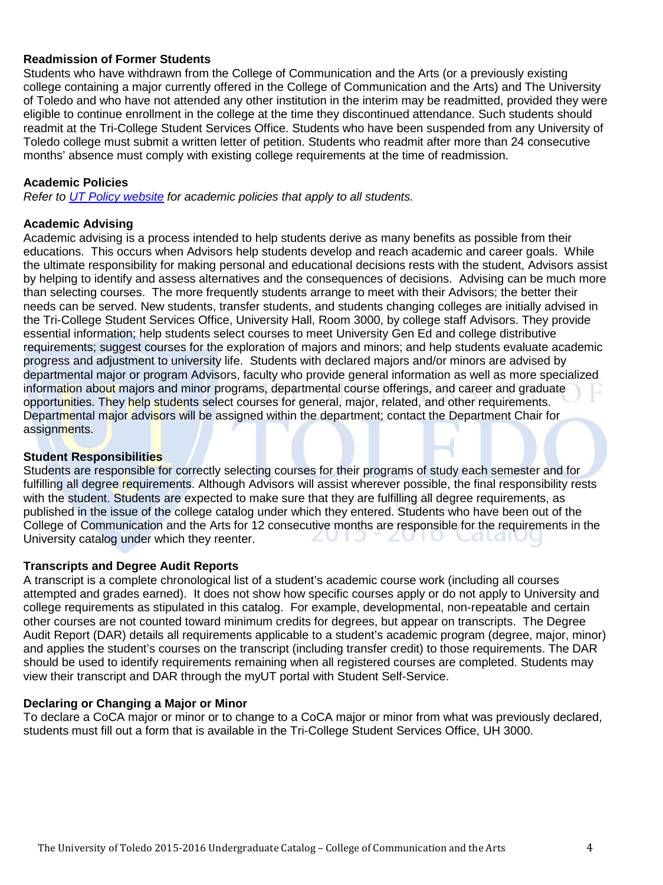## Readmission of Former Students

Students who have withdrawn from the College of Communication and the Arts (or a previously existing college containing a major currently offered in the College of Communication and the Arts) and The University of Toledo and who have not attended any other institution in the interim may be readmitted, provided they were eligible to continue enrollment in the college at the time they discontinued attendance. Such students should readmit at the Tri-College Student Services Office. Students who have been suspended from any University of Toledo college must submit a written letter of petition. Students who readmit after more than 24 consecutive months' absence must comply with existing college requirements at the time of readmission.

## Academic Policies

*Refer to [UT Policy website] for academic policies that apply to all students.*

## Academic Advising

Academic advising is a process intended to help students derive as many benefits as possible from their educations. This occurs when Advisors help students develop and reach academic and career goals. While the ultimate responsibility for making personal and educational decisions rests with the student, Advisors assist by helping to identify and assess alternatives and the consequences of decisions. Advising can be much more than selecting courses. The more frequently students arrange to meet with their Advisors; the better their needs can be served. New students, transfer students, and students changing colleges are initially advised in the Tri-College Student Services Office, University Hall, Room 3000, by college staff Advisors. They provide essential information; help students select courses to meet University Gen Ed and college distributive requirements; suggest courses for the exploration of majors and minors; and help students evaluate academic progress and adjustment to university life. Students with declared majors and/or minors are advised by departmental major or program Advisors, faculty who provide general information as well as more specialized information about majors and minor programs, departmental course offerings, and career and graduate opportunities. They help students select courses for general, major, related, and other requirements. Departmental major advisors will be assigned within the department; contact the Department Chair for assignments.

## Student Responsibilities

Students are responsible for correctly selecting courses for their programs of study each semester and for fulfilling all degree requirements. Although Advisors will assist wherever possible, the final responsibility rests with the student. Students are expected to make sure that they are fulfilling all degree requirements, as published in the issue of the college catalog under which they entered. Students who have been out of the College of Communication and the Arts for 12 consecutive months are responsible for the requirements in the University catalog under which they reenter.

## Transcripts and Degree Audit Reports

A transcript is a complete chronological list of a student's academic course work (including all courses attempted and grades earned). It does not show how specific courses apply or do not apply to University and college requirements as stipulated in this catalog. For example, developmental, non-repeatable and certain other courses are not counted toward minimum credits for degrees, but appear on transcripts. The Degree Audit Report (DAR) details all requirements applicable to a student's academic program (degree, major, minor) and applies the student's courses on the transcript (including transfer credit) to those requirements. The DAR should be used to identify requirements remaining when all registered courses are completed. Students may view their transcript and DAR through the myUT portal with Student Self-Service.

## Declaring or Changing a Major or Minor

To declare a CoCA major or minor or to change to a CoCA major or minor from what was previously declared, students must fill out a form that is available in the Tri-College Student Services Office, UH 3000.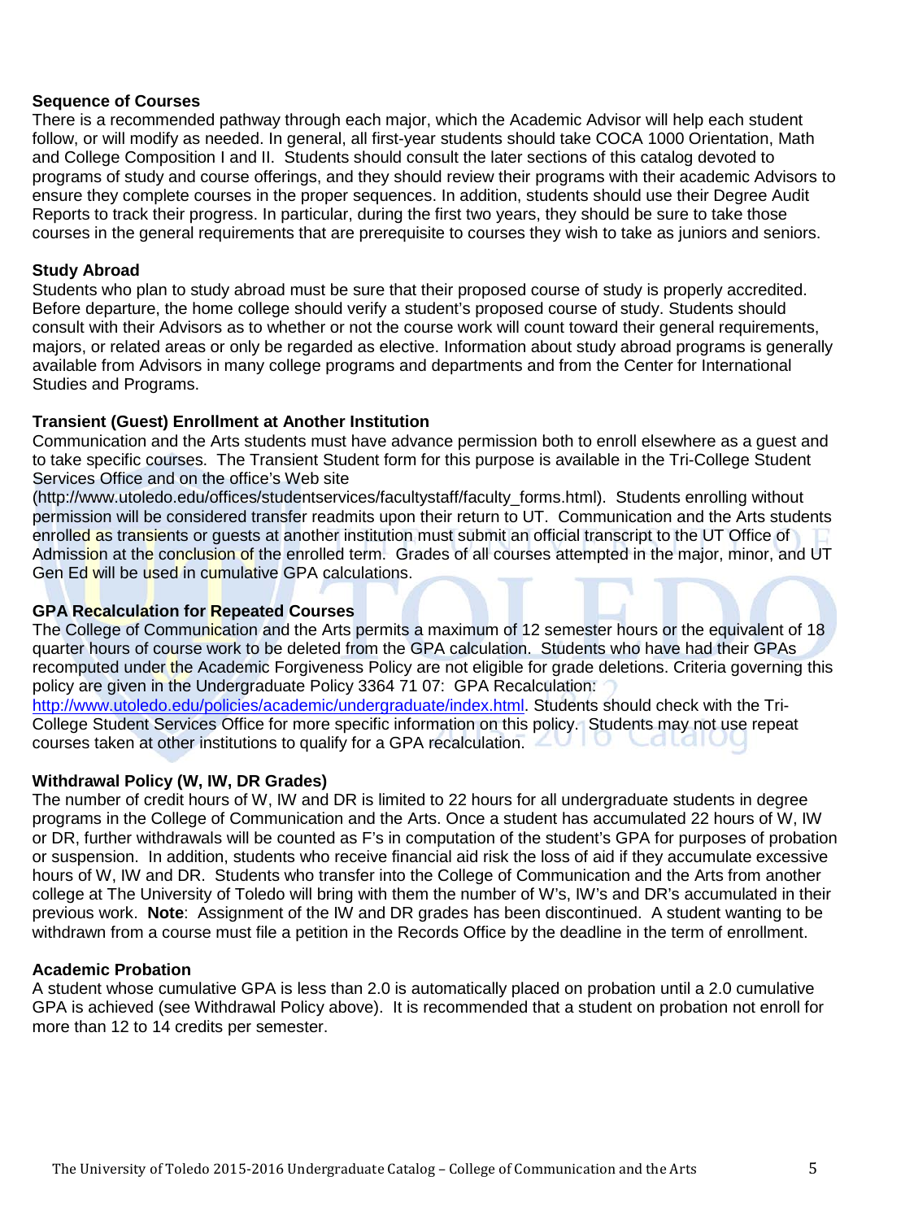### Sequence of Courses

There is a recommended pathway through each major, which the Academic Advisor will help each student follow, or will modify as needed. In general, all first-year students should take COCA 1000 Orientation, Math and College Composition I and II. Students should consult the later sections of this catalog devoted to programs of study and course offerings, and they should review their programs with their academic Advisors to ensure they complete courses in the proper sequences. In addition, students should use their Degree Audit Reports to track their progress. In particular, during the first two years, they should be sure to take those courses in the general requirements that are prerequisite to courses they wish to take as juniors and seniors.

### Study Abroad

Students who plan to study abroad must be sure that their proposed course of study is properly accredited. Before departure, the home college should verify a student's proposed course of study. Students should consult with their Advisors as to whether or not the course work will count toward their general requirements, majors, or related areas or only be regarded as elective. Information about study abroad programs is generally available from Advisors in many college programs and departments and from the Center for International Studies and Programs.

### Transient (Guest) Enrollment at Another Institution

Communication and the Arts students must have advance permission both to enroll elsewhere as a guest and to take specific courses. The Transient Student form for this purpose is available in the Tri-College Student Services Office and on the office's Web site (http://www.utoledo.edu/offices/studentservices/facultystaff/faculty_forms.html). Students enrolling without permission will be considered transfer readmits upon their return to UT. Communication and the Arts students enrolled as transients or guests at another institution must submit an official transcript to the UT Office of Admission at the conclusion of the enrolled term. Grades of all courses attempted in the major, minor, and UT Gen Ed will be used in cumulative GPA calculations.

### GPA Recalculation for Repeated Courses

The College of Communication and the Arts permits a maximum of 12 semester hours or the equivalent of 18 quarter hours of course work to be deleted from the GPA calculation. Students who have had their GPAs recomputed under the Academic Forgiveness Policy are not eligible for grade deletions. Criteria governing this policy are given in the Undergraduate Policy 3364 71 07: GPA Recalculation: http://www.utoledo.edu/policies/academic/undergraduate/index.html. Students should check with the Tri-College Student Services Office for more specific information on this policy. Students may not use repeat courses taken at other institutions to qualify for a GPA recalculation.

### Withdrawal Policy (W, IW, DR Grades)

The number of credit hours of W, IW and DR is limited to 22 hours for all undergraduate students in degree programs in the College of Communication and the Arts. Once a student has accumulated 22 hours of W, IW or DR, further withdrawals will be counted as F's in computation of the student's GPA for purposes of probation or suspension. In addition, students who receive financial aid risk the loss of aid if they accumulate excessive hours of W, IW and DR. Students who transfer into the College of Communication and the Arts from another college at The University of Toledo will bring with them the number of W's, IW's and DR's accumulated in their previous work. **Note**: Assignment of the IW and DR grades has been discontinued. A student wanting to be withdrawn from a course must file a petition in the Records Office by the deadline in the term of enrollment.

### Academic Probation

A student whose cumulative GPA is less than 2.0 is automatically placed on probation until a 2.0 cumulative GPA is achieved (see Withdrawal Policy above). It is recommended that a student on probation not enroll for more than 12 to 14 credits per semester.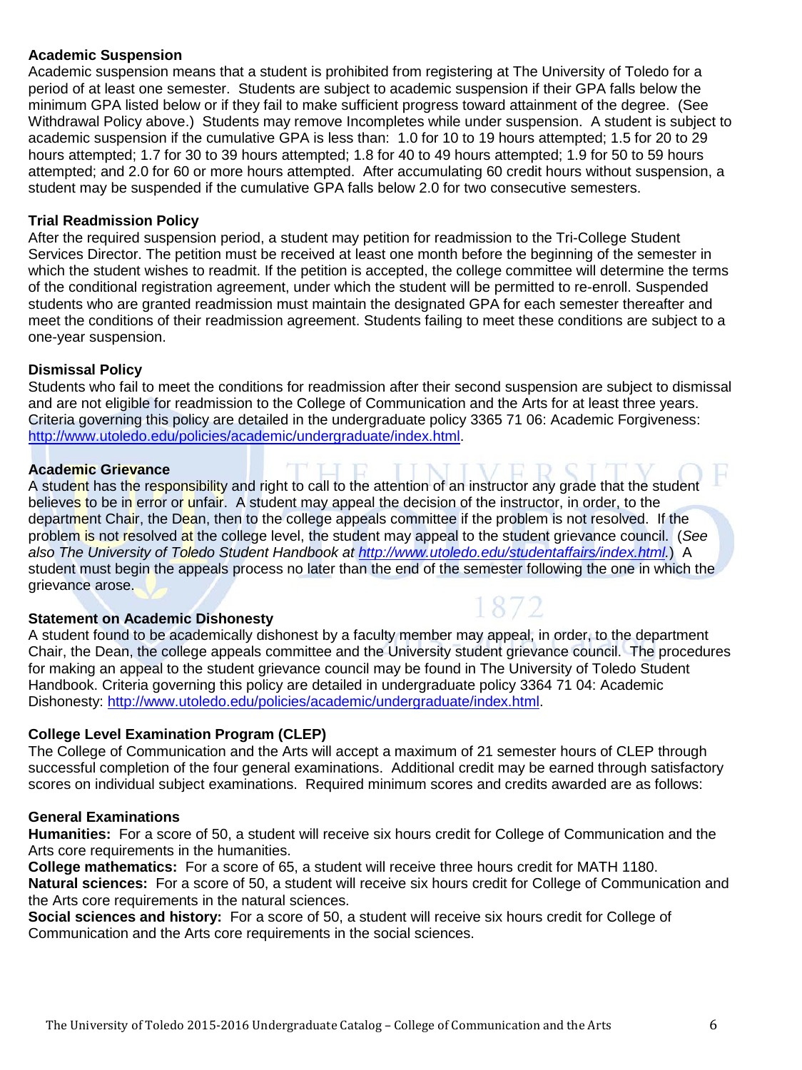### Academic Suspension

Academic suspension means that a student is prohibited from registering at The University of Toledo for a period of at least one semester. Students are subject to academic suspension if their GPA falls below the minimum GPA listed below or if they fail to make sufficient progress toward attainment of the degree. (See Withdrawal Policy above.) Students may remove Incompletes while under suspension. A student is subject to academic suspension if the cumulative GPA is less than: 1.0 for 10 to 19 hours attempted; 1.5 for 20 to 29 hours attempted; 1.7 for 30 to 39 hours attempted; 1.8 for 40 to 49 hours attempted; 1.9 for 50 to 59 hours attempted; and 2.0 for 60 or more hours attempted. After accumulating 60 credit hours without suspension, a student may be suspended if the cumulative GPA falls below 2.0 for two consecutive semesters.

### Trial Readmission Policy

After the required suspension period, a student may petition for readmission to the Tri-College Student Services Director. The petition must be received at least one month before the beginning of the semester in which the student wishes to readmit. If the petition is accepted, the college committee will determine the terms of the conditional registration agreement, under which the student will be permitted to re-enroll. Suspended students who are granted readmission must maintain the designated GPA for each semester thereafter and meet the conditions of their readmission agreement. Students failing to meet these conditions are subject to a one-year suspension.

### Dismissal Policy

Students who fail to meet the conditions for readmission after their second suspension are subject to dismissal and are not eligible for readmission to the College of Communication and the Arts for at least three years. Criteria governing this policy are detailed in the undergraduate policy 3365 71 06: Academic Forgiveness: http://www.utoledo.edu/policies/academic/undergraduate/index.html.

### Academic Grievance

A student has the responsibility and right to call to the attention of an instructor any grade that the student believes to be in error or unfair. A student may appeal the decision of the instructor, in order, to the department Chair, the Dean, then to the college appeals committee if the problem is not resolved. If the problem is not resolved at the college level, the student may appeal to the student grievance council. (*See also The University of Toledo Student Handbook at http://www.utoledo.edu/studentaffairs/index.html.*) A student must begin the appeals process no later than the end of the semester following the one in which the grievance arose.

### Statement on Academic Dishonesty

A student found to be academically dishonest by a faculty member may appeal, in order, to the department Chair, the Dean, the college appeals committee and the University student grievance council. The procedures for making an appeal to the student grievance council may be found in The University of Toledo Student Handbook. Criteria governing this policy are detailed in undergraduate policy 3364 71 04: Academic Dishonesty: http://www.utoledo.edu/policies/academic/undergraduate/index.html.

### College Level Examination Program (CLEP)

The College of Communication and the Arts will accept a maximum of 21 semester hours of CLEP through successful completion of the four general examinations. Additional credit may be earned through satisfactory scores on individual subject examinations. Required minimum scores and credits awarded are as follows:

### General Examinations

**Humanities:** For a score of 50, a student will receive six hours credit for College of Communication and the Arts core requirements in the humanities.

**College mathematics:** For a score of 65, a student will receive three hours credit for MATH 1180.

**Natural sciences:** For a score of 50, a student will receive six hours credit for College of Communication and the Arts core requirements in the natural sciences.

**Social sciences and history:** For a score of 50, a student will receive six hours credit for College of Communication and the Arts core requirements in the social sciences.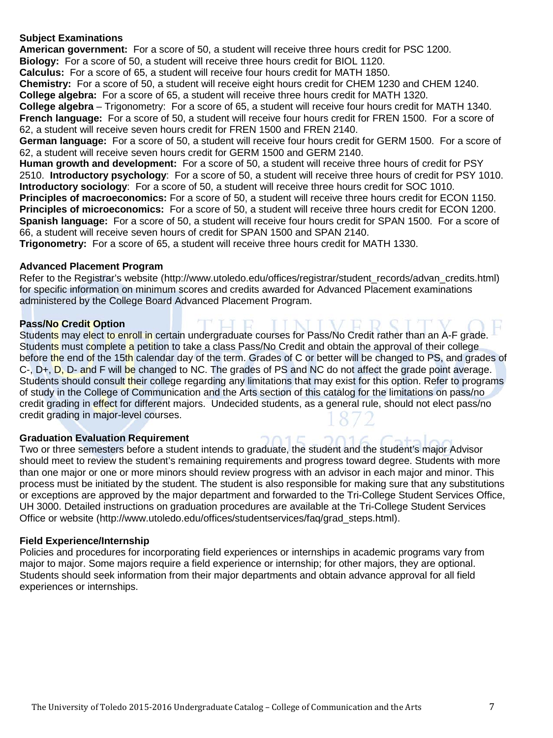### Subject Examinations

**American government:** For a score of 50, a student will receive three hours credit for PSC 1200.
**Biology:** For a score of 50, a student will receive three hours credit for BIOL 1120.
**Calculus:** For a score of 65, a student will receive four hours credit for MATH 1850.
**Chemistry:** For a score of 50, a student will receive eight hours credit for CHEM 1230 and CHEM 1240.
**College algebra:** For a score of 65, a student will receive three hours credit for MATH 1320.
**College algebra** – Trigonometry: For a score of 65, a student will receive four hours credit for MATH 1340.
**French language:** For a score of 50, a student will receive four hours credit for FREN 1500. For a score of 62, a student will receive seven hours credit for FREN 1500 and FREN 2140.
**German language:** For a score of 50, a student will receive four hours credit for GERM 1500. For a score of 62, a student will receive seven hours credit for GERM 1500 and GERM 2140.
**Human growth and development:** For a score of 50, a student will receive three hours of credit for PSY 2510. **Introductory psychology**: For a score of 50, a student will receive three hours of credit for PSY 1010.
**Introductory sociology**: For a score of 50, a student will receive three hours credit for SOC 1010.
**Principles of macroeconomics:** For a score of 50, a student will receive three hours credit for ECON 1150.
**Principles of microeconomics:** For a score of 50, a student will receive three hours credit for ECON 1200.
**Spanish language:** For a score of 50, a student will receive four hours credit for SPAN 1500. For a score of 66, a student will receive seven hours of credit for SPAN 1500 and SPAN 2140.
**Trigonometry:** For a score of 65, a student will receive three hours credit for MATH 1330.

### Advanced Placement Program

Refer to the Registrar's website (http://www.utoledo.edu/offices/registrar/student_records/advan_credits.html) for specific information on minimum scores and credits awarded for Advanced Placement examinations administered by the College Board Advanced Placement Program.

### Pass/No Credit Option

Students may elect to enroll in certain undergraduate courses for Pass/No Credit rather than an A-F grade. Students must complete a petition to take a class Pass/No Credit and obtain the approval of their college before the end of the 15th calendar day of the term. Grades of C or better will be changed to PS, and grades of C-, D+, D, D- and F will be changed to NC. The grades of PS and NC do not affect the grade point average. Students should consult their college regarding any limitations that may exist for this option. Refer to programs of study in the College of Communication and the Arts section of this catalog for the limitations on pass/no credit grading in effect for different majors. Undecided students, as a general rule, should not elect pass/no credit grading in major-level courses.

### Graduation Evaluation Requirement

Two or three semesters before a student intends to graduate, the student and the student's major Advisor should meet to review the student's remaining requirements and progress toward degree. Students with more than one major or one or more minors should review progress with an advisor in each major and minor. This process must be initiated by the student. The student is also responsible for making sure that any substitutions or exceptions are approved by the major department and forwarded to the Tri-College Student Services Office, UH 3000. Detailed instructions on graduation procedures are available at the Tri-College Student Services Office or website (http://www.utoledo.edu/offices/studentservices/faq/grad_steps.html).

### Field Experience/Internship

Policies and procedures for incorporating field experiences or internships in academic programs vary from major to major. Some majors require a field experience or internship; for other majors, they are optional. Students should seek information from their major departments and obtain advance approval for all field experiences or internships.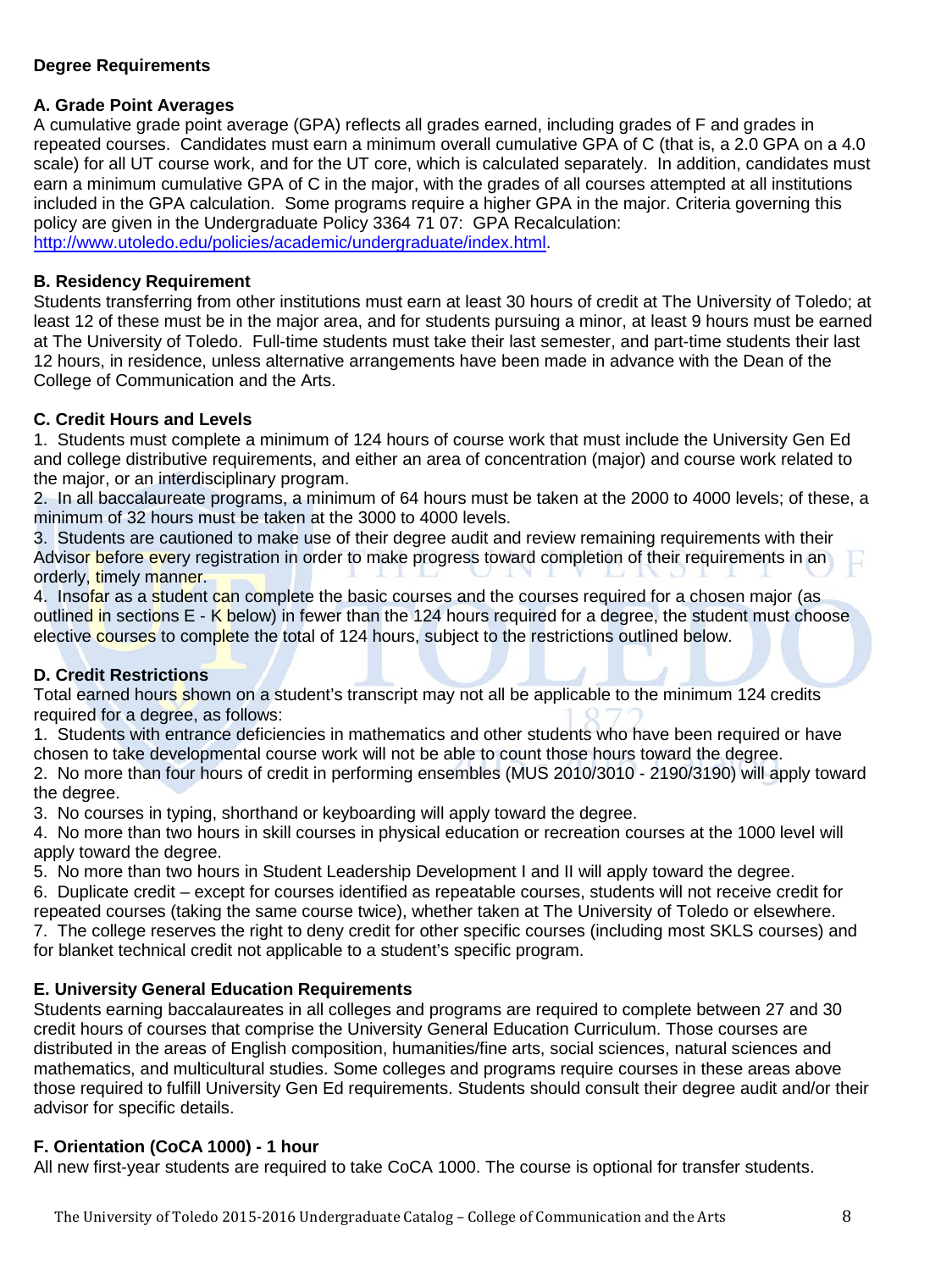## Degree Requirements

### A. Grade Point Averages

A cumulative grade point average (GPA) reflects all grades earned, including grades of F and grades in repeated courses. Candidates must earn a minimum overall cumulative GPA of C (that is, a 2.0 GPA on a 4.0 scale) for all UT course work, and for the UT core, which is calculated separately. In addition, candidates must earn a minimum cumulative GPA of C in the major, with the grades of all courses attempted at all institutions included in the GPA calculation. Some programs require a higher GPA in the major. Criteria governing this policy are given in the Undergraduate Policy 3364 71 07: GPA Recalculation: http://www.utoledo.edu/policies/academic/undergraduate/index.html.

### B. Residency Requirement

Students transferring from other institutions must earn at least 30 hours of credit at The University of Toledo; at least 12 of these must be in the major area, and for students pursuing a minor, at least 9 hours must be earned at The University of Toledo. Full-time students must take their last semester, and part-time students their last 12 hours, in residence, unless alternative arrangements have been made in advance with the Dean of the College of Communication and the Arts.

### C. Credit Hours and Levels

1. Students must complete a minimum of 124 hours of course work that must include the University Gen Ed and college distributive requirements, and either an area of concentration (major) and course work related to the major, or an interdisciplinary program.
2. In all baccalaureate programs, a minimum of 64 hours must be taken at the 2000 to 4000 levels; of these, a minimum of 32 hours must be taken at the 3000 to 4000 levels.
3. Students are cautioned to make use of their degree audit and review remaining requirements with their Advisor before every registration in order to make progress toward completion of their requirements in an orderly, timely manner.
4. Insofar as a student can complete the basic courses and the courses required for a chosen major (as outlined in sections E - K below) in fewer than the 124 hours required for a degree, the student must choose elective courses to complete the total of 124 hours, subject to the restrictions outlined below.

### D. Credit Restrictions

Total earned hours shown on a student's transcript may not all be applicable to the minimum 124 credits required for a degree, as follows:

1. Students with entrance deficiencies in mathematics and other students who have been required or have chosen to take developmental course work will not be able to count those hours toward the degree.
2. No more than four hours of credit in performing ensembles (MUS 2010/3010 - 2190/3190) will apply toward the degree.
3. No courses in typing, shorthand or keyboarding will apply toward the degree.
4. No more than two hours in skill courses in physical education or recreation courses at the 1000 level will apply toward the degree.
5. No more than two hours in Student Leadership Development I and II will apply toward the degree.
6. Duplicate credit – except for courses identified as repeatable courses, students will not receive credit for repeated courses (taking the same course twice), whether taken at The University of Toledo or elsewhere.
7. The college reserves the right to deny credit for other specific courses (including most SKLS courses) and for blanket technical credit not applicable to a student's specific program.

### E. University General Education Requirements

Students earning baccalaureates in all colleges and programs are required to complete between 27 and 30 credit hours of courses that comprise the University General Education Curriculum. Those courses are distributed in the areas of English composition, humanities/fine arts, social sciences, natural sciences and mathematics, and multicultural studies. Some colleges and programs require courses in these areas above those required to fulfill University Gen Ed requirements. Students should consult their degree audit and/or their advisor for specific details.

### F. Orientation (CoCA 1000) - 1 hour

All new first-year students are required to take CoCA 1000. The course is optional for transfer students.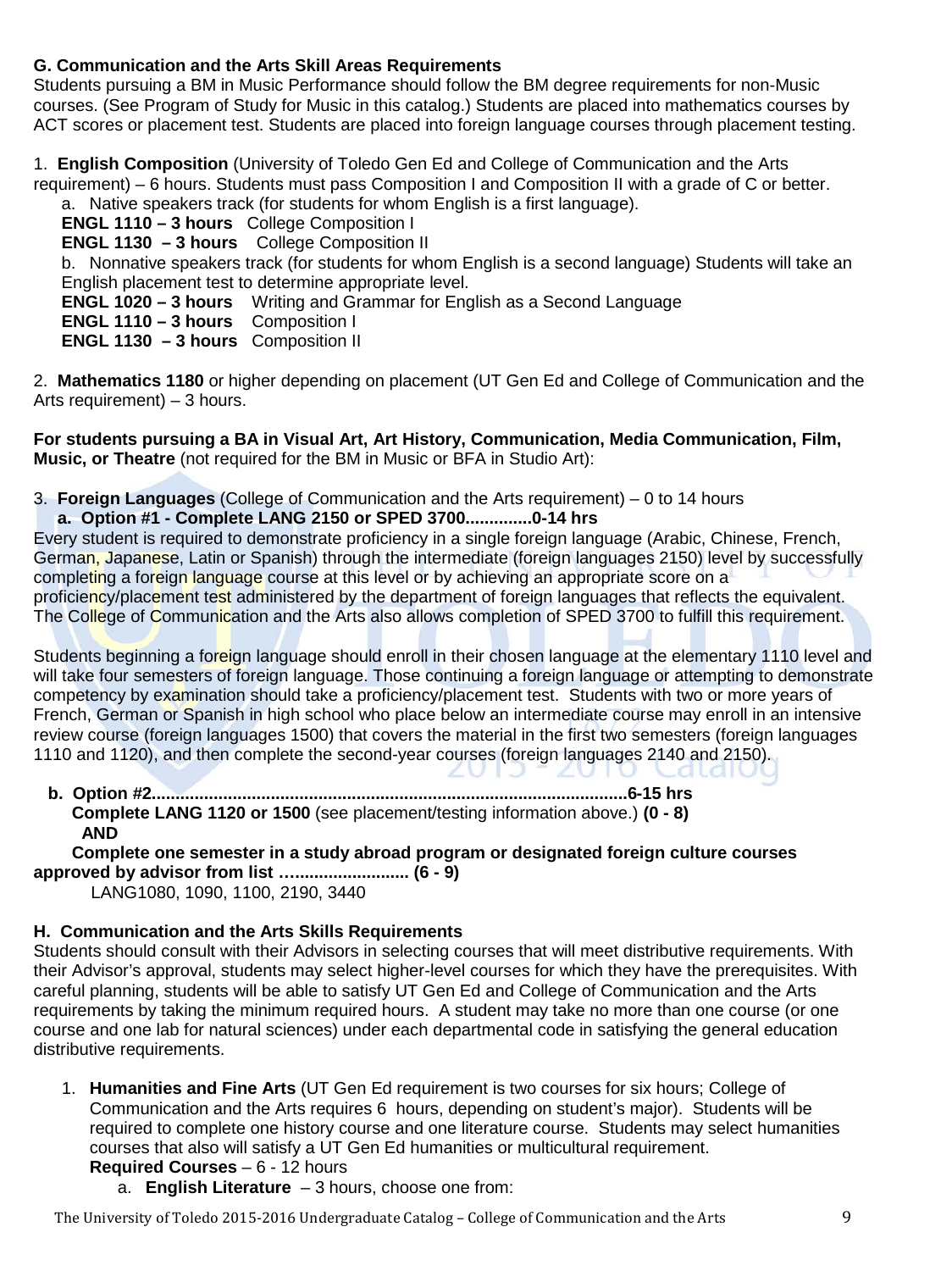### G. Communication and the Arts Skill Areas Requirements

Students pursuing a BM in Music Performance should follow the BM degree requirements for non-Music courses. (See Program of Study for Music in this catalog.) Students are placed into mathematics courses by ACT scores or placement test. Students are placed into foreign language courses through placement testing.

1. **English Composition** (University of Toledo Gen Ed and College of Communication and the Arts requirement) – 6 hours. Students must pass Composition I and Composition II with a grade of C or better.

   a. Native speakers track (for students for whom English is a first language).

   **ENGL 1110 – 3 hours** College Composition I
   **ENGL 1130 – 3 hours** College Composition II

   b. Nonnative speakers track (for students for whom English is a second language) Students will take an English placement test to determine appropriate level.

   **ENGL 1020 – 3 hours** Writing and Grammar for English as a Second Language
   **ENGL 1110 – 3 hours** Composition I
   **ENGL 1130 – 3 hours** Composition II

2. **Mathematics 1180** or higher depending on placement (UT Gen Ed and College of Communication and the Arts requirement) – 3 hours.

**For students pursuing a BA in Visual Art, Art History, Communication, Media Communication, Film, Music, or Theatre** (not required for the BM in Music or BFA in Studio Art):

3. **Foreign Languages** (College of Communication and the Arts requirement) – 0 to 14 hours

   **a. Option #1 - Complete LANG 2150 or SPED 3700..............0-14 hrs**

Every student is required to demonstrate proficiency in a single foreign language (Arabic, Chinese, French, German, Japanese, Latin or Spanish) through the intermediate (foreign languages 2150) level by successfully completing a foreign language course at this level or by achieving an appropriate score on a proficiency/placement test administered by the department of foreign languages that reflects the equivalent. The College of Communication and the Arts also allows completion of SPED 3700 to fulfill this requirement.

Students beginning a foreign language should enroll in their chosen language at the elementary 1110 level and will take four semesters of foreign language. Those continuing a foreign language or attempting to demonstrate competency by examination should take a proficiency/placement test. Students with two or more years of French, German or Spanish in high school who place below an intermediate course may enroll in an intensive review course (foreign languages 1500) that covers the material in the first two semesters (foreign languages 1110 and 1120), and then complete the second-year courses (foreign languages 2140 and 2150).

   **b. Option #2...................................................................................................6-15 hrs**

   **Complete LANG 1120 or 1500** (see placement/testing information above.) **(0 - 8)**

   **AND**

   **Complete one semester in a study abroad program or designated foreign culture courses approved by advisor from list ........................... (6 - 9)**

   LANG1080, 1090, 1100, 2190, 3440

### H. Communication and the Arts Skills Requirements

Students should consult with their Advisors in selecting courses that will meet distributive requirements. With their Advisor's approval, students may select higher-level courses for which they have the prerequisites. With careful planning, students will be able to satisfy UT Gen Ed and College of Communication and the Arts requirements by taking the minimum required hours. A student may take no more than one course (or one course and one lab for natural sciences) under each departmental code in satisfying the general education distributive requirements.

1. **Humanities and Fine Arts** (UT Gen Ed requirement is two courses for six hours; College of Communication and the Arts requires 6 hours, depending on student's major). Students will be required to complete one history course and one literature course. Students may select humanities courses that also will satisfy a UT Gen Ed humanities or multicultural requirement.

   **Required Courses** – 6 - 12 hours

   a. **English Literature** – 3 hours, choose one from: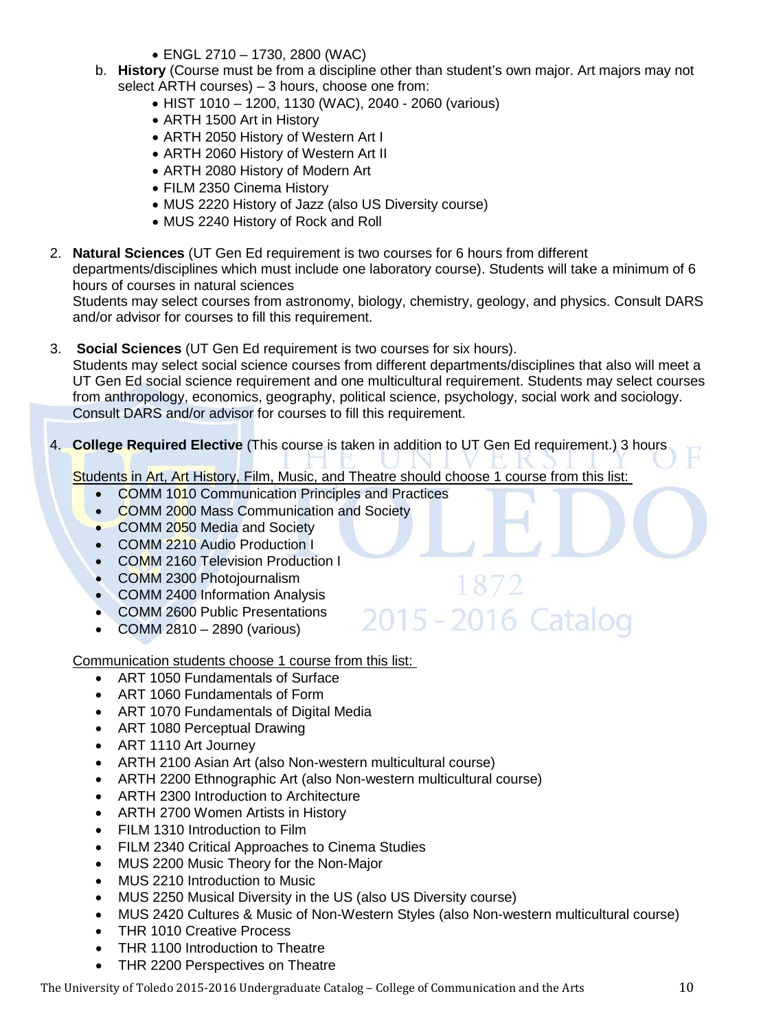- ENGL 2710 – 1730, 2800 (WAC)

b. **History** (Course must be from a discipline other than student's own major. Art majors may not select ARTH courses) – 3 hours, choose one from:
   - HIST 1010 – 1200, 1130 (WAC), 2040 - 2060 (various)
   - ARTH 1500 Art in History
   - ARTH 2050 History of Western Art I
   - ARTH 2060 History of Western Art II
   - ARTH 2080 History of Modern Art
   - FILM 2350 Cinema History
   - MUS 2220 History of Jazz (also US Diversity course)
   - MUS 2240 History of Rock and Roll

2. **Natural Sciences** (UT Gen Ed requirement is two courses for 6 hours from different departments/disciplines which must include one laboratory course). Students will take a minimum of 6 hours of courses in natural sciences
   Students may select courses from astronomy, biology, chemistry, geology, and physics. Consult DARS and/or advisor for courses to fill this requirement.

3. **Social Sciences** (UT Gen Ed requirement is two courses for six hours).
   Students may select social science courses from different departments/disciplines that also will meet a UT Gen Ed social science requirement and one multicultural requirement. Students may select courses from anthropology, economics, geography, political science, psychology, social work and sociology. Consult DARS and/or advisor for courses to fill this requirement.

4. **College Required Elective** (This course is taken in addition to UT Gen Ed requirement.) 3 hours

   Students in Art, Art History, Film, Music, and Theatre should choose 1 course from this list:
   - COMM 1010 Communication Principles and Practices
   - COMM 2000 Mass Communication and Society
   - COMM 2050 Media and Society
   - COMM 2210 Audio Production I
   - COMM 2160 Television Production I
   - COMM 2300 Photojournalism
   - COMM 2400 Information Analysis
   - COMM 2600 Public Presentations
   - COMM 2810 – 2890 (various)

   Communication students choose 1 course from this list:
   - ART 1050 Fundamentals of Surface
   - ART 1060 Fundamentals of Form
   - ART 1070 Fundamentals of Digital Media
   - ART 1080 Perceptual Drawing
   - ART 1110 Art Journey
   - ARTH 2100 Asian Art (also Non-western multicultural course)
   - ARTH 2200 Ethnographic Art (also Non-western multicultural course)
   - ARTH 2300 Introduction to Architecture
   - ARTH 2700 Women Artists in History
   - FILM 1310 Introduction to Film
   - FILM 2340 Critical Approaches to Cinema Studies
   - MUS 2200 Music Theory for the Non-Major
   - MUS 2210 Introduction to Music
   - MUS 2250 Musical Diversity in the US (also US Diversity course)
   - MUS 2420 Cultures & Music of Non-Western Styles (also Non-western multicultural course)
   - THR 1010 Creative Process
   - THR 1100 Introduction to Theatre
   - THR 2200 Perspectives on Theatre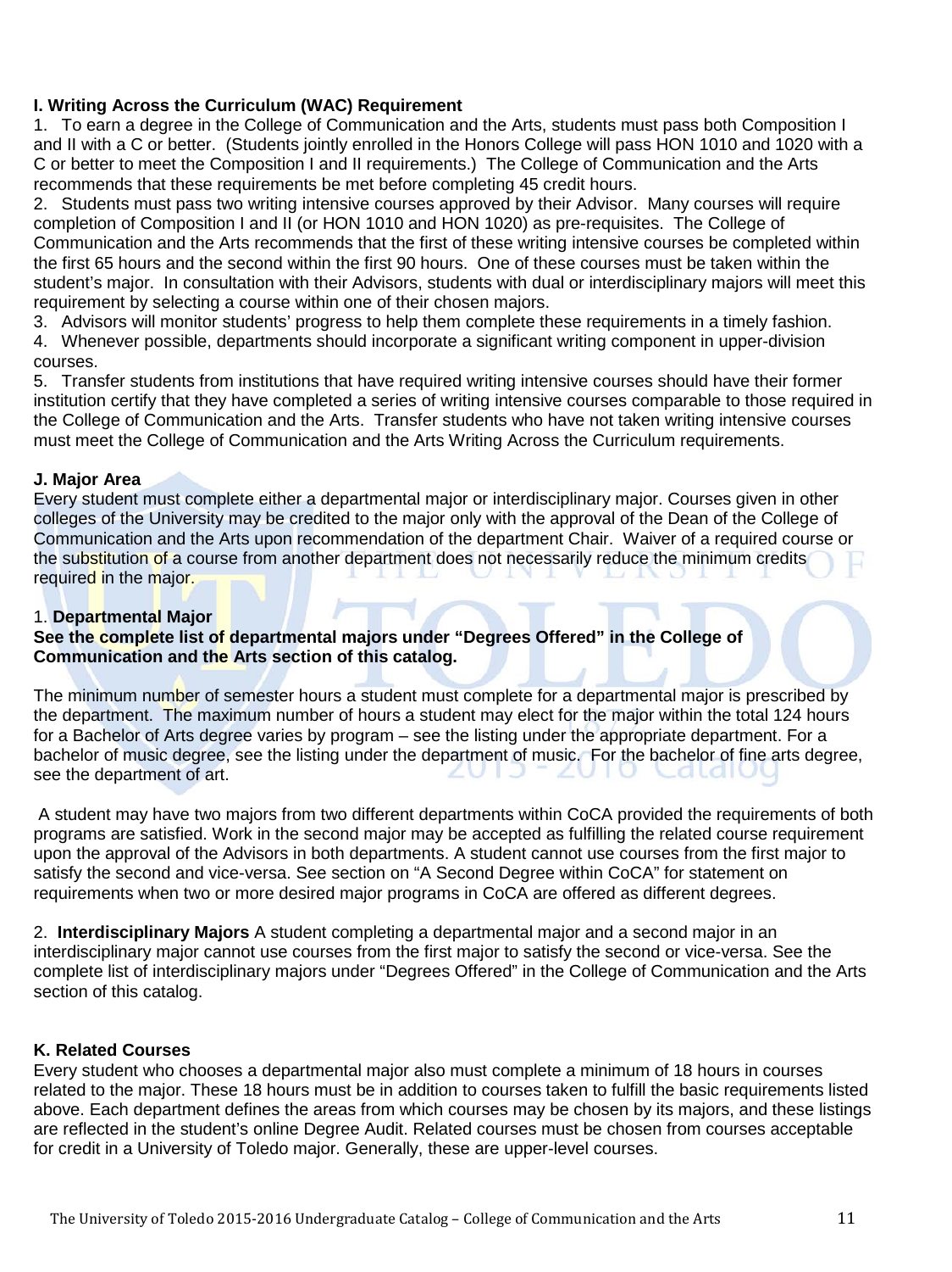**I. Writing Across the Curriculum (WAC) Requirement**

1. To earn a degree in the College of Communication and the Arts, students must pass both Composition I and II with a C or better. (Students jointly enrolled in the Honors College will pass HON 1010 and 1020 with a C or better to meet the Composition I and II requirements.) The College of Communication and the Arts recommends that these requirements be met before completing 45 credit hours.
2. Students must pass two writing intensive courses approved by their Advisor. Many courses will require completion of Composition I and II (or HON 1010 and HON 1020) as pre-requisites. The College of Communication and the Arts recommends that the first of these writing intensive courses be completed within the first 65 hours and the second within the first 90 hours. One of these courses must be taken within the student's major. In consultation with their Advisors, students with dual or interdisciplinary majors will meet this requirement by selecting a course within one of their chosen majors.
3. Advisors will monitor students' progress to help them complete these requirements in a timely fashion.
4. Whenever possible, departments should incorporate a significant writing component in upper-division courses.
5. Transfer students from institutions that have required writing intensive courses should have their former institution certify that they have completed a series of writing intensive courses comparable to those required in the College of Communication and the Arts. Transfer students who have not taken writing intensive courses must meet the College of Communication and the Arts Writing Across the Curriculum requirements.

**J. Major Area**

Every student must complete either a departmental major or interdisciplinary major. Courses given in other colleges of the University may be credited to the major only with the approval of the Dean of the College of Communication and the Arts upon recommendation of the department Chair. Waiver of a required course or the substitution of a course from another department does not necessarily reduce the minimum credits required in the major.

1. **Departmental Major**

**See the complete list of departmental majors under "Degrees Offered" in the College of Communication and the Arts section of this catalog.**

The minimum number of semester hours a student must complete for a departmental major is prescribed by the department. The maximum number of hours a student may elect for the major within the total 124 hours for a Bachelor of Arts degree varies by program – see the listing under the appropriate department. For a bachelor of music degree, see the listing under the department of music. For the bachelor of fine arts degree, see the department of art.

A student may have two majors from two different departments within CoCA provided the requirements of both programs are satisfied. Work in the second major may be accepted as fulfilling the related course requirement upon the approval of the Advisors in both departments. A student cannot use courses from the first major to satisfy the second and vice-versa. See section on "A Second Degree within CoCA" for statement on requirements when two or more desired major programs in CoCA are offered as different degrees.

2. **Interdisciplinary Majors** A student completing a departmental major and a second major in an interdisciplinary major cannot use courses from the first major to satisfy the second or vice-versa. See the complete list of interdisciplinary majors under "Degrees Offered" in the College of Communication and the Arts section of this catalog.

**K. Related Courses**

Every student who chooses a departmental major also must complete a minimum of 18 hours in courses related to the major. These 18 hours must be in addition to courses taken to fulfill the basic requirements listed above. Each department defines the areas from which courses may be chosen by its majors, and these listings are reflected in the student's online Degree Audit. Related courses must be chosen from courses acceptable for credit in a University of Toledo major. Generally, these are upper-level courses.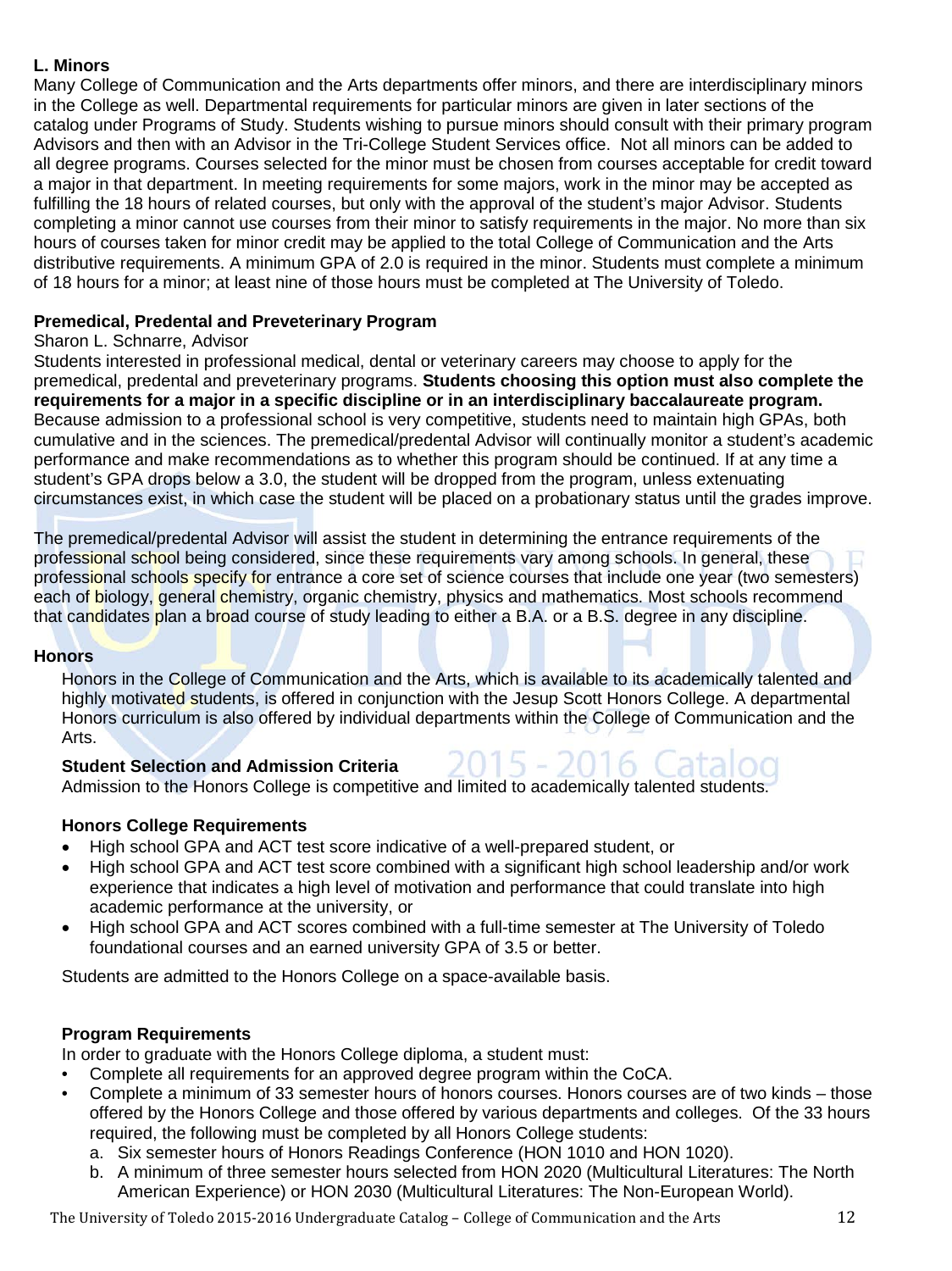### L. Minors

Many College of Communication and the Arts departments offer minors, and there are interdisciplinary minors in the College as well. Departmental requirements for particular minors are given in later sections of the catalog under Programs of Study. Students wishing to pursue minors should consult with their primary program Advisors and then with an Advisor in the Tri-College Student Services office. Not all minors can be added to all degree programs. Courses selected for the minor must be chosen from courses acceptable for credit toward a major in that department. In meeting requirements for some majors, work in the minor may be accepted as fulfilling the 18 hours of related courses, but only with the approval of the student's major Advisor. Students completing a minor cannot use courses from their minor to satisfy requirements in the major. No more than six hours of courses taken for minor credit may be applied to the total College of Communication and the Arts distributive requirements. A minimum GPA of 2.0 is required in the minor. Students must complete a minimum of 18 hours for a minor; at least nine of those hours must be completed at The University of Toledo.

### Premedical, Predental and Preveterinary Program

Sharon L. Schnarre, Advisor

Students interested in professional medical, dental or veterinary careers may choose to apply for the premedical, predental and preveterinary programs. **Students choosing this option must also complete the requirements for a major in a specific discipline or in an interdisciplinary baccalaureate program.** Because admission to a professional school is very competitive, students need to maintain high GPAs, both cumulative and in the sciences. The premedical/predental Advisor will continually monitor a student's academic performance and make recommendations as to whether this program should be continued. If at any time a student's GPA drops below a 3.0, the student will be dropped from the program, unless extenuating circumstances exist, in which case the student will be placed on a probationary status until the grades improve.

The premedical/predental Advisor will assist the student in determining the entrance requirements of the professional school being considered, since these requirements vary among schools. In general, these professional schools specify for entrance a core set of science courses that include one year (two semesters) each of biology, general chemistry, organic chemistry, physics and mathematics. Most schools recommend that candidates plan a broad course of study leading to either a B.A. or a B.S. degree in any discipline.

### Honors

Honors in the College of Communication and the Arts, which is available to its academically talented and highly motivated students, is offered in conjunction with the Jesup Scott Honors College. A departmental Honors curriculum is also offered by individual departments within the College of Communication and the Arts.

#### Student Selection and Admission Criteria

Admission to the Honors College is competitive and limited to academically talented students.

#### Honors College Requirements

- High school GPA and ACT test score indicative of a well-prepared student, or
- High school GPA and ACT test score combined with a significant high school leadership and/or work experience that indicates a high level of motivation and performance that could translate into high academic performance at the university, or
- High school GPA and ACT scores combined with a full-time semester at The University of Toledo foundational courses and an earned university GPA of 3.5 or better.

Students are admitted to the Honors College on a space-available basis.

#### Program Requirements

In order to graduate with the Honors College diploma, a student must:

- Complete all requirements for an approved degree program within the CoCA.
- Complete a minimum of 33 semester hours of honors courses. Honors courses are of two kinds – those offered by the Honors College and those offered by various departments and colleges. Of the 33 hours required, the following must be completed by all Honors College students:
  a. Six semester hours of Honors Readings Conference (HON 1010 and HON 1020).
  b. A minimum of three semester hours selected from HON 2020 (Multicultural Literatures: The North American Experience) or HON 2030 (Multicultural Literatures: The Non-European World).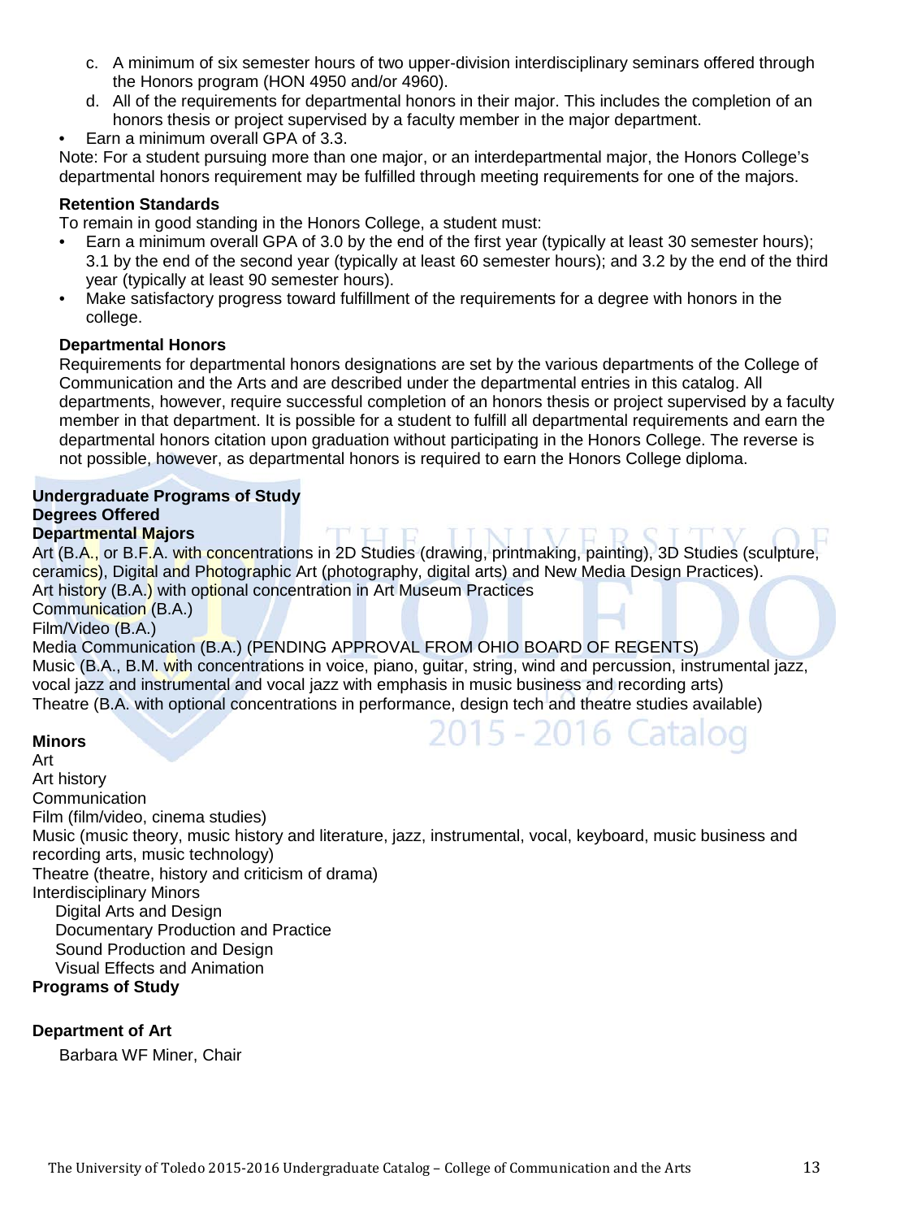c. A minimum of six semester hours of two upper-division interdisciplinary seminars offered through the Honors program (HON 4950 and/or 4960).
d. All of the requirements for departmental honors in their major. This includes the completion of an honors thesis or project supervised by a faculty member in the major department.

- Earn a minimum overall GPA of 3.3.

Note: For a student pursuing more than one major, or an interdepartmental major, the Honors College's departmental honors requirement may be fulfilled through meeting requirements for one of the majors.

**Retention Standards**

To remain in good standing in the Honors College, a student must:

- Earn a minimum overall GPA of 3.0 by the end of the first year (typically at least 30 semester hours); 3.1 by the end of the second year (typically at least 60 semester hours); and 3.2 by the end of the third year (typically at least 90 semester hours).
- Make satisfactory progress toward fulfillment of the requirements for a degree with honors in the college.

**Departmental Honors**

Requirements for departmental honors designations are set by the various departments of the College of Communication and the Arts and are described under the departmental entries in this catalog. All departments, however, require successful completion of an honors thesis or project supervised by a faculty member in that department. It is possible for a student to fulfill all departmental requirements and earn the departmental honors citation upon graduation without participating in the Honors College. The reverse is not possible, however, as departmental honors is required to earn the Honors College diploma.

**Undergraduate Programs of Study**
**Degrees Offered**
**Departmental Majors**

Art (B.A., or B.F.A. with concentrations in 2D Studies (drawing, printmaking, painting), 3D Studies (sculpture, ceramics), Digital and Photographic Art (photography, digital arts) and New Media Design Practices).
Art history (B.A.) with optional concentration in Art Museum Practices
Communication (B.A.)
Film/Video (B.A.)
Media Communication (B.A.) (PENDING APPROVAL FROM OHIO BOARD OF REGENTS)
Music (B.A., B.M. with concentrations in voice, piano, guitar, string, wind and percussion, instrumental jazz, vocal jazz and instrumental and vocal jazz with emphasis in music business and recording arts)
Theatre (B.A. with optional concentrations in performance, design tech and theatre studies available)

**Minors**

Art
Art history
Communication
Film (film/video, cinema studies)
Music (music theory, music history and literature, jazz, instrumental, vocal, keyboard, music business and recording arts, music technology)
Theatre (theatre, history and criticism of drama)
Interdisciplinary Minors
 Digital Arts and Design
 Documentary Production and Practice
 Sound Production and Design
 Visual Effects and Animation

**Programs of Study**

**Department of Art**

Barbara WF Miner, Chair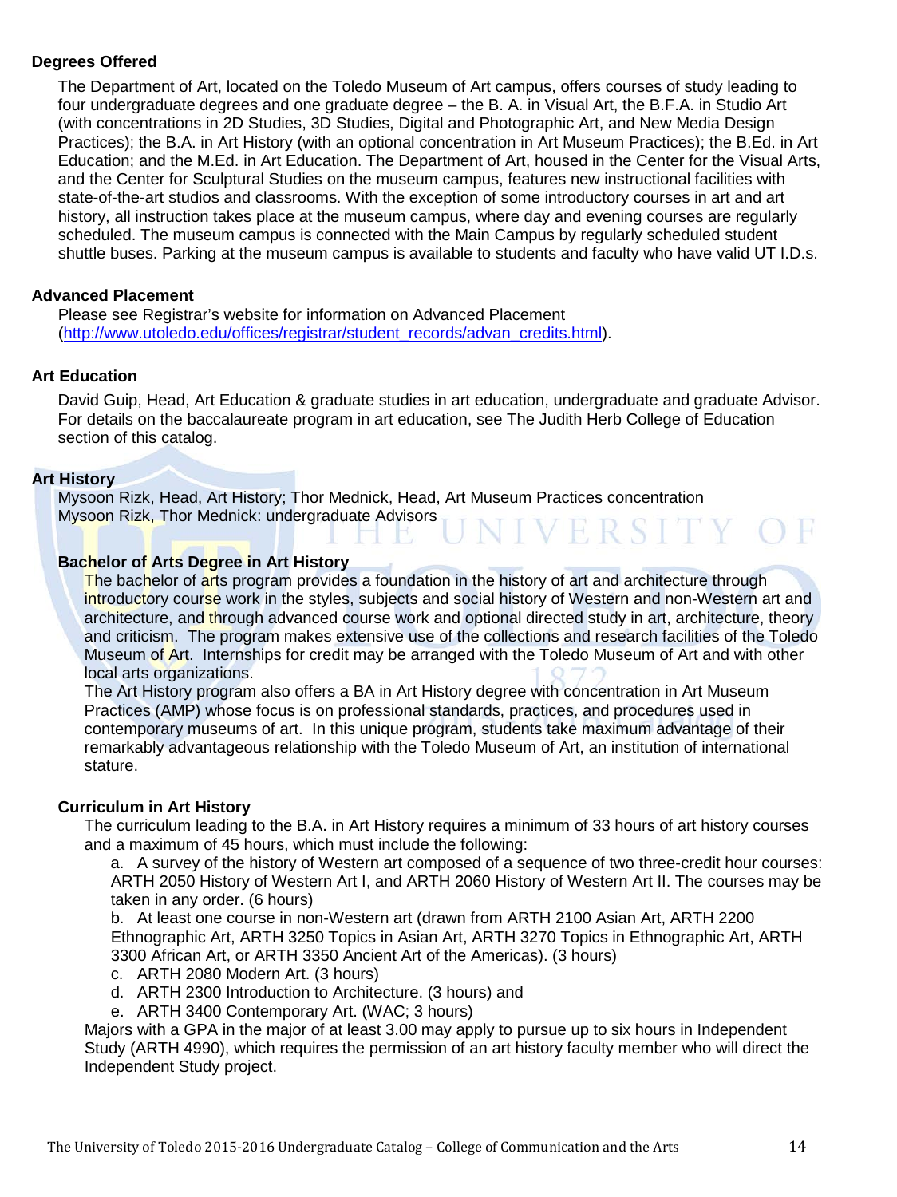### Degrees Offered

The Department of Art, located on the Toledo Museum of Art campus, offers courses of study leading to four undergraduate degrees and one graduate degree – the B. A. in Visual Art, the B.F.A. in Studio Art (with concentrations in 2D Studies, 3D Studies, Digital and Photographic Art, and New Media Design Practices); the B.A. in Art History (with an optional concentration in Art Museum Practices); the B.Ed. in Art Education; and the M.Ed. in Art Education. The Department of Art, housed in the Center for the Visual Arts, and the Center for Sculptural Studies on the museum campus, features new instructional facilities with state-of-the-art studios and classrooms. With the exception of some introductory courses in art and art history, all instruction takes place at the museum campus, where day and evening courses are regularly scheduled. The museum campus is connected with the Main Campus by regularly scheduled student shuttle buses. Parking at the museum campus is available to students and faculty who have valid UT I.D.s.

### Advanced Placement

Please see Registrar's website for information on Advanced Placement (http://www.utoledo.edu/offices/registrar/student_records/advan_credits.html).

### Art Education

David Guip, Head, Art Education & graduate studies in art education, undergraduate and graduate Advisor. For details on the baccalaureate program in art education, see The Judith Herb College of Education section of this catalog.

### Art History

Mysoon Rizk, Head, Art History; Thor Mednick, Head, Art Museum Practices concentration
Mysoon Rizk, Thor Mednick: undergraduate Advisors

#### Bachelor of Arts Degree in Art History

The bachelor of arts program provides a foundation in the history of art and architecture through introductory course work in the styles, subjects and social history of Western and non-Western art and architecture, and through advanced course work and optional directed study in art, architecture, theory and criticism. The program makes extensive use of the collections and research facilities of the Toledo Museum of Art. Internships for credit may be arranged with the Toledo Museum of Art and with other local arts organizations.

The Art History program also offers a BA in Art History degree with concentration in Art Museum Practices (AMP) whose focus is on professional standards, practices, and procedures used in contemporary museums of art. In this unique program, students take maximum advantage of their remarkably advantageous relationship with the Toledo Museum of Art, an institution of international stature.

#### Curriculum in Art History

The curriculum leading to the B.A. in Art History requires a minimum of 33 hours of art history courses and a maximum of 45 hours, which must include the following:

a. A survey of the history of Western art composed of a sequence of two three-credit hour courses: ARTH 2050 History of Western Art I, and ARTH 2060 History of Western Art II. The courses may be taken in any order. (6 hours)
b. At least one course in non-Western art (drawn from ARTH 2100 Asian Art, ARTH 2200 Ethnographic Art, ARTH 3250 Topics in Asian Art, ARTH 3270 Topics in Ethnographic Art, ARTH 3300 African Art, or ARTH 3350 Ancient Art of the Americas). (3 hours)
c. ARTH 2080 Modern Art. (3 hours)
d. ARTH 2300 Introduction to Architecture. (3 hours) and
e. ARTH 3400 Contemporary Art. (WAC; 3 hours)

Majors with a GPA in the major of at least 3.00 may apply to pursue up to six hours in Independent Study (ARTH 4990), which requires the permission of an art history faculty member who will direct the Independent Study project.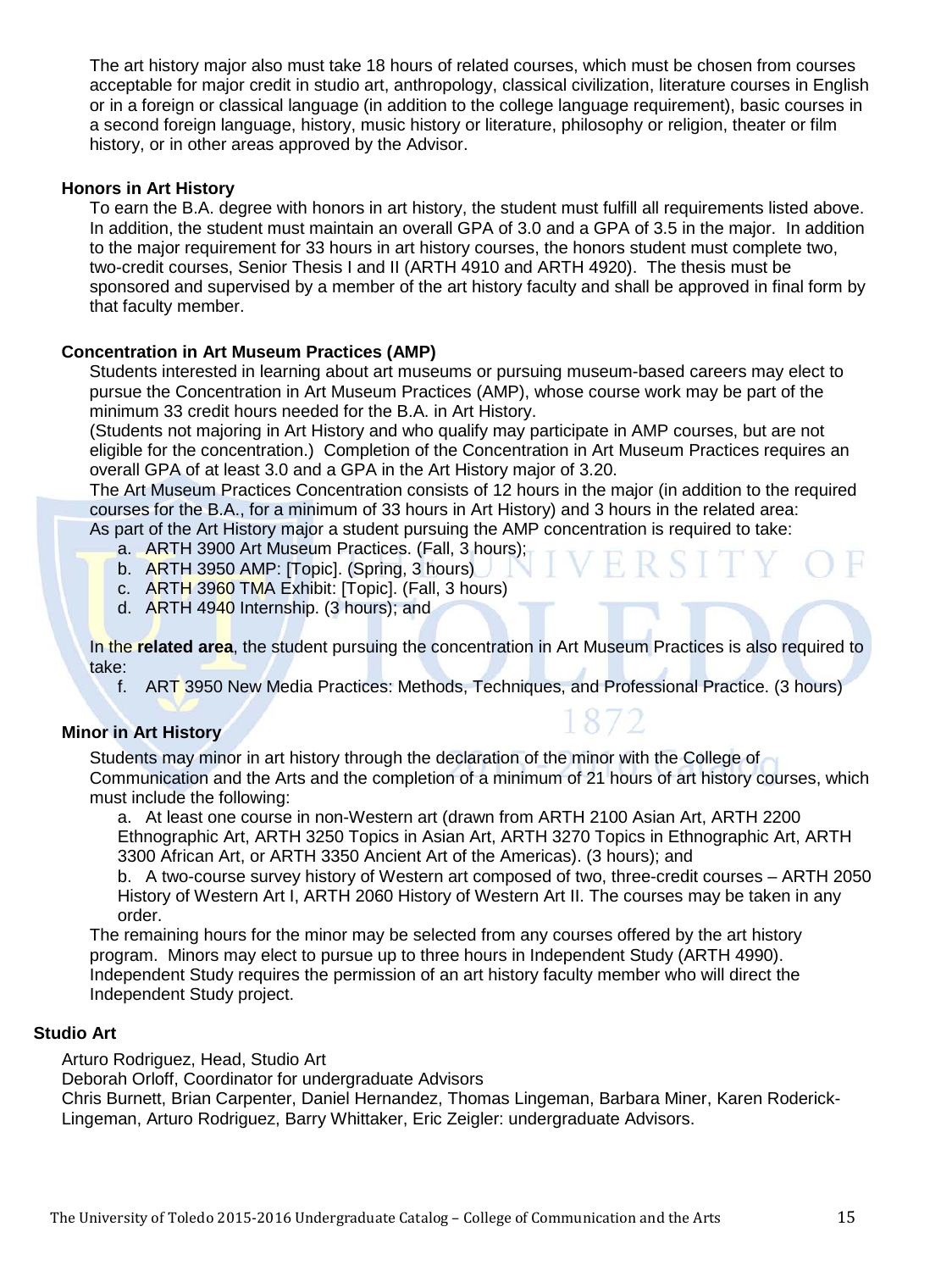The art history major also must take 18 hours of related courses, which must be chosen from courses acceptable for major credit in studio art, anthropology, classical civilization, literature courses in English or in a foreign or classical language (in addition to the college language requirement), basic courses in a second foreign language, history, music history or literature, philosophy or religion, theater or film history, or in other areas approved by the Advisor.

### Honors in Art History

To earn the B.A. degree with honors in art history, the student must fulfill all requirements listed above. In addition, the student must maintain an overall GPA of 3.0 and a GPA of 3.5 in the major. In addition to the major requirement for 33 hours in art history courses, the honors student must complete two, two-credit courses, Senior Thesis I and II (ARTH 4910 and ARTH 4920). The thesis must be sponsored and supervised by a member of the art history faculty and shall be approved in final form by that faculty member.

### Concentration in Art Museum Practices (AMP)

Students interested in learning about art museums or pursuing museum-based careers may elect to pursue the Concentration in Art Museum Practices (AMP), whose course work may be part of the minimum 33 credit hours needed for the B.A. in Art History.

(Students not majoring in Art History and who qualify may participate in AMP courses, but are not eligible for the concentration.) Completion of the Concentration in Art Museum Practices requires an overall GPA of at least 3.0 and a GPA in the Art History major of 3.20.

The Art Museum Practices Concentration consists of 12 hours in the major (in addition to the required courses for the B.A., for a minimum of 33 hours in Art History) and 3 hours in the related area:

As part of the Art History major a student pursuing the AMP concentration is required to take:

a. ARTH 3900 Art Museum Practices. (Fall, 3 hours);
b. ARTH 3950 AMP: [Topic]. (Spring, 3 hours)
c. ARTH 3960 TMA Exhibit: [Topic]. (Fall, 3 hours)
d. ARTH 4940 Internship. (3 hours); and

In the **related area**, the student pursuing the concentration in Art Museum Practices is also required to take:

f. ART 3950 New Media Practices: Methods, Techniques, and Professional Practice. (3 hours)

### Minor in Art History

Students may minor in art history through the declaration of the minor with the College of Communication and the Arts and the completion of a minimum of 21 hours of art history courses, which must include the following:

a. At least one course in non-Western art (drawn from ARTH 2100 Asian Art, ARTH 2200 Ethnographic Art, ARTH 3250 Topics in Asian Art, ARTH 3270 Topics in Ethnographic Art, ARTH 3300 African Art, or ARTH 3350 Ancient Art of the Americas). (3 hours); and

b. A two-course survey history of Western art composed of two, three-credit courses – ARTH 2050 History of Western Art I, ARTH 2060 History of Western Art II. The courses may be taken in any order.

The remaining hours for the minor may be selected from any courses offered by the art history program. Minors may elect to pursue up to three hours in Independent Study (ARTH 4990). Independent Study requires the permission of an art history faculty member who will direct the Independent Study project.

## Studio Art

Arturo Rodriguez, Head, Studio Art
Deborah Orloff, Coordinator for undergraduate Advisors
Chris Burnett, Brian Carpenter, Daniel Hernandez, Thomas Lingeman, Barbara Miner, Karen Roderick-Lingeman, Arturo Rodriguez, Barry Whittaker, Eric Zeigler: undergraduate Advisors.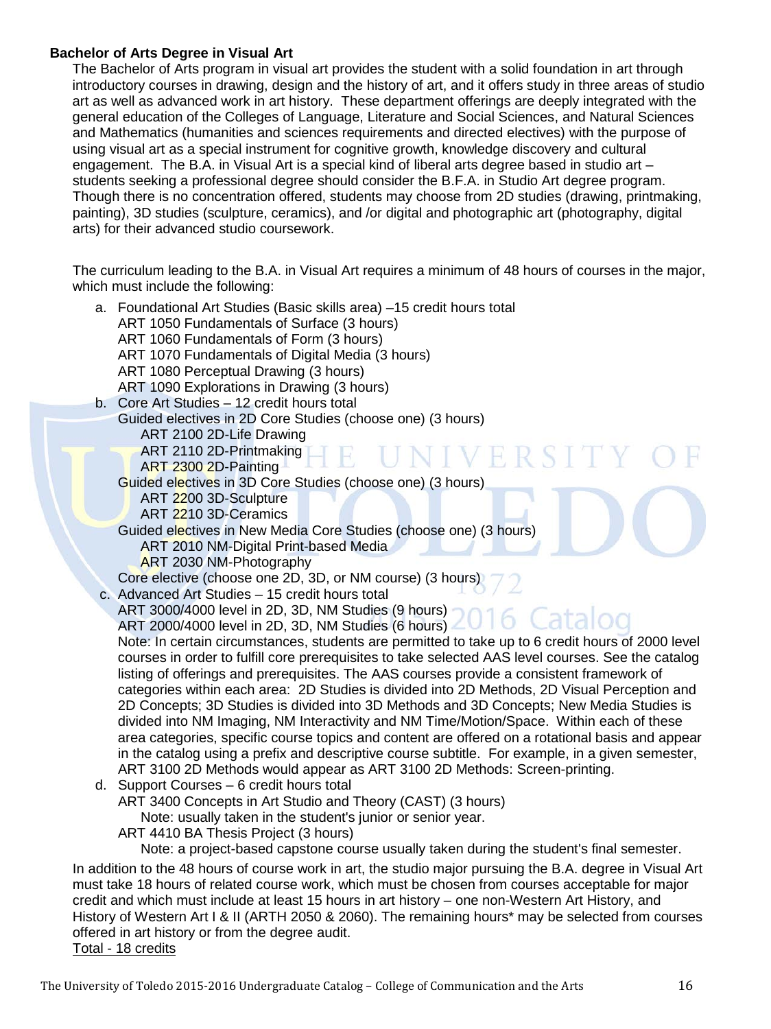**Bachelor of Arts Degree in Visual Art**

The Bachelor of Arts program in visual art provides the student with a solid foundation in art through introductory courses in drawing, design and the history of art, and it offers study in three areas of studio art as well as advanced work in art history. These department offerings are deeply integrated with the general education of the Colleges of Language, Literature and Social Sciences, and Natural Sciences and Mathematics (humanities and sciences requirements and directed electives) with the purpose of using visual art as a special instrument for cognitive growth, knowledge discovery and cultural engagement. The B.A. in Visual Art is a special kind of liberal arts degree based in studio art – students seeking a professional degree should consider the B.F.A. in Studio Art degree program. Though there is no concentration offered, students may choose from 2D studies (drawing, printmaking, painting), 3D studies (sculpture, ceramics), and /or digital and photographic art (photography, digital arts) for their advanced studio coursework.

The curriculum leading to the B.A. in Visual Art requires a minimum of 48 hours of courses in the major, which must include the following:

a. Foundational Art Studies (Basic skills area) –15 credit hours total
   - ART 1050 Fundamentals of Surface (3 hours)
   - ART 1060 Fundamentals of Form (3 hours)
   - ART 1070 Fundamentals of Digital Media (3 hours)
   - ART 1080 Perceptual Drawing (3 hours)
   - ART 1090 Explorations in Drawing (3 hours)

b. Core Art Studies – 12 credit hours total
   - Guided electives in 2D Core Studies (choose one) (3 hours)
     - ART 2100 2D-Life Drawing
     - ART 2110 2D-Printmaking
     - ART 2300 2D-Painting
   - Guided electives in 3D Core Studies (choose one) (3 hours)
     - ART 2200 3D-Sculpture
     - ART 2210 3D-Ceramics
   - Guided electives in New Media Core Studies (choose one) (3 hours)
     - ART 2010 NM-Digital Print-based Media
     - ART 2030 NM-Photography
   - Core elective (choose one 2D, 3D, or NM course) (3 hours)

c. Advanced Art Studies – 15 credit hours total
   - ART 3000/4000 level in 2D, 3D, NM Studies (9 hours)
   - ART 2000/4000 level in 2D, 3D, NM Studies (6 hours)

   Note: In certain circumstances, students are permitted to take up to 6 credit hours of 2000 level courses in order to fulfill core prerequisites to take selected AAS level courses. See the catalog listing of offerings and prerequisites. The AAS courses provide a consistent framework of categories within each area: 2D Studies is divided into 2D Methods, 2D Visual Perception and 2D Concepts; 3D Studies is divided into 3D Methods and 3D Concepts; New Media Studies is divided into NM Imaging, NM Interactivity and NM Time/Motion/Space. Within each of these area categories, specific course topics and content are offered on a rotational basis and appear in the catalog using a prefix and descriptive course subtitle. For example, in a given semester, ART 3100 2D Methods would appear as ART 3100 2D Methods: Screen-printing.

d. Support Courses – 6 credit hours total
   - ART 3400 Concepts in Art Studio and Theory (CAST) (3 hours)
     - Note: usually taken in the student's junior or senior year.
   - ART 4410 BA Thesis Project (3 hours)
     - Note: a project-based capstone course usually taken during the student's final semester.

In addition to the 48 hours of course work in art, the studio major pursuing the B.A. degree in Visual Art must take 18 hours of related course work, which must be chosen from courses acceptable for major credit and which must include at least 15 hours in art history – one non-Western Art History, and History of Western Art I & II (ARTH 2050 & 2060). The remaining hours* may be selected from courses offered in art history or from the degree audit.

Total - 18 credits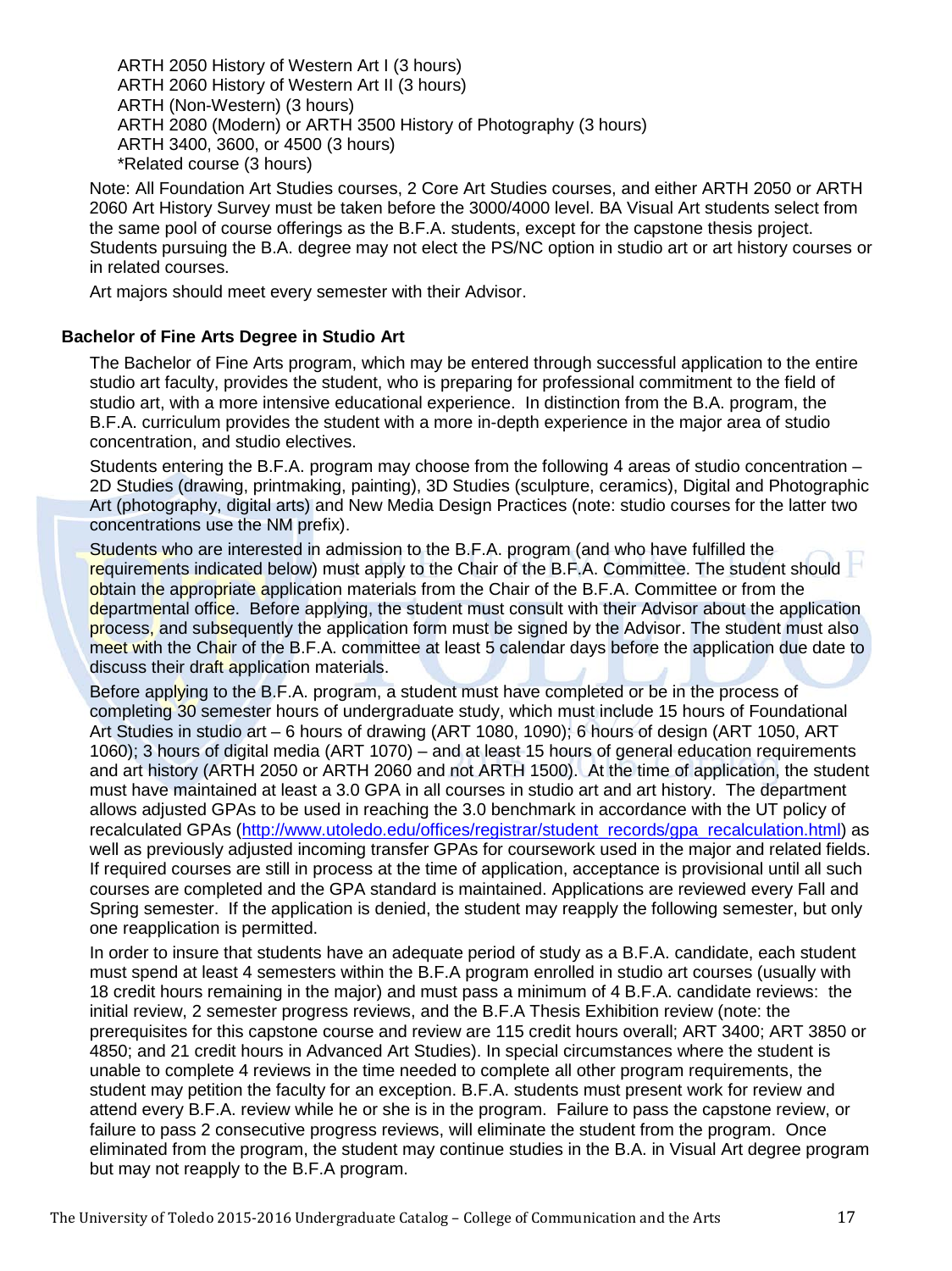ARTH 2050 History of Western Art I (3 hours)
ARTH 2060 History of Western Art II (3 hours)
ARTH (Non-Western) (3 hours)
ARTH 2080 (Modern) or ARTH 3500 History of Photography (3 hours)
ARTH 3400, 3600, or 4500 (3 hours)
*Related course (3 hours)

Note: All Foundation Art Studies courses, 2 Core Art Studies courses, and either ARTH 2050 or ARTH 2060 Art History Survey must be taken before the 3000/4000 level. BA Visual Art students select from the same pool of course offerings as the B.F.A. students, except for the capstone thesis project. Students pursuing the B.A. degree may not elect the PS/NC option in studio art or art history courses or in related courses.

Art majors should meet every semester with their Advisor.

### Bachelor of Fine Arts Degree in Studio Art

The Bachelor of Fine Arts program, which may be entered through successful application to the entire studio art faculty, provides the student, who is preparing for professional commitment to the field of studio art, with a more intensive educational experience. In distinction from the B.A. program, the B.F.A. curriculum provides the student with a more in-depth experience in the major area of studio concentration, and studio electives.

Students entering the B.F.A. program may choose from the following 4 areas of studio concentration – 2D Studies (drawing, printmaking, painting), 3D Studies (sculpture, ceramics), Digital and Photographic Art (photography, digital arts) and New Media Design Practices (note: studio courses for the latter two concentrations use the NM prefix).

Students who are interested in admission to the B.F.A. program (and who have fulfilled the requirements indicated below) must apply to the Chair of the B.F.A. Committee. The student should obtain the appropriate application materials from the Chair of the B.F.A. Committee or from the departmental office. Before applying, the student must consult with their Advisor about the application process, and subsequently the application form must be signed by the Advisor. The student must also meet with the Chair of the B.F.A. committee at least 5 calendar days before the application due date to discuss their draft application materials.

Before applying to the B.F.A. program, a student must have completed or be in the process of completing 30 semester hours of undergraduate study, which must include 15 hours of Foundational Art Studies in studio art – 6 hours of drawing (ART 1080, 1090); 6 hours of design (ART 1050, ART 1060); 3 hours of digital media (ART 1070) – and at least 15 hours of general education requirements and art history (ARTH 2050 or ARTH 2060 and not ARTH 1500). At the time of application, the student must have maintained at least a 3.0 GPA in all courses in studio art and art history. The department allows adjusted GPAs to be used in reaching the 3.0 benchmark in accordance with the UT policy of recalculated GPAs (http://www.utoledo.edu/offices/registrar/student_records/gpa_recalculation.html) as well as previously adjusted incoming transfer GPAs for coursework used in the major and related fields. If required courses are still in process at the time of application, acceptance is provisional until all such courses are completed and the GPA standard is maintained. Applications are reviewed every Fall and Spring semester. If the application is denied, the student may reapply the following semester, but only one reapplication is permitted.

In order to insure that students have an adequate period of study as a B.F.A. candidate, each student must spend at least 4 semesters within the B.F.A program enrolled in studio art courses (usually with 18 credit hours remaining in the major) and must pass a minimum of 4 B.F.A. candidate reviews: the initial review, 2 semester progress reviews, and the B.F.A Thesis Exhibition review (note: the prerequisites for this capstone course and review are 115 credit hours overall; ART 3400; ART 3850 or 4850; and 21 credit hours in Advanced Art Studies). In special circumstances where the student is unable to complete 4 reviews in the time needed to complete all other program requirements, the student may petition the faculty for an exception. B.F.A. students must present work for review and attend every B.F.A. review while he or she is in the program. Failure to pass the capstone review, or failure to pass 2 consecutive progress reviews, will eliminate the student from the program. Once eliminated from the program, the student may continue studies in the B.A. in Visual Art degree program but may not reapply to the B.F.A program.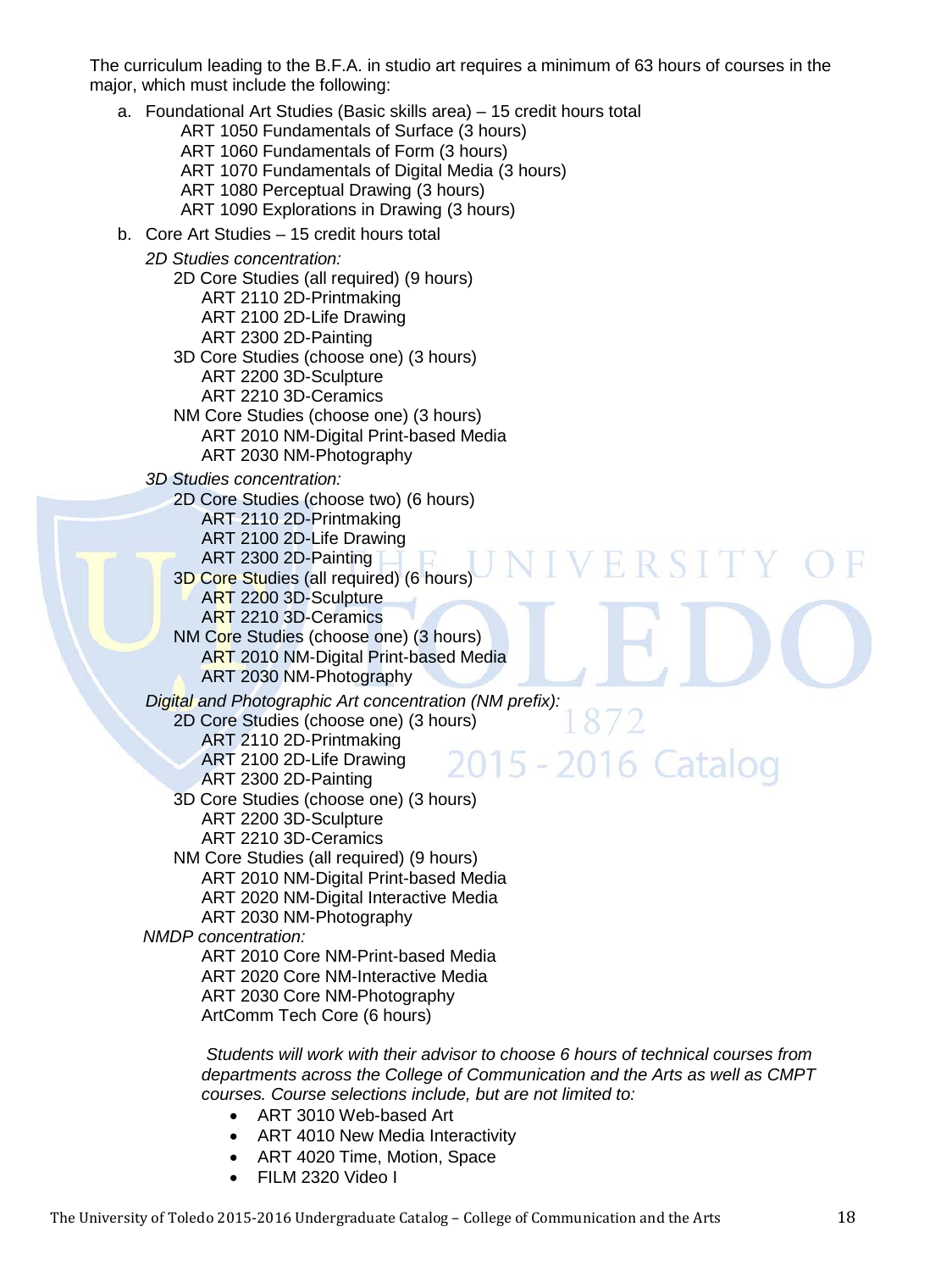The curriculum leading to the B.F.A. in studio art requires a minimum of 63 hours of courses in the major, which must include the following:

a. Foundational Art Studies (Basic skills area) – 15 credit hours total
    - ART 1050 Fundamentals of Surface (3 hours)
    - ART 1060 Fundamentals of Form (3 hours)
    - ART 1070 Fundamentals of Digital Media (3 hours)
    - ART 1080 Perceptual Drawing (3 hours)
    - ART 1090 Explorations in Drawing (3 hours)

b. Core Art Studies – 15 credit hours total

    *2D Studies concentration:*
    - 2D Core Studies (all required) (9 hours)
        - ART 2110 2D-Printmaking
        - ART 2100 2D-Life Drawing
        - ART 2300 2D-Painting
    - 3D Core Studies (choose one) (3 hours)
        - ART 2200 3D-Sculpture
        - ART 2210 3D-Ceramics
    - NM Core Studies (choose one) (3 hours)
        - ART 2010 NM-Digital Print-based Media
        - ART 2030 NM-Photography

    *3D Studies concentration:*
    - 2D Core Studies (choose two) (6 hours)
        - ART 2110 2D-Printmaking
        - ART 2100 2D-Life Drawing
        - ART 2300 2D-Painting
    - 3D Core Studies (all required) (6 hours)
        - ART 2200 3D-Sculpture
        - ART 2210 3D-Ceramics
    - NM Core Studies (choose one) (3 hours)
        - ART 2010 NM-Digital Print-based Media
        - ART 2030 NM-Photography

    *Digital and Photographic Art concentration (NM prefix):*
    - 2D Core Studies (choose one) (3 hours)
        - ART 2110 2D-Printmaking
        - ART 2100 2D-Life Drawing
        - ART 2300 2D-Painting
    - 3D Core Studies (choose one) (3 hours)
        - ART 2200 3D-Sculpture
        - ART 2210 3D-Ceramics
    - NM Core Studies (all required) (9 hours)
        - ART 2010 NM-Digital Print-based Media
        - ART 2020 NM-Digital Interactive Media
        - ART 2030 NM-Photography

    *NMDP concentration:*
    - ART 2010 Core NM-Print-based Media
    - ART 2020 Core NM-Interactive Media
    - ART 2030 Core NM-Photography
    - ArtComm Tech Core (6 hours)

    *Students will work with their advisor to choose 6 hours of technical courses from departments across the College of Communication and the Arts as well as CMPT courses. Course selections include, but are not limited to:*
    - ART 3010 Web-based Art
    - ART 4010 New Media Interactivity
    - ART 4020 Time, Motion, Space
    - FILM 2320 Video I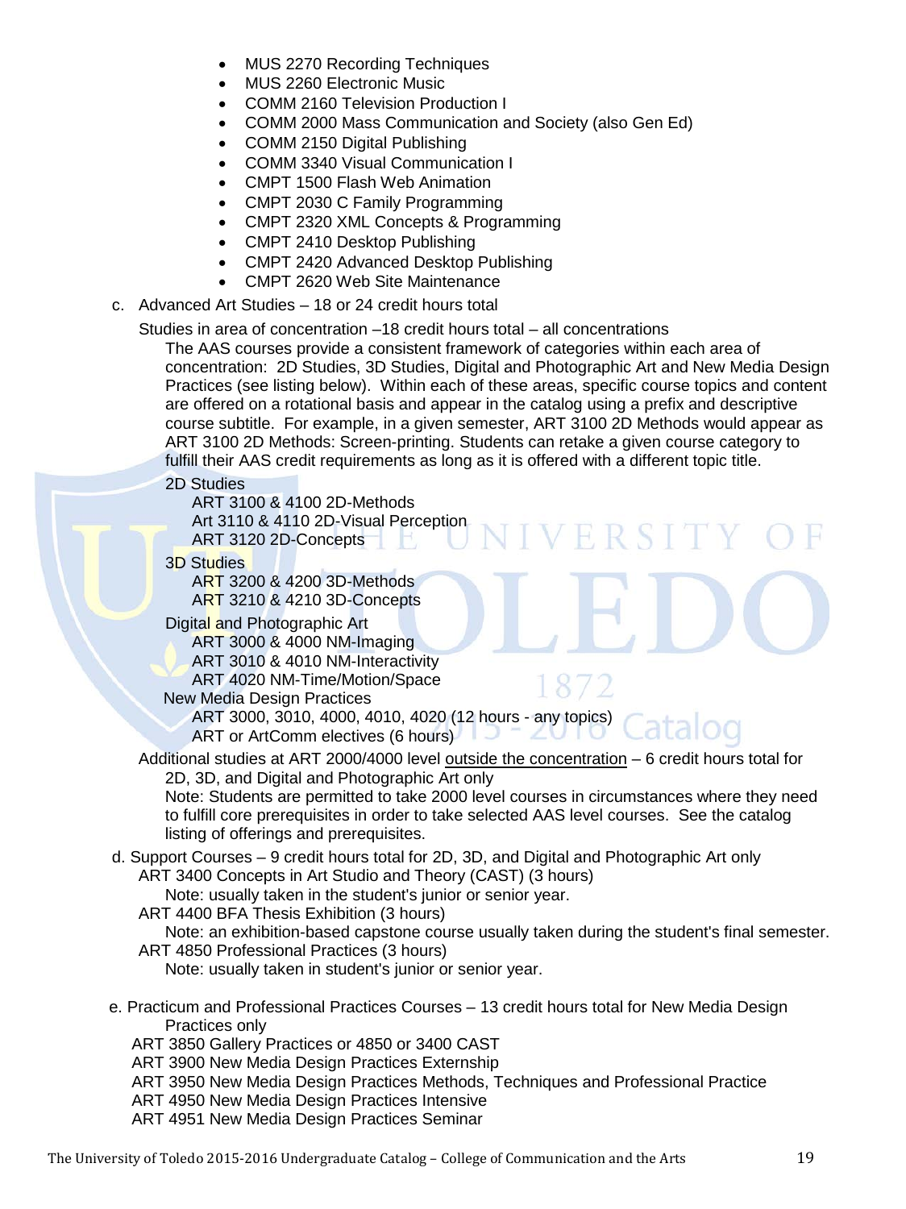- MUS 2270 Recording Techniques
- MUS 2260 Electronic Music
- COMM 2160 Television Production I
- COMM 2000 Mass Communication and Society (also Gen Ed)
- COMM 2150 Digital Publishing
- COMM 3340 Visual Communication I
- CMPT 1500 Flash Web Animation
- CMPT 2030 C Family Programming
- CMPT 2320 XML Concepts & Programming
- CMPT 2410 Desktop Publishing
- CMPT 2420 Advanced Desktop Publishing
- CMPT 2620 Web Site Maintenance

c. Advanced Art Studies – 18 or 24 credit hours total

Studies in area of concentration –18 credit hours total – all concentrations

The AAS courses provide a consistent framework of categories within each area of concentration: 2D Studies, 3D Studies, Digital and Photographic Art and New Media Design Practices (see listing below). Within each of these areas, specific course topics and content are offered on a rotational basis and appear in the catalog using a prefix and descriptive course subtitle. For example, in a given semester, ART 3100 2D Methods would appear as ART 3100 2D Methods: Screen-printing. Students can retake a given course category to fulfill their AAS credit requirements as long as it is offered with a different topic title.

2D Studies
- ART 3100 & 4100 2D-Methods
- Art 3110 & 4110 2D-Visual Perception
- ART 3120 2D-Concepts

3D Studies
- ART 3200 & 4200 3D-Methods
- ART 3210 & 4210 3D-Concepts

Digital and Photographic Art
- ART 3000 & 4000 NM-Imaging
- ART 3010 & 4010 NM-Interactivity
- ART 4020 NM-Time/Motion/Space

New Media Design Practices
- ART 3000, 3010, 4000, 4010, 4020 (12 hours - any topics)
- ART or ArtComm electives (6 hours)

Additional studies at ART 2000/4000 level <u>outside the concentration</u> – 6 credit hours total for 2D, 3D, and Digital and Photographic Art only

Note: Students are permitted to take 2000 level courses in circumstances where they need to fulfill core prerequisites in order to take selected AAS level courses. See the catalog listing of offerings and prerequisites.

d. Support Courses – 9 credit hours total for 2D, 3D, and Digital and Photographic Art only

ART 3400 Concepts in Art Studio and Theory (CAST) (3 hours)
Note: usually taken in the student's junior or senior year.

ART 4400 BFA Thesis Exhibition (3 hours)
Note: an exhibition-based capstone course usually taken during the student's final semester.

ART 4850 Professional Practices (3 hours)
Note: usually taken in student's junior or senior year.

e. Practicum and Professional Practices Courses – 13 credit hours total for New Media Design Practices only

ART 3850 Gallery Practices or 4850 or 3400 CAST
ART 3900 New Media Design Practices Externship
ART 3950 New Media Design Practices Methods, Techniques and Professional Practice
ART 4950 New Media Design Practices Intensive
ART 4951 New Media Design Practices Seminar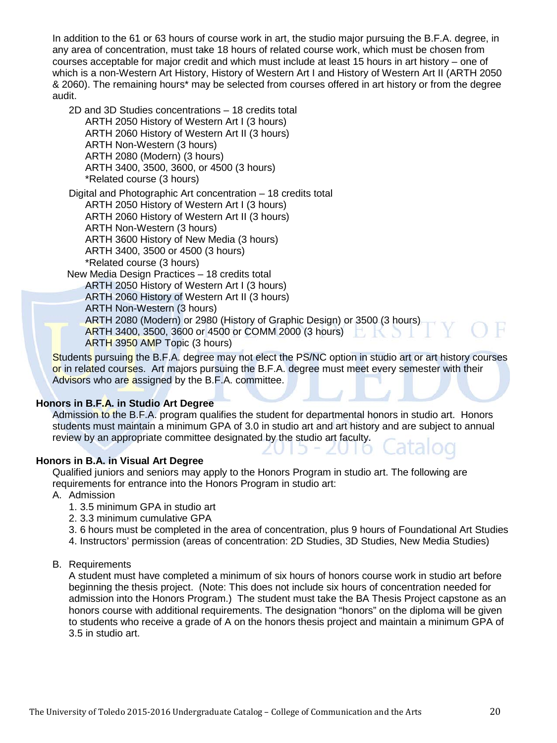In addition to the 61 or 63 hours of course work in art, the studio major pursuing the B.F.A. degree, in any area of concentration, must take 18 hours of related course work, which must be chosen from courses acceptable for major credit and which must include at least 15 hours in art history – one of which is a non-Western Art History, History of Western Art I and History of Western Art II (ARTH 2050 & 2060). The remaining hours* may be selected from courses offered in art history or from the degree audit.

2D and 3D Studies concentrations – 18 credits total
- ARTH 2050 History of Western Art I (3 hours)
- ARTH 2060 History of Western Art II (3 hours)
- ARTH Non-Western (3 hours)
- ARTH 2080 (Modern) (3 hours)
- ARTH 3400, 3500, 3600, or 4500 (3 hours)
- *Related course (3 hours)

Digital and Photographic Art concentration – 18 credits total
- ARTH 2050 History of Western Art I (3 hours)
- ARTH 2060 History of Western Art II (3 hours)
- ARTH Non-Western (3 hours)
- ARTH 3600 History of New Media (3 hours)
- ARTH 3400, 3500 or 4500 (3 hours)
- *Related course (3 hours)

New Media Design Practices – 18 credits total
- ARTH 2050 History of Western Art I (3 hours)
- ARTH 2060 History of Western Art II (3 hours)
- ARTH Non-Western (3 hours)
- ARTH 2080 (Modern) or 2980 (History of Graphic Design) or 3500 (3 hours)
- ARTH 3400, 3500, 3600 or 4500 or COMM 2000 (3 hours)
- ARTH 3950 AMP Topic (3 hours)

Students pursuing the B.F.A. degree may not elect the PS/NC option in studio art or art history courses or in related courses. Art majors pursuing the B.F.A. degree must meet every semester with their Advisors who are assigned by the B.F.A. committee.

**Honors in B.F.A. in Studio Art Degree**

Admission to the B.F.A. program qualifies the student for departmental honors in studio art. Honors students must maintain a minimum GPA of 3.0 in studio art and art history and are subject to annual review by an appropriate committee designated by the studio art faculty.

**Honors in B.A. in Visual Art Degree**

Qualified juniors and seniors may apply to the Honors Program in studio art. The following are requirements for entrance into the Honors Program in studio art:

A. Admission
1. 3.5 minimum GPA in studio art
2. 3.3 minimum cumulative GPA
3. 6 hours must be completed in the area of concentration, plus 9 hours of Foundational Art Studies
4. Instructors' permission (areas of concentration: 2D Studies, 3D Studies, New Media Studies)

B. Requirements

A student must have completed a minimum of six hours of honors course work in studio art before beginning the thesis project. (Note: This does not include six hours of concentration needed for admission into the Honors Program.) The student must take the BA Thesis Project capstone as an honors course with additional requirements. The designation "honors" on the diploma will be given to students who receive a grade of A on the honors thesis project and maintain a minimum GPA of 3.5 in studio art.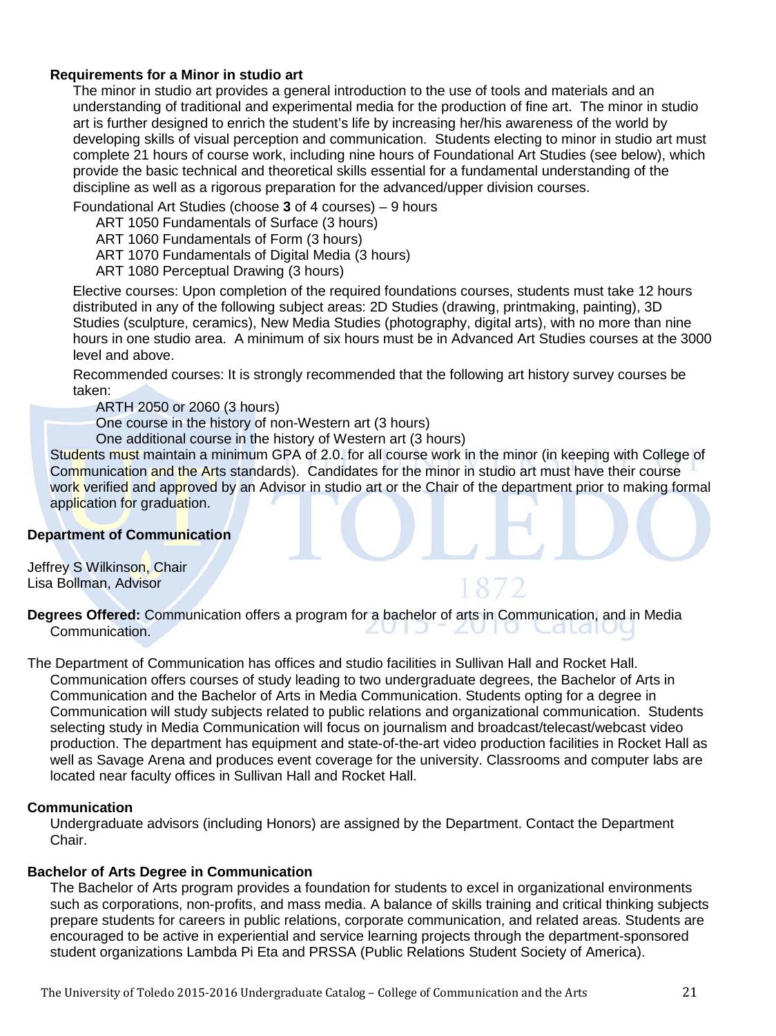### Requirements for a Minor in studio art

The minor in studio art provides a general introduction to the use of tools and materials and an understanding of traditional and experimental media for the production of fine art. The minor in studio art is further designed to enrich the student's life by increasing her/his awareness of the world by developing skills of visual perception and communication. Students electing to minor in studio art must complete 21 hours of course work, including nine hours of Foundational Art Studies (see below), which provide the basic technical and theoretical skills essential for a fundamental understanding of the discipline as well as a rigorous preparation for the advanced/upper division courses.

Foundational Art Studies (choose **3** of 4 courses) – 9 hours

- ART 1050 Fundamentals of Surface (3 hours)
- ART 1060 Fundamentals of Form (3 hours)
- ART 1070 Fundamentals of Digital Media (3 hours)
- ART 1080 Perceptual Drawing (3 hours)

Elective courses: Upon completion of the required foundations courses, students must take 12 hours distributed in any of the following subject areas: 2D Studies (drawing, printmaking, painting), 3D Studies (sculpture, ceramics), New Media Studies (photography, digital arts), with no more than nine hours in one studio area. A minimum of six hours must be in Advanced Art Studies courses at the 3000 level and above.

Recommended courses: It is strongly recommended that the following art history survey courses be taken:

- ARTH 2050 or 2060 (3 hours)
- One course in the history of non-Western art (3 hours)
- One additional course in the history of Western art (3 hours)

Students must maintain a minimum GPA of 2.0. for all course work in the minor (in keeping with College of Communication and the Arts standards). Candidates for the minor in studio art must have their course work verified and approved by an Advisor in studio art or the Chair of the department prior to making formal application for graduation.

## Department of Communication

Jeffrey S Wilkinson, Chair
Lisa Bollman, Advisor

**Degrees Offered:** Communication offers a program for a bachelor of arts in Communication, and in Media Communication.

The Department of Communication has offices and studio facilities in Sullivan Hall and Rocket Hall. Communication offers courses of study leading to two undergraduate degrees, the Bachelor of Arts in Communication and the Bachelor of Arts in Media Communication. Students opting for a degree in Communication will study subjects related to public relations and organizational communication. Students selecting study in Media Communication will focus on journalism and broadcast/telecast/webcast video production. The department has equipment and state-of-the-art video production facilities in Rocket Hall as well as Savage Arena and produces event coverage for the university. Classrooms and computer labs are located near faculty offices in Sullivan Hall and Rocket Hall.

### Communication

Undergraduate advisors (including Honors) are assigned by the Department. Contact the Department Chair.

### Bachelor of Arts Degree in Communication

The Bachelor of Arts program provides a foundation for students to excel in organizational environments such as corporations, non-profits, and mass media. A balance of skills training and critical thinking subjects prepare students for careers in public relations, corporate communication, and related areas. Students are encouraged to be active in experiential and service learning projects through the department-sponsored student organizations Lambda Pi Eta and PRSSA (Public Relations Student Society of America).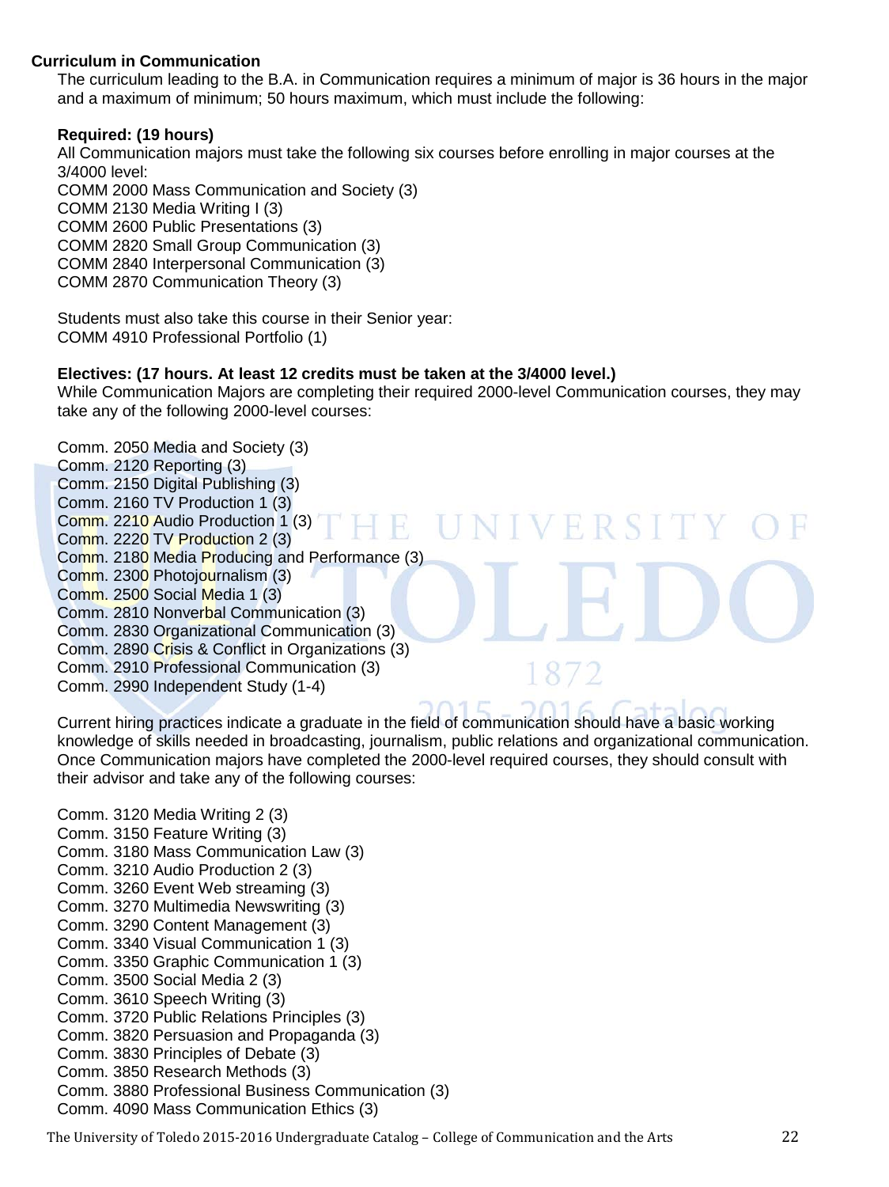### Curriculum in Communication

The curriculum leading to the B.A. in Communication requires a minimum of major is 36 hours in the major and a maximum of minimum; 50 hours maximum, which must include the following:

**Required: (19 hours)**

All Communication majors must take the following six courses before enrolling in major courses at the 3/4000 level:

COMM 2000 Mass Communication and Society (3)
COMM 2130 Media Writing I (3)
COMM 2600 Public Presentations (3)
COMM 2820 Small Group Communication (3)
COMM 2840 Interpersonal Communication (3)
COMM 2870 Communication Theory (3)

Students must also take this course in their Senior year:
COMM 4910 Professional Portfolio (1)

**Electives: (17 hours. At least 12 credits must be taken at the 3/4000 level.)**

While Communication Majors are completing their required 2000-level Communication courses, they may take any of the following 2000-level courses:

Comm. 2050 Media and Society (3)
Comm. 2120 Reporting (3)
Comm. 2150 Digital Publishing (3)
Comm. 2160 TV Production 1 (3)
Comm. 2210 Audio Production 1 (3)
Comm. 2220 TV Production 2 (3)
Comm. 2180 Media Producing and Performance (3)
Comm. 2300 Photojournalism (3)
Comm. 2500 Social Media 1 (3)
Comm. 2810 Nonverbal Communication (3)
Comm. 2830 Organizational Communication (3)
Comm. 2890 Crisis & Conflict in Organizations (3)
Comm. 2910 Professional Communication (3)
Comm. 2990 Independent Study (1-4)

Current hiring practices indicate a graduate in the field of communication should have a basic working knowledge of skills needed in broadcasting, journalism, public relations and organizational communication. Once Communication majors have completed the 2000-level required courses, they should consult with their advisor and take any of the following courses:

Comm. 3120 Media Writing 2 (3)
Comm. 3150 Feature Writing (3)
Comm. 3180 Mass Communication Law (3)
Comm. 3210 Audio Production 2 (3)
Comm. 3260 Event Web streaming (3)
Comm. 3270 Multimedia Newswriting (3)
Comm. 3290 Content Management (3)
Comm. 3340 Visual Communication 1 (3)
Comm. 3350 Graphic Communication 1 (3)
Comm. 3500 Social Media 2 (3)
Comm. 3610 Speech Writing (3)
Comm. 3720 Public Relations Principles (3)
Comm. 3820 Persuasion and Propaganda (3)
Comm. 3830 Principles of Debate (3)
Comm. 3850 Research Methods (3)
Comm. 3880 Professional Business Communication (3)
Comm. 4090 Mass Communication Ethics (3)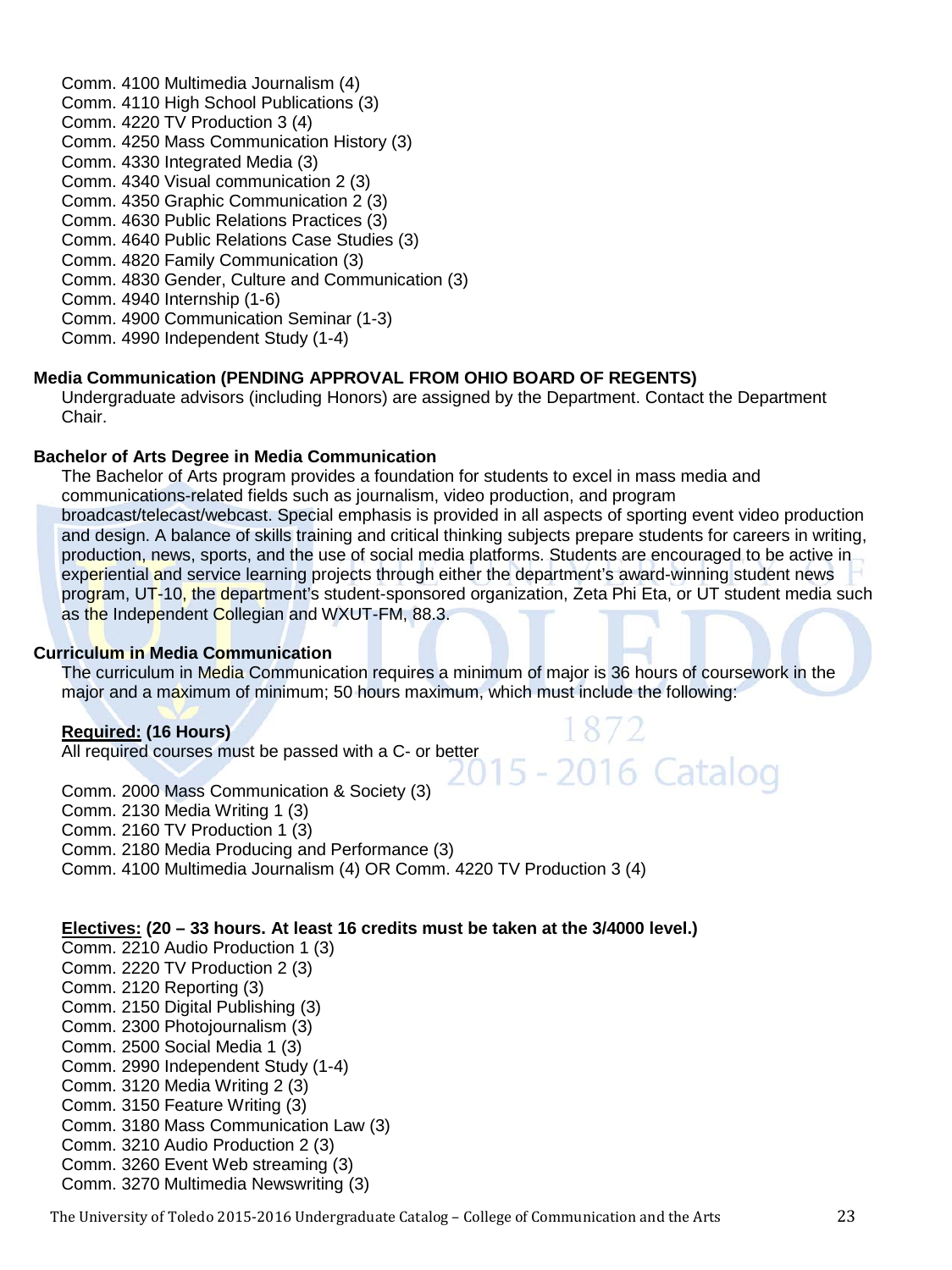Comm. 4100 Multimedia Journalism (4)
Comm. 4110 High School Publications (3)
Comm. 4220 TV Production 3 (4)
Comm. 4250 Mass Communication History (3)
Comm. 4330 Integrated Media (3)
Comm. 4340 Visual communication 2 (3)
Comm. 4350 Graphic Communication 2 (3)
Comm. 4630 Public Relations Practices (3)
Comm. 4640 Public Relations Case Studies (3)
Comm. 4820 Family Communication (3)
Comm. 4830 Gender, Culture and Communication (3)
Comm. 4940 Internship (1-6)
Comm. 4900 Communication Seminar (1-3)
Comm. 4990 Independent Study (1-4)

**Media Communication (PENDING APPROVAL FROM OHIO BOARD OF REGENTS)**

Undergraduate advisors (including Honors) are assigned by the Department. Contact the Department Chair.

**Bachelor of Arts Degree in Media Communication**

The Bachelor of Arts program provides a foundation for students to excel in mass media and communications-related fields such as journalism, video production, and program broadcast/telecast/webcast. Special emphasis is provided in all aspects of sporting event video production and design. A balance of skills training and critical thinking subjects prepare students for careers in writing, production, news, sports, and the use of social media platforms. Students are encouraged to be active in experiential and service learning projects through either the department's award-winning student news program, UT-10, the department's student-sponsored organization, Zeta Phi Eta, or UT student media such as the Independent Collegian and WXUT-FM, 88.3.

**Curriculum in Media Communication**

The curriculum in Media Communication requires a minimum of major is 36 hours of coursework in the major and a maximum of minimum; 50 hours maximum, which must include the following:

**Required: (16 Hours)**

All required courses must be passed with a C- or better

Comm. 2000 Mass Communication & Society (3)
Comm. 2130 Media Writing 1 (3)
Comm. 2160 TV Production 1 (3)
Comm. 2180 Media Producing and Performance (3)
Comm. 4100 Multimedia Journalism (4) OR Comm. 4220 TV Production 3 (4)

**Electives: (20 – 33 hours. At least 16 credits must be taken at the 3/4000 level.)**

Comm. 2210 Audio Production 1 (3)
Comm. 2220 TV Production 2 (3)
Comm. 2120 Reporting (3)
Comm. 2150 Digital Publishing (3)
Comm. 2300 Photojournalism (3)
Comm. 2500 Social Media 1 (3)
Comm. 2990 Independent Study (1-4)
Comm. 3120 Media Writing 2 (3)
Comm. 3150 Feature Writing (3)
Comm. 3180 Mass Communication Law (3)
Comm. 3210 Audio Production 2 (3)
Comm. 3260 Event Web streaming (3)
Comm. 3270 Multimedia Newswriting (3)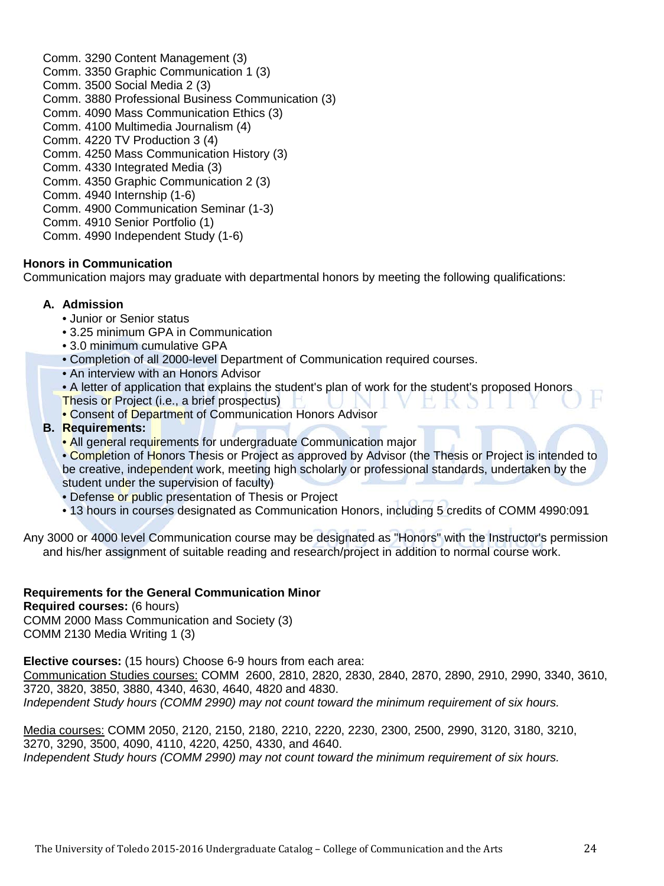Comm. 3290 Content Management (3)
Comm. 3350 Graphic Communication 1 (3)
Comm. 3500 Social Media 2 (3)
Comm. 3880 Professional Business Communication (3)
Comm. 4090 Mass Communication Ethics (3)
Comm. 4100 Multimedia Journalism (4)
Comm. 4220 TV Production 3 (4)
Comm. 4250 Mass Communication History (3)
Comm. 4330 Integrated Media (3)
Comm. 4350 Graphic Communication 2 (3)
Comm. 4940 Internship (1-6)
Comm. 4900 Communication Seminar (1-3)
Comm. 4910 Senior Portfolio (1)
Comm. 4990 Independent Study (1-6)

**Honors in Communication**

Communication majors may graduate with departmental honors by meeting the following qualifications:

**A. Admission**

- Junior or Senior status
- 3.25 minimum GPA in Communication
- 3.0 minimum cumulative GPA
- Completion of all 2000-level Department of Communication required courses.
- An interview with an Honors Advisor
- A letter of application that explains the student's plan of work for the student's proposed Honors Thesis or Project (i.e., a brief prospectus)
- Consent of Department of Communication Honors Advisor

**B. Requirements:**

- All general requirements for undergraduate Communication major
- Completion of Honors Thesis or Project as approved by Advisor (the Thesis or Project is intended to be creative, independent work, meeting high scholarly or professional standards, undertaken by the student under the supervision of faculty)
- Defense or public presentation of Thesis or Project
- 13 hours in courses designated as Communication Honors, including 5 credits of COMM 4990:091

Any 3000 or 4000 level Communication course may be designated as "Honors" with the Instructor's permission and his/her assignment of suitable reading and research/project in addition to normal course work.

**Requirements for the General Communication Minor**

**Required courses:** (6 hours)
COMM 2000 Mass Communication and Society (3)
COMM 2130 Media Writing 1 (3)

**Elective courses:** (15 hours) Choose 6-9 hours from each area:

Communication Studies courses: COMM 2600, 2810, 2820, 2830, 2840, 2870, 2890, 2910, 2990, 3340, 3610, 3720, 3820, 3850, 3880, 4340, 4630, 4640, 4820 and 4830.
*Independent Study hours (COMM 2990) may not count toward the minimum requirement of six hours.*

Media courses: COMM 2050, 2120, 2150, 2180, 2210, 2220, 2230, 2300, 2500, 2990, 3120, 3180, 3210, 3270, 3290, 3500, 4090, 4110, 4220, 4250, 4330, and 4640.
*Independent Study hours (COMM 2990) may not count toward the minimum requirement of six hours.*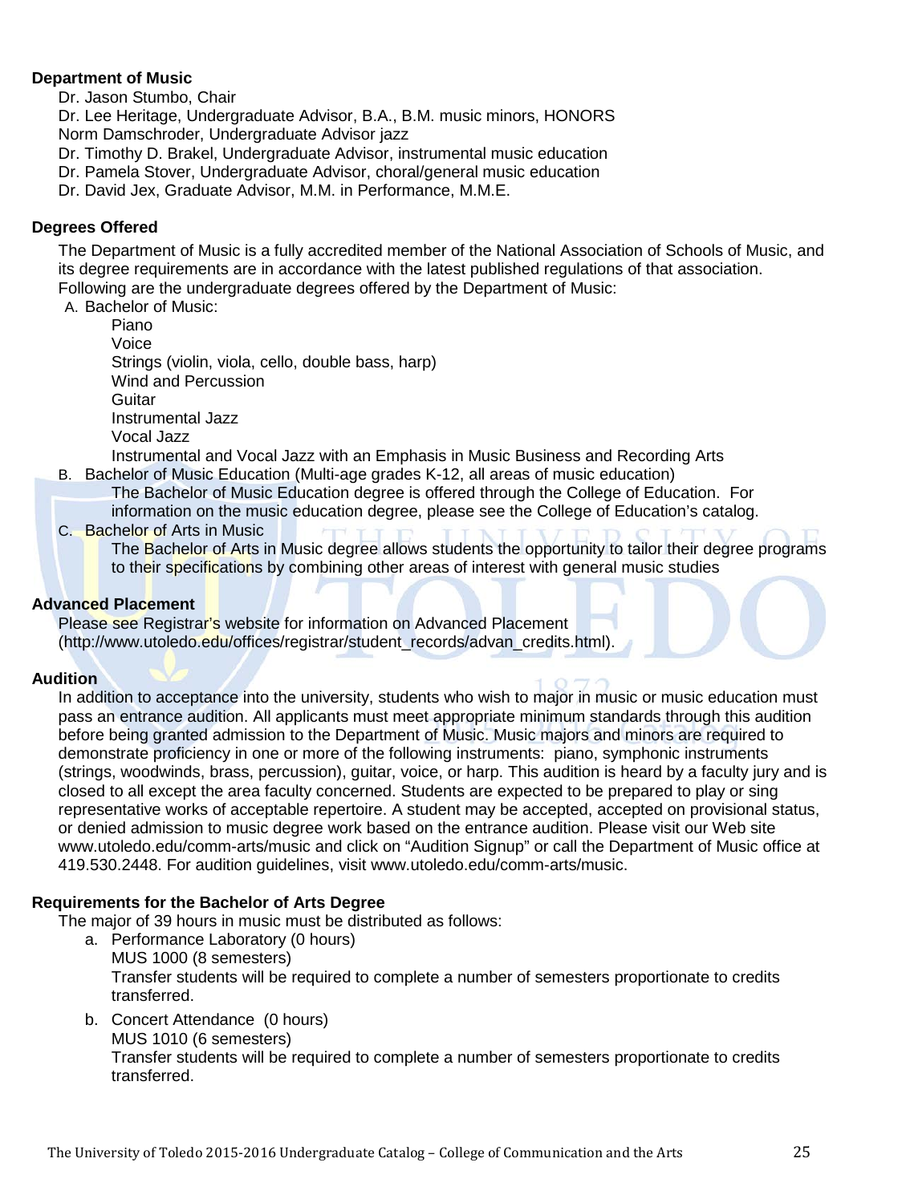## Department of Music

Dr. Jason Stumbo, Chair
Dr. Lee Heritage, Undergraduate Advisor, B.A., B.M. music minors, HONORS
Norm Damschroder, Undergraduate Advisor jazz
Dr. Timothy D. Brakel, Undergraduate Advisor, instrumental music education
Dr. Pamela Stover, Undergraduate Advisor, choral/general music education
Dr. David Jex, Graduate Advisor, M.M. in Performance, M.M.E.

## Degrees Offered

The Department of Music is a fully accredited member of the National Association of Schools of Music, and its degree requirements are in accordance with the latest published regulations of that association. Following are the undergraduate degrees offered by the Department of Music:

A. Bachelor of Music:
   - Piano
   - Voice
   - Strings (violin, viola, cello, double bass, harp)
   - Wind and Percussion
   - Guitar
   - Instrumental Jazz
   - Vocal Jazz
   - Instrumental and Vocal Jazz with an Emphasis in Music Business and Recording Arts

B. Bachelor of Music Education (Multi-age grades K-12, all areas of music education)
   The Bachelor of Music Education degree is offered through the College of Education. For information on the music education degree, please see the College of Education's catalog.

C. Bachelor of Arts in Music
   The Bachelor of Arts in Music degree allows students the opportunity to tailor their degree programs to their specifications by combining other areas of interest with general music studies

## Advanced Placement

Please see Registrar's website for information on Advanced Placement (http://www.utoledo.edu/offices/registrar/student_records/advan_credits.html).

## Audition

In addition to acceptance into the university, students who wish to major in music or music education must pass an entrance audition. All applicants must meet appropriate minimum standards through this audition before being granted admission to the Department of Music. Music majors and minors are required to demonstrate proficiency in one or more of the following instruments: piano, symphonic instruments (strings, woodwinds, brass, percussion), guitar, voice, or harp. This audition is heard by a faculty jury and is closed to all except the area faculty concerned. Students are expected to be prepared to play or sing representative works of acceptable repertoire. A student may be accepted, accepted on provisional status, or denied admission to music degree work based on the entrance audition. Please visit our Web site www.utoledo.edu/comm-arts/music and click on "Audition Signup" or call the Department of Music office at 419.530.2448. For audition guidelines, visit www.utoledo.edu/comm-arts/music.

## Requirements for the Bachelor of Arts Degree

The major of 39 hours in music must be distributed as follows:

a. Performance Laboratory (0 hours)
   MUS 1000 (8 semesters)
   Transfer students will be required to complete a number of semesters proportionate to credits transferred.

b. Concert Attendance (0 hours)
   MUS 1010 (6 semesters)
   Transfer students will be required to complete a number of semesters proportionate to credits transferred.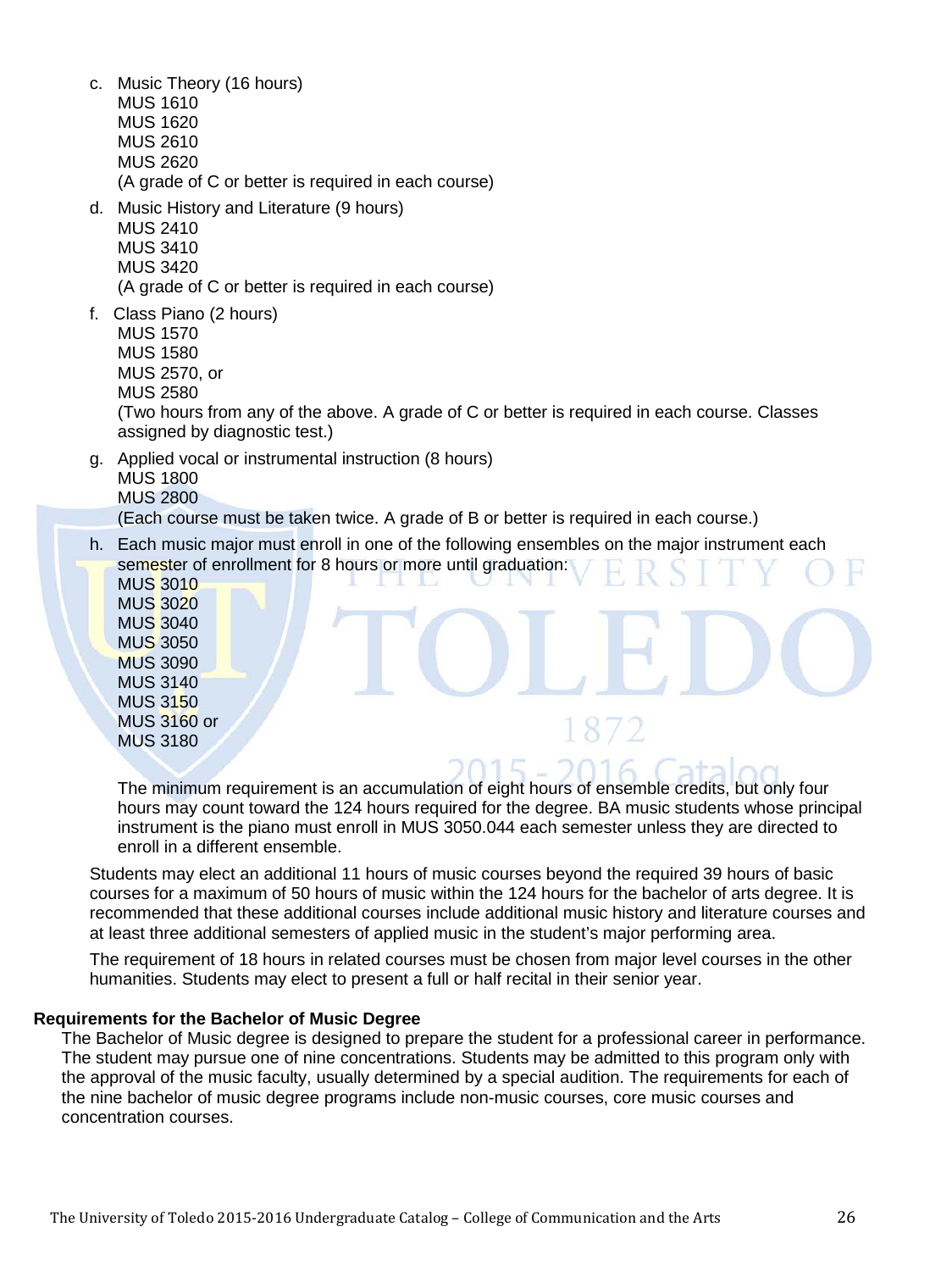c. Music Theory (16 hours)
   MUS 1610
   MUS 1620
   MUS 2610
   MUS 2620
   (A grade of C or better is required in each course)

d. Music History and Literature (9 hours)
   MUS 2410
   MUS 3410
   MUS 3420
   (A grade of C or better is required in each course)

f. Class Piano (2 hours)
   MUS 1570
   MUS 1580
   MUS 2570, or
   MUS 2580
   (Two hours from any of the above. A grade of C or better is required in each course. Classes assigned by diagnostic test.)

g. Applied vocal or instrumental instruction (8 hours)
   MUS 1800
   MUS 2800
   (Each course must be taken twice. A grade of B or better is required in each course.)

h. Each music major must enroll in one of the following ensembles on the major instrument each semester of enrollment for 8 hours or more until graduation:
   MUS 3010
   MUS 3020
   MUS 3040
   MUS 3050
   MUS 3090
   MUS 3140
   MUS 3150
   MUS 3160 or
   MUS 3180

   The minimum requirement is an accumulation of eight hours of ensemble credits, but only four hours may count toward the 124 hours required for the degree. BA music students whose principal instrument is the piano must enroll in MUS 3050.044 each semester unless they are directed to enroll in a different ensemble.

Students may elect an additional 11 hours of music courses beyond the required 39 hours of basic courses for a maximum of 50 hours of music within the 124 hours for the bachelor of arts degree. It is recommended that these additional courses include additional music history and literature courses and at least three additional semesters of applied music in the student's major performing area.

The requirement of 18 hours in related courses must be chosen from major level courses in the other humanities. Students may elect to present a full or half recital in their senior year.

**Requirements for the Bachelor of Music Degree**

The Bachelor of Music degree is designed to prepare the student for a professional career in performance. The student may pursue one of nine concentrations. Students may be admitted to this program only with the approval of the music faculty, usually determined by a special audition. The requirements for each of the nine bachelor of music degree programs include non-music courses, core music courses and concentration courses.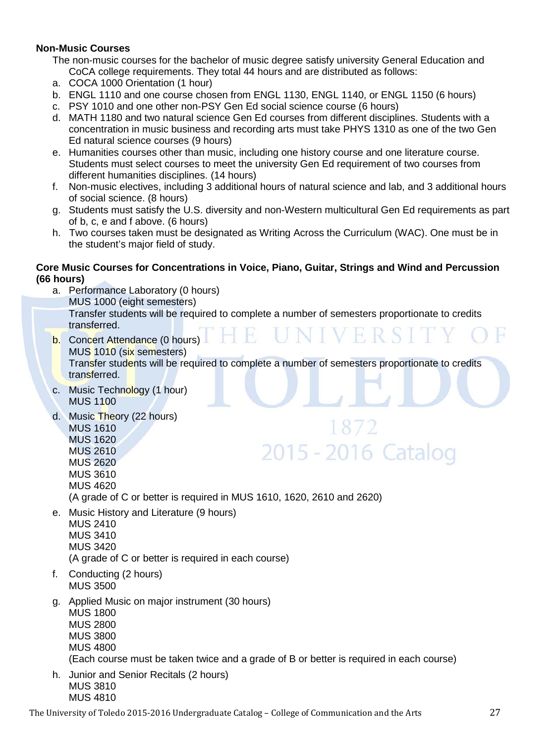**Non-Music Courses**

The non-music courses for the bachelor of music degree satisfy university General Education and CoCA college requirements. They total 44 hours and are distributed as follows:

a. COCA 1000 Orientation (1 hour)
b. ENGL 1110 and one course chosen from ENGL 1130, ENGL 1140, or ENGL 1150 (6 hours)
c. PSY 1010 and one other non-PSY Gen Ed social science course (6 hours)
d. MATH 1180 and two natural science Gen Ed courses from different disciplines. Students with a concentration in music business and recording arts must take PHYS 1310 as one of the two Gen Ed natural science courses (9 hours)
e. Humanities courses other than music, including one history course and one literature course. Students must select courses to meet the university Gen Ed requirement of two courses from different humanities disciplines. (14 hours)
f. Non-music electives, including 3 additional hours of natural science and lab, and 3 additional hours of social science. (8 hours)
g. Students must satisfy the U.S. diversity and non-Western multicultural Gen Ed requirements as part of b, c, e and f above. (6 hours)
h. Two courses taken must be designated as Writing Across the Curriculum (WAC). One must be in the student's major field of study.

**Core Music Courses for Concentrations in Voice, Piano, Guitar, Strings and Wind and Percussion (66 hours)**

a. Performance Laboratory (0 hours)
   MUS 1000 (eight semesters)
   Transfer students will be required to complete a number of semesters proportionate to credits transferred.
b. Concert Attendance (0 hours)
   MUS 1010 (six semesters)
   Transfer students will be required to complete a number of semesters proportionate to credits transferred.
c. Music Technology (1 hour)
   MUS 1100
d. Music Theory (22 hours)
   MUS 1610
   MUS 1620
   MUS 2610
   MUS 2620
   MUS 3610
   MUS 4620
   (A grade of C or better is required in MUS 1610, 1620, 2610 and 2620)
e. Music History and Literature (9 hours)
   MUS 2410
   MUS 3410
   MUS 3420
   (A grade of C or better is required in each course)
f. Conducting (2 hours)
   MUS 3500
g. Applied Music on major instrument (30 hours)
   MUS 1800
   MUS 2800
   MUS 3800
   MUS 4800
   (Each course must be taken twice and a grade of B or better is required in each course)
h. Junior and Senior Recitals (2 hours)
   MUS 3810
   MUS 4810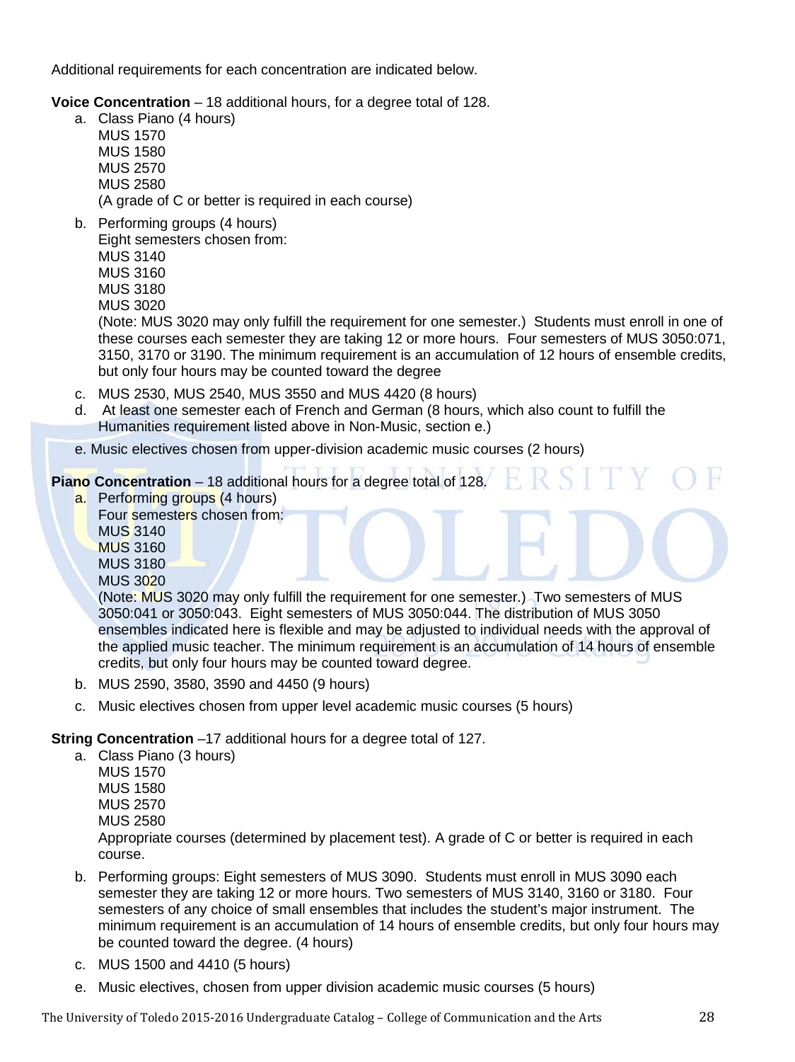Additional requirements for each concentration are indicated below.

**Voice Concentration** – 18 additional hours, for a degree total of 128.

a. Class Piano (4 hours)
   MUS 1570
   MUS 1580
   MUS 2570
   MUS 2580
   (A grade of C or better is required in each course)
b. Performing groups (4 hours)
   Eight semesters chosen from:
   MUS 3140
   MUS 3160
   MUS 3180
   MUS 3020
   (Note: MUS 3020 may only fulfill the requirement for one semester.) Students must enroll in one of these courses each semester they are taking 12 or more hours. Four semesters of MUS 3050:071, 3150, 3170 or 3190. The minimum requirement is an accumulation of 12 hours of ensemble credits, but only four hours may be counted toward the degree
c. MUS 2530, MUS 2540, MUS 3550 and MUS 4420 (8 hours)
d. At least one semester each of French and German (8 hours, which also count to fulfill the Humanities requirement listed above in Non-Music, section e.)
e. Music electives chosen from upper-division academic music courses (2 hours)

**Piano Concentration** – 18 additional hours for a degree total of 128.

a. Performing groups (4 hours)
   Four semesters chosen from:
   MUS 3140
   MUS 3160
   MUS 3180
   MUS 3020
   (Note: MUS 3020 may only fulfill the requirement for one semester.) Two semesters of MUS 3050:041 or 3050:043. Eight semesters of MUS 3050:044. The distribution of MUS 3050 ensembles indicated here is flexible and may be adjusted to individual needs with the approval of the applied music teacher. The minimum requirement is an accumulation of 14 hours of ensemble credits, but only four hours may be counted toward degree.
b. MUS 2590, 3580, 3590 and 4450 (9 hours)
c. Music electives chosen from upper level academic music courses (5 hours)

**String Concentration** –17 additional hours for a degree total of 127.

a. Class Piano (3 hours)
   MUS 1570
   MUS 1580
   MUS 2570
   MUS 2580
   Appropriate courses (determined by placement test). A grade of C or better is required in each course.
b. Performing groups: Eight semesters of MUS 3090. Students must enroll in MUS 3090 each semester they are taking 12 or more hours. Two semesters of MUS 3140, 3160 or 3180. Four semesters of any choice of small ensembles that includes the student's major instrument. The minimum requirement is an accumulation of 14 hours of ensemble credits, but only four hours may be counted toward the degree. (4 hours)
c. MUS 1500 and 4410 (5 hours)
e. Music electives, chosen from upper division academic music courses (5 hours)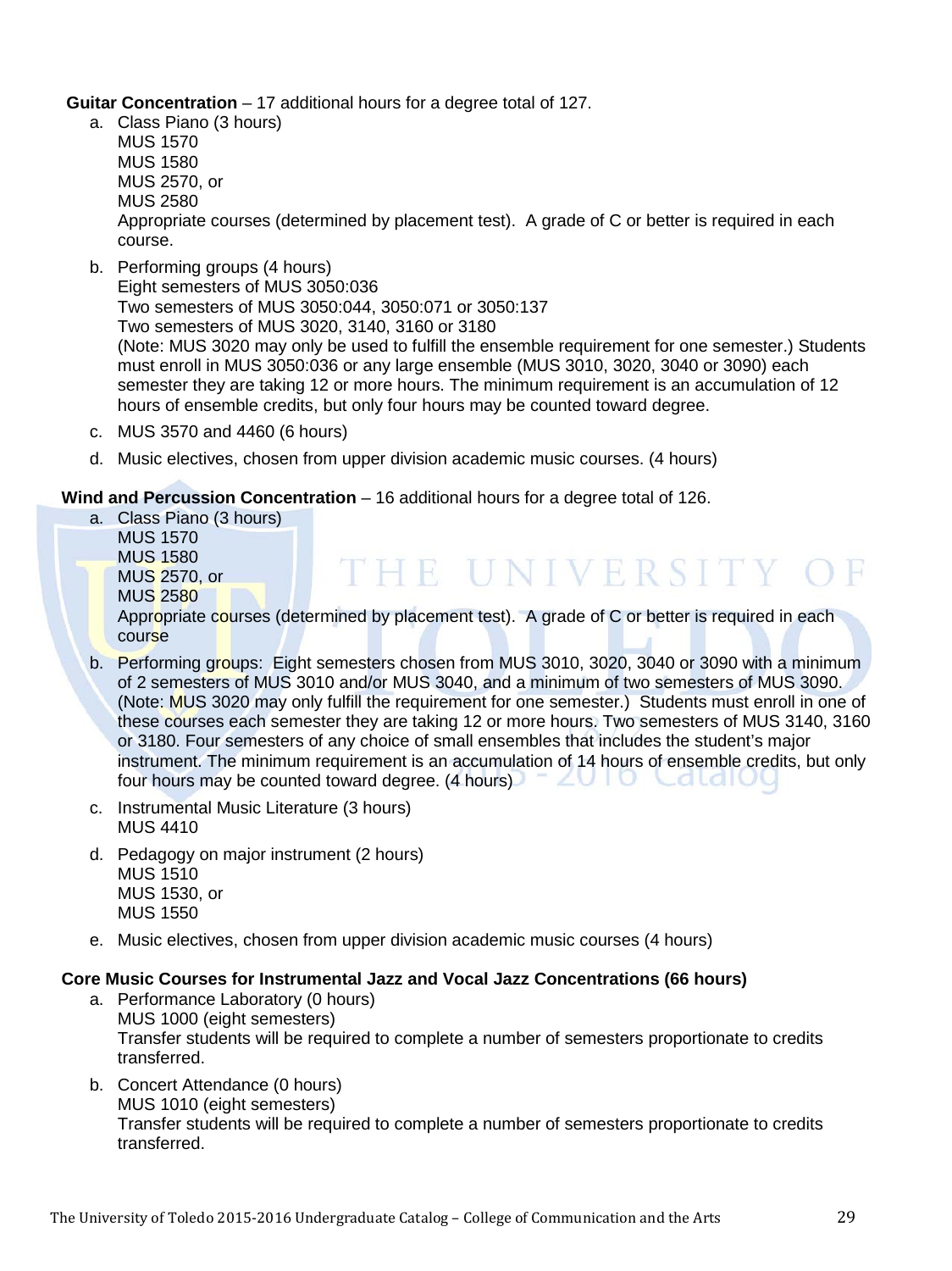**Guitar Concentration** – 17 additional hours for a degree total of 127.

a. Class Piano (3 hours)
   MUS 1570
   MUS 1580
   MUS 2570, or
   MUS 2580
   Appropriate courses (determined by placement test). A grade of C or better is required in each course.

b. Performing groups (4 hours)
   Eight semesters of MUS 3050:036
   Two semesters of MUS 3050:044, 3050:071 or 3050:137
   Two semesters of MUS 3020, 3140, 3160 or 3180
   (Note: MUS 3020 may only be used to fulfill the ensemble requirement for one semester.) Students must enroll in MUS 3050:036 or any large ensemble (MUS 3010, 3020, 3040 or 3090) each semester they are taking 12 or more hours. The minimum requirement is an accumulation of 12 hours of ensemble credits, but only four hours may be counted toward degree.

c. MUS 3570 and 4460 (6 hours)

d. Music electives, chosen from upper division academic music courses. (4 hours)

**Wind and Percussion Concentration** – 16 additional hours for a degree total of 126.

a. Class Piano (3 hours)
   MUS 1570
   MUS 1580
   MUS 2570, or
   MUS 2580
   Appropriate courses (determined by placement test). A grade of C or better is required in each course

b. Performing groups: Eight semesters chosen from MUS 3010, 3020, 3040 or 3090 with a minimum of 2 semesters of MUS 3010 and/or MUS 3040, and a minimum of two semesters of MUS 3090. (Note: MUS 3020 may only fulfill the requirement for one semester.) Students must enroll in one of these courses each semester they are taking 12 or more hours. Two semesters of MUS 3140, 3160 or 3180. Four semesters of any choice of small ensembles that includes the student's major instrument. The minimum requirement is an accumulation of 14 hours of ensemble credits, but only four hours may be counted toward degree. (4 hours)

c. Instrumental Music Literature (3 hours)
   MUS 4410

d. Pedagogy on major instrument (2 hours)
   MUS 1510
   MUS 1530, or
   MUS 1550

e. Music electives, chosen from upper division academic music courses (4 hours)

**Core Music Courses for Instrumental Jazz and Vocal Jazz Concentrations (66 hours)**

a. Performance Laboratory (0 hours)
   MUS 1000 (eight semesters)
   Transfer students will be required to complete a number of semesters proportionate to credits transferred.

b. Concert Attendance (0 hours)
   MUS 1010 (eight semesters)
   Transfer students will be required to complete a number of semesters proportionate to credits transferred.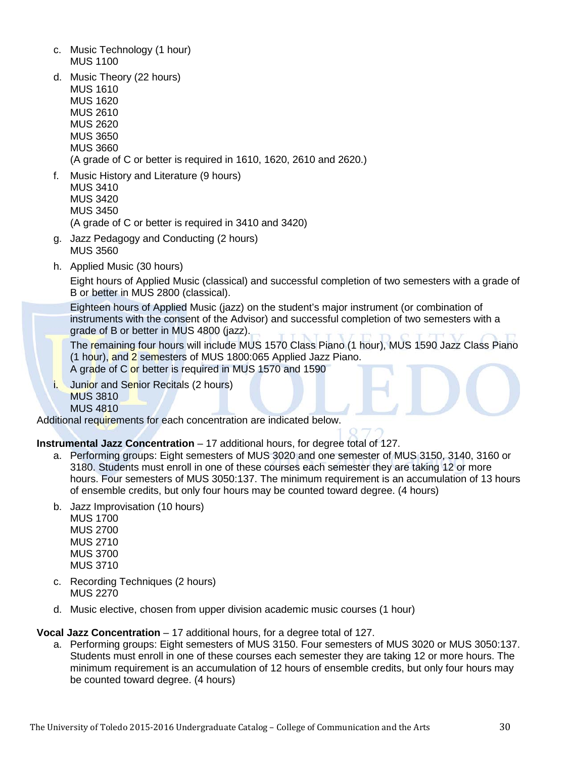c. Music Technology (1 hour)
   MUS 1100

d. Music Theory (22 hours)
   MUS 1610
   MUS 1620
   MUS 2610
   MUS 2620
   MUS 3650
   MUS 3660
   (A grade of C or better is required in 1610, 1620, 2610 and 2620.)

f. Music History and Literature (9 hours)
   MUS 3410
   MUS 3420
   MUS 3450
   (A grade of C or better is required in 3410 and 3420)

g. Jazz Pedagogy and Conducting (2 hours)
   MUS 3560

h. Applied Music (30 hours)

   Eight hours of Applied Music (classical) and successful completion of two semesters with a grade of B or better in MUS 2800 (classical).

   Eighteen hours of Applied Music (jazz) on the student's major instrument (or combination of instruments with the consent of the Advisor) and successful completion of two semesters with a grade of B or better in MUS 4800 (jazz).

   The remaining four hours will include MUS 1570 Class Piano (1 hour), MUS 1590 Jazz Class Piano (1 hour), and 2 semesters of MUS 1800:065 Applied Jazz Piano.
   A grade of C or better is required in MUS 1570 and 1590

i. Junior and Senior Recitals (2 hours)
   MUS 3810
   MUS 4810

Additional requirements for each concentration are indicated below.

**Instrumental Jazz Concentration** – 17 additional hours, for degree total of 127.

a. Performing groups: Eight semesters of MUS 3020 and one semester of MUS 3150, 3140, 3160 or 3180. Students must enroll in one of these courses each semester they are taking 12 or more hours. Four semesters of MUS 3050:137. The minimum requirement is an accumulation of 13 hours of ensemble credits, but only four hours may be counted toward degree. (4 hours)

b. Jazz Improvisation (10 hours)
   MUS 1700
   MUS 2700
   MUS 2710
   MUS 3700
   MUS 3710

c. Recording Techniques (2 hours)
   MUS 2270

d. Music elective, chosen from upper division academic music courses (1 hour)

**Vocal Jazz Concentration** – 17 additional hours, for a degree total of 127.

a. Performing groups: Eight semesters of MUS 3150. Four semesters of MUS 3020 or MUS 3050:137. Students must enroll in one of these courses each semester they are taking 12 or more hours. The minimum requirement is an accumulation of 12 hours of ensemble credits, but only four hours may be counted toward degree. (4 hours)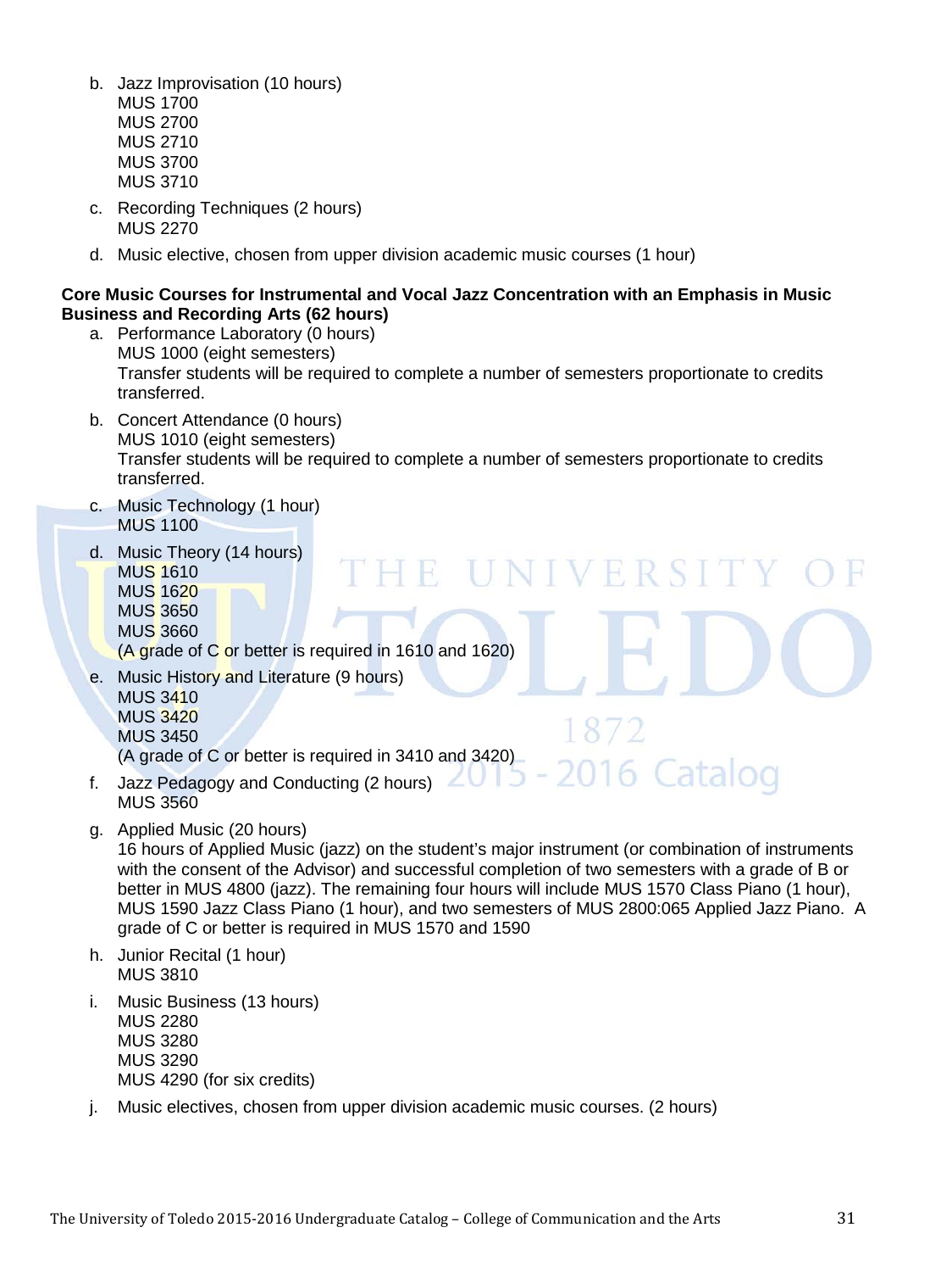b. Jazz Improvisation (10 hours)
   MUS 1700
   MUS 2700
   MUS 2710
   MUS 3700
   MUS 3710
c. Recording Techniques (2 hours)
   MUS 2270
d. Music elective, chosen from upper division academic music courses (1 hour)

**Core Music Courses for Instrumental and Vocal Jazz Concentration with an Emphasis in Music Business and Recording Arts (62 hours)**

a. Performance Laboratory (0 hours)
   MUS 1000 (eight semesters)
   Transfer students will be required to complete a number of semesters proportionate to credits transferred.
b. Concert Attendance (0 hours)
   MUS 1010 (eight semesters)
   Transfer students will be required to complete a number of semesters proportionate to credits transferred.
c. Music Technology (1 hour)
   MUS 1100
d. Music Theory (14 hours)
   MUS 1610
   MUS 1620
   MUS 3650
   MUS 3660
   (A grade of C or better is required in 1610 and 1620)
e. Music History and Literature (9 hours)
   MUS 3410
   MUS 3420
   MUS 3450
   (A grade of C or better is required in 3410 and 3420)
f. Jazz Pedagogy and Conducting (2 hours)
   MUS 3560
g. Applied Music (20 hours)
   16 hours of Applied Music (jazz) on the student's major instrument (or combination of instruments with the consent of the Advisor) and successful completion of two semesters with a grade of B or better in MUS 4800 (jazz). The remaining four hours will include MUS 1570 Class Piano (1 hour), MUS 1590 Jazz Class Piano (1 hour), and two semesters of MUS 2800:065 Applied Jazz Piano. A grade of C or better is required in MUS 1570 and 1590
h. Junior Recital (1 hour)
   MUS 3810
i. Music Business (13 hours)
   MUS 2280
   MUS 3280
   MUS 3290
   MUS 4290 (for six credits)
j. Music electives, chosen from upper division academic music courses. (2 hours)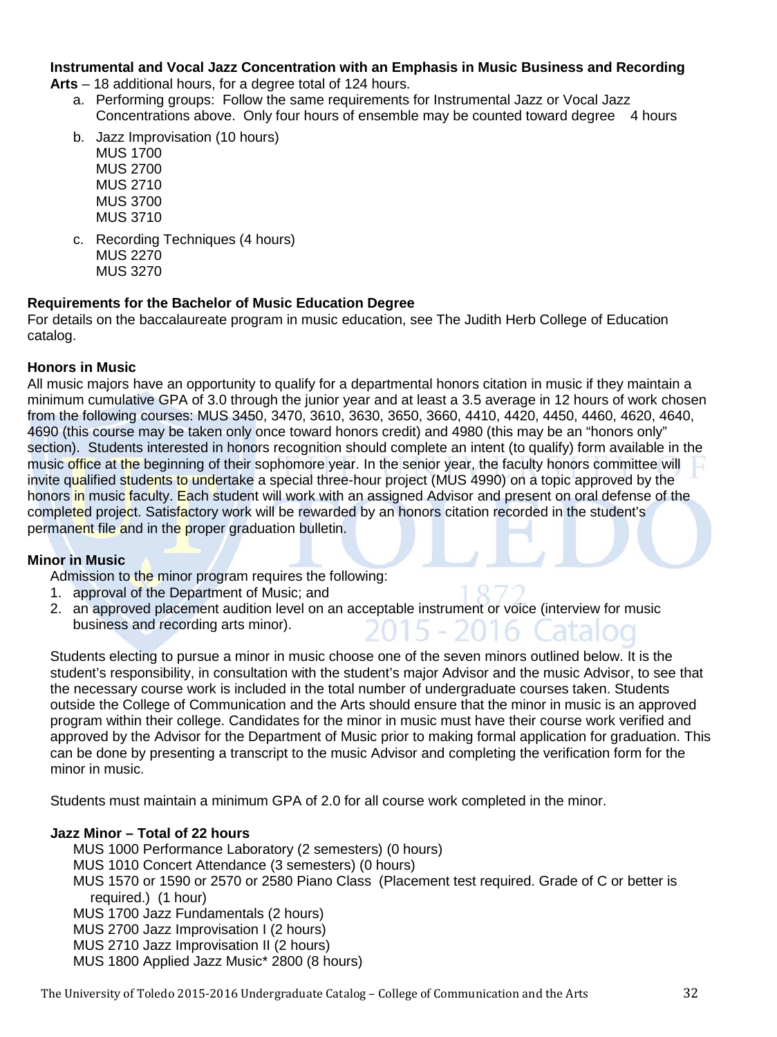**Instrumental and Vocal Jazz Concentration with an Emphasis in Music Business and Recording Arts** – 18 additional hours, for a degree total of 124 hours.

a. Performing groups: Follow the same requirements for Instrumental Jazz or Vocal Jazz Concentrations above. Only four hours of ensemble may be counted toward degree 4 hours
b. Jazz Improvisation (10 hours)
   MUS 1700
   MUS 2700
   MUS 2710
   MUS 3700
   MUS 3710
c. Recording Techniques (4 hours)
   MUS 2270
   MUS 3270

**Requirements for the Bachelor of Music Education Degree**

For details on the baccalaureate program in music education, see The Judith Herb College of Education catalog.

**Honors in Music**

All music majors have an opportunity to qualify for a departmental honors citation in music if they maintain a minimum cumulative GPA of 3.0 through the junior year and at least a 3.5 average in 12 hours of work chosen from the following courses: MUS 3450, 3470, 3610, 3630, 3650, 3660, 4410, 4420, 4450, 4460, 4620, 4640, 4690 (this course may be taken only once toward honors credit) and 4980 (this may be an "honors only" section). Students interested in honors recognition should complete an intent (to qualify) form available in the music office at the beginning of their sophomore year. In the senior year, the faculty honors committee will invite qualified students to undertake a special three-hour project (MUS 4990) on a topic approved by the honors in music faculty. Each student will work with an assigned Advisor and present on oral defense of the completed project. Satisfactory work will be rewarded by an honors citation recorded in the student's permanent file and in the proper graduation bulletin.

**Minor in Music**

Admission to the minor program requires the following:

1. approval of the Department of Music; and
2. an approved placement audition level on an acceptable instrument or voice (interview for music business and recording arts minor).

Students electing to pursue a minor in music choose one of the seven minors outlined below. It is the student's responsibility, in consultation with the student's major Advisor and the music Advisor, to see that the necessary course work is included in the total number of undergraduate courses taken. Students outside the College of Communication and the Arts should ensure that the minor in music is an approved program within their college. Candidates for the minor in music must have their course work verified and approved by the Advisor for the Department of Music prior to making formal application for graduation. This can be done by presenting a transcript to the music Advisor and completing the verification form for the minor in music.

Students must maintain a minimum GPA of 2.0 for all course work completed in the minor.

**Jazz Minor – Total of 22 hours**

MUS 1000 Performance Laboratory (2 semesters) (0 hours)
MUS 1010 Concert Attendance (3 semesters) (0 hours)
MUS 1570 or 1590 or 2570 or 2580 Piano Class (Placement test required. Grade of C or better is required.) (1 hour)
MUS 1700 Jazz Fundamentals (2 hours)
MUS 2700 Jazz Improvisation I (2 hours)
MUS 2710 Jazz Improvisation II (2 hours)
MUS 1800 Applied Jazz Music* 2800 (8 hours)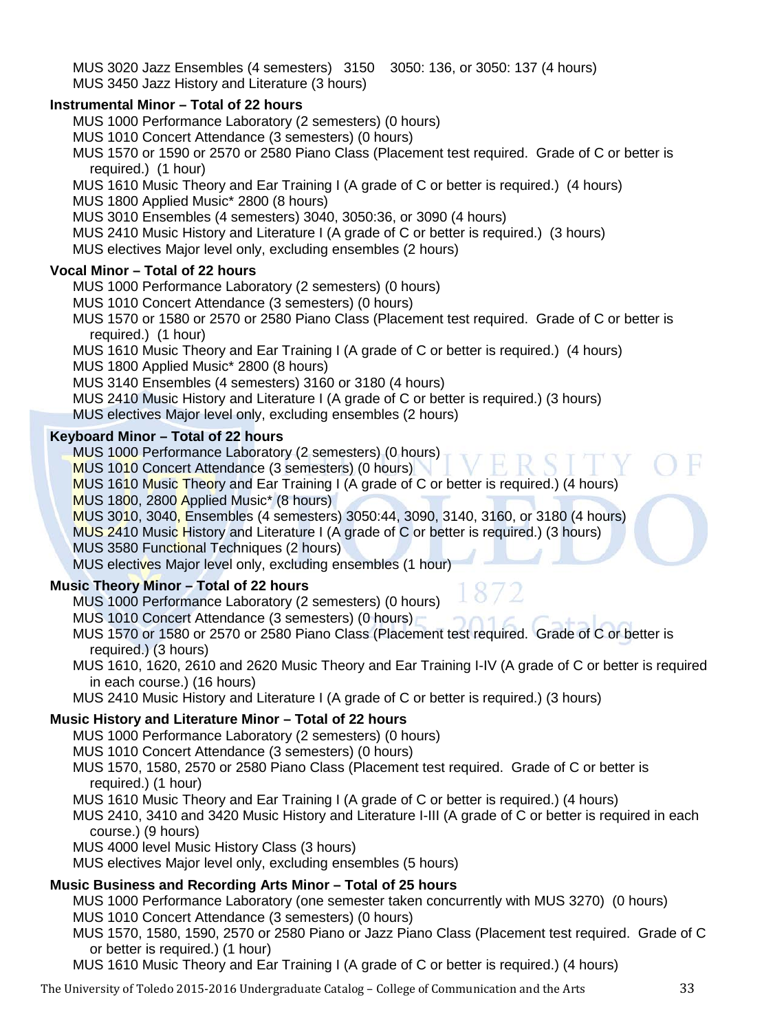MUS 3020 Jazz Ensembles (4 semesters) 3150 3050: 136, or 3050: 137 (4 hours)
MUS 3450 Jazz History and Literature (3 hours)

**Instrumental Minor – Total of 22 hours**

MUS 1000 Performance Laboratory (2 semesters) (0 hours)
MUS 1010 Concert Attendance (3 semesters) (0 hours)
MUS 1570 or 1590 or 2570 or 2580 Piano Class (Placement test required. Grade of C or better is required.) (1 hour)
MUS 1610 Music Theory and Ear Training I (A grade of C or better is required.) (4 hours)
MUS 1800 Applied Music* 2800 (8 hours)
MUS 3010 Ensembles (4 semesters) 3040, 3050:36, or 3090 (4 hours)
MUS 2410 Music History and Literature I (A grade of C or better is required.) (3 hours)
MUS electives Major level only, excluding ensembles (2 hours)

**Vocal Minor – Total of 22 hours**

MUS 1000 Performance Laboratory (2 semesters) (0 hours)
MUS 1010 Concert Attendance (3 semesters) (0 hours)
MUS 1570 or 1580 or 2570 or 2580 Piano Class (Placement test required. Grade of C or better is required.) (1 hour)
MUS 1610 Music Theory and Ear Training I (A grade of C or better is required.) (4 hours)
MUS 1800 Applied Music* 2800 (8 hours)
MUS 3140 Ensembles (4 semesters) 3160 or 3180 (4 hours)
MUS 2410 Music History and Literature I (A grade of C or better is required.) (3 hours)
MUS electives Major level only, excluding ensembles (2 hours)

**Keyboard Minor – Total of 22 hours**

MUS 1000 Performance Laboratory (2 semesters) (0 hours)
MUS 1010 Concert Attendance (3 semesters) (0 hours)
MUS 1610 Music Theory and Ear Training I (A grade of C or better is required.) (4 hours)
MUS 1800, 2800 Applied Music* (8 hours)
MUS 3010, 3040, Ensembles (4 semesters) 3050:44, 3090, 3140, 3160, or 3180 (4 hours)
MUS 2410 Music History and Literature I (A grade of C or better is required.) (3 hours)
MUS 3580 Functional Techniques (2 hours)
MUS electives Major level only, excluding ensembles (1 hour)

**Music Theory Minor – Total of 22 hours**

MUS 1000 Performance Laboratory (2 semesters) (0 hours)
MUS 1010 Concert Attendance (3 semesters) (0 hours)
MUS 1570 or 1580 or 2570 or 2580 Piano Class (Placement test required. Grade of C or better is required.) (3 hours)
MUS 1610, 1620, 2610 and 2620 Music Theory and Ear Training I-IV (A grade of C or better is required in each course.) (16 hours)
MUS 2410 Music History and Literature I (A grade of C or better is required.) (3 hours)

**Music History and Literature Minor – Total of 22 hours**

MUS 1000 Performance Laboratory (2 semesters) (0 hours)
MUS 1010 Concert Attendance (3 semesters) (0 hours)
MUS 1570, 1580, 2570 or 2580 Piano Class (Placement test required. Grade of C or better is required.) (1 hour)
MUS 1610 Music Theory and Ear Training I (A grade of C or better is required.) (4 hours)
MUS 2410, 3410 and 3420 Music History and Literature I-III (A grade of C or better is required in each course.) (9 hours)
MUS 4000 level Music History Class (3 hours)
MUS electives Major level only, excluding ensembles (5 hours)

**Music Business and Recording Arts Minor – Total of 25 hours**

MUS 1000 Performance Laboratory (one semester taken concurrently with MUS 3270) (0 hours)
MUS 1010 Concert Attendance (3 semesters) (0 hours)
MUS 1570, 1580, 1590, 2570 or 2580 Piano or Jazz Piano Class (Placement test required. Grade of C or better is required.) (1 hour)
MUS 1610 Music Theory and Ear Training I (A grade of C or better is required.) (4 hours)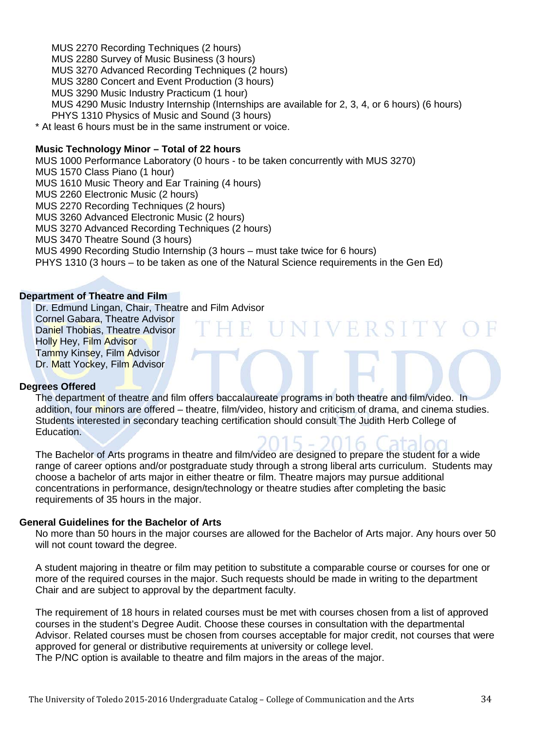MUS 2270 Recording Techniques (2 hours)
MUS 2280 Survey of Music Business (3 hours)
MUS 3270 Advanced Recording Techniques (2 hours)
MUS 3280 Concert and Event Production (3 hours)
MUS 3290 Music Industry Practicum (1 hour)
MUS 4290 Music Industry Internship (Internships are available for 2, 3, 4, or 6 hours) (6 hours)
PHYS 1310 Physics of Music and Sound (3 hours)

* At least 6 hours must be in the same instrument or voice.

**Music Technology Minor – Total of 22 hours**

MUS 1000 Performance Laboratory (0 hours - to be taken concurrently with MUS 3270)
MUS 1570 Class Piano (1 hour)
MUS 1610 Music Theory and Ear Training (4 hours)
MUS 2260 Electronic Music (2 hours)
MUS 2270 Recording Techniques (2 hours)
MUS 3260 Advanced Electronic Music (2 hours)
MUS 3270 Advanced Recording Techniques (2 hours)
MUS 3470 Theatre Sound (3 hours)
MUS 4990 Recording Studio Internship (3 hours – must take twice for 6 hours)
PHYS 1310 (3 hours – to be taken as one of the Natural Science requirements in the Gen Ed)

## Department of Theatre and Film

Dr. Edmund Lingan, Chair, Theatre and Film Advisor
Cornel Gabara, Theatre Advisor
Daniel Thobias, Theatre Advisor
Holly Hey, Film Advisor
Tammy Kinsey, Film Advisor
Dr. Matt Yockey, Film Advisor

### Degrees Offered

The department of theatre and film offers baccalaureate programs in both theatre and film/video. In addition, four minors are offered – theatre, film/video, history and criticism of drama, and cinema studies. Students interested in secondary teaching certification should consult The Judith Herb College of Education.

The Bachelor of Arts programs in theatre and film/video are designed to prepare the student for a wide range of career options and/or postgraduate study through a strong liberal arts curriculum. Students may choose a bachelor of arts major in either theatre or film. Theatre majors may pursue additional concentrations in performance, design/technology or theatre studies after completing the basic requirements of 35 hours in the major.

### General Guidelines for the Bachelor of Arts

No more than 50 hours in the major courses are allowed for the Bachelor of Arts major. Any hours over 50 will not count toward the degree.

A student majoring in theatre or film may petition to substitute a comparable course or courses for one or more of the required courses in the major. Such requests should be made in writing to the department Chair and are subject to approval by the department faculty.

The requirement of 18 hours in related courses must be met with courses chosen from a list of approved courses in the student's Degree Audit. Choose these courses in consultation with the departmental Advisor. Related courses must be chosen from courses acceptable for major credit, not courses that were approved for general or distributive requirements at university or college level.
The P/NC option is available to theatre and film majors in the areas of the major.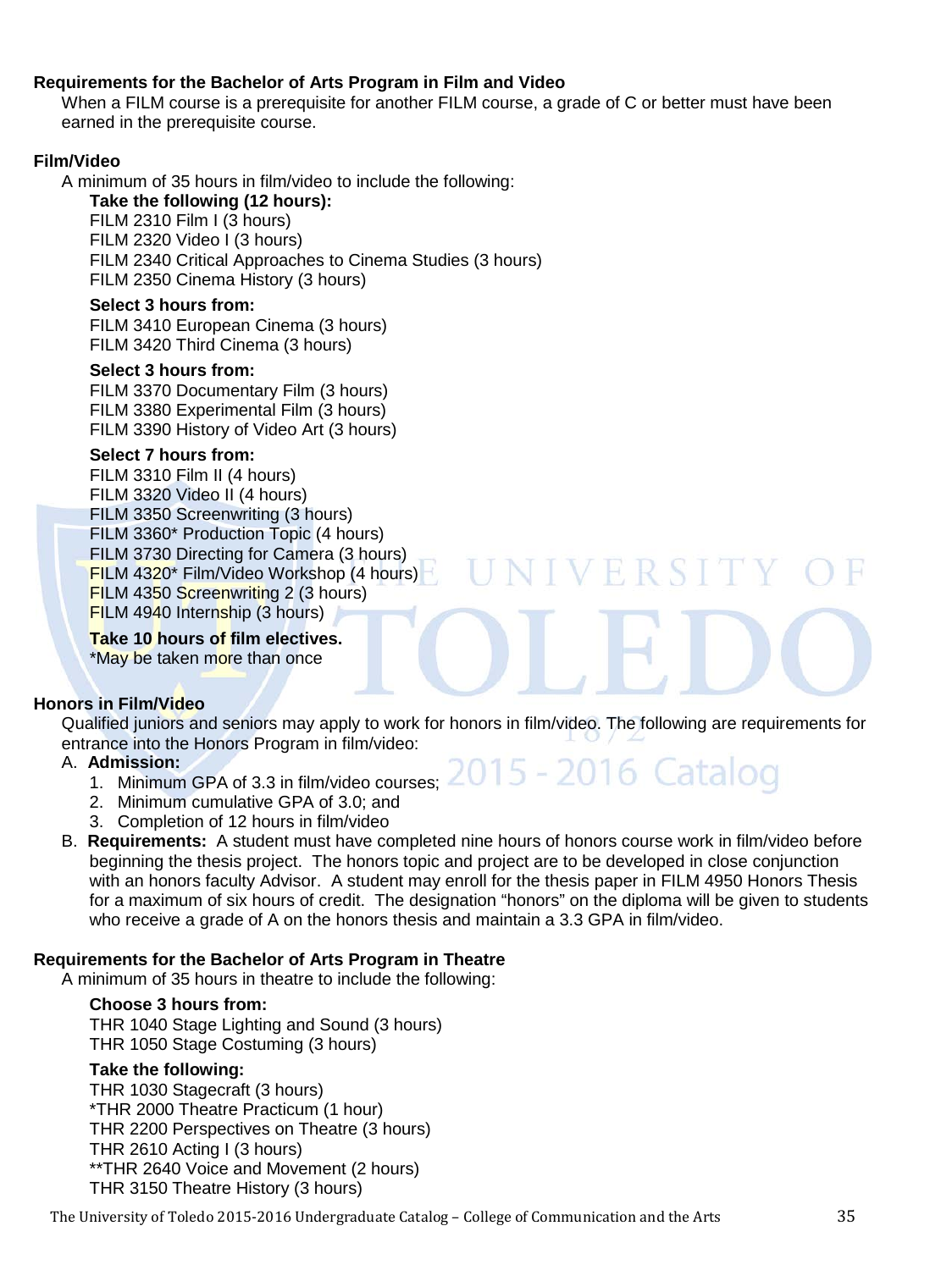## Requirements for the Bachelor of Arts Program in Film and Video

When a FILM course is a prerequisite for another FILM course, a grade of C or better must have been earned in the prerequisite course.

### Film/Video

A minimum of 35 hours in film/video to include the following:

**Take the following (12 hours):**
FILM 2310 Film I (3 hours)
FILM 2320 Video I (3 hours)
FILM 2340 Critical Approaches to Cinema Studies (3 hours)
FILM 2350 Cinema History (3 hours)

**Select 3 hours from:**
FILM 3410 European Cinema (3 hours)
FILM 3420 Third Cinema (3 hours)

**Select 3 hours from:**
FILM 3370 Documentary Film (3 hours)
FILM 3380 Experimental Film (3 hours)
FILM 3390 History of Video Art (3 hours)

**Select 7 hours from:**
FILM 3310 Film II (4 hours)
FILM 3320 Video II (4 hours)
FILM 3350 Screenwriting (3 hours)
FILM 3360* Production Topic (4 hours)
FILM 3730 Directing for Camera (3 hours)
FILM 4320* Film/Video Workshop (4 hours)
FILM 4350 Screenwriting 2 (3 hours)
FILM 4940 Internship (3 hours)

**Take 10 hours of film electives.**
*May be taken more than once

### Honors in Film/Video

Qualified juniors and seniors may apply to work for honors in film/video. The following are requirements for entrance into the Honors Program in film/video:

A. **Admission:**
   1. Minimum GPA of 3.3 in film/video courses;
   2. Minimum cumulative GPA of 3.0; and
   3. Completion of 12 hours in film/video

B. **Requirements:** A student must have completed nine hours of honors course work in film/video before beginning the thesis project. The honors topic and project are to be developed in close conjunction with an honors faculty Advisor. A student may enroll for the thesis paper in FILM 4950 Honors Thesis for a maximum of six hours of credit. The designation "honors" on the diploma will be given to students who receive a grade of A on the honors thesis and maintain a 3.3 GPA in film/video.

## Requirements for the Bachelor of Arts Program in Theatre

A minimum of 35 hours in theatre to include the following:

**Choose 3 hours from:**
THR 1040 Stage Lighting and Sound (3 hours)
THR 1050 Stage Costuming (3 hours)

**Take the following:**
THR 1030 Stagecraft (3 hours)
*THR 2000 Theatre Practicum (1 hour)
THR 2200 Perspectives on Theatre (3 hours)
THR 2610 Acting I (3 hours)
**THR 2640 Voice and Movement (2 hours)
THR 3150 Theatre History (3 hours)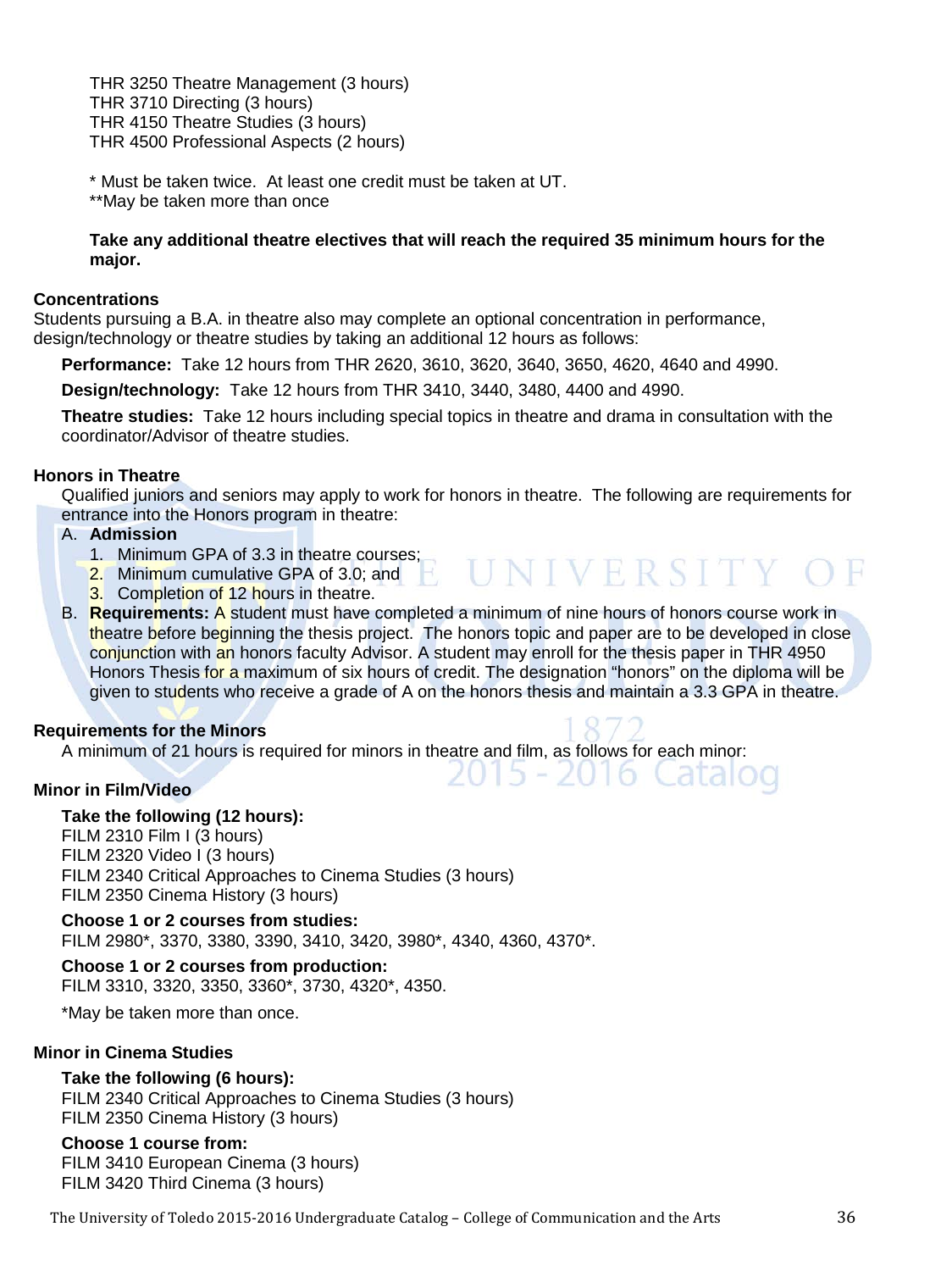THR 3250 Theatre Management (3 hours)
THR 3710 Directing (3 hours)
THR 4150 Theatre Studies (3 hours)
THR 4500 Professional Aspects (2 hours)

* Must be taken twice. At least one credit must be taken at UT.
**May be taken more than once

**Take any additional theatre electives that will reach the required 35 minimum hours for the major.**

### Concentrations

Students pursuing a B.A. in theatre also may complete an optional concentration in performance, design/technology or theatre studies by taking an additional 12 hours as follows:

**Performance:** Take 12 hours from THR 2620, 3610, 3620, 3640, 3650, 4620, 4640 and 4990.

**Design/technology:** Take 12 hours from THR 3410, 3440, 3480, 4400 and 4990.

**Theatre studies:** Take 12 hours including special topics in theatre and drama in consultation with the coordinator/Advisor of theatre studies.

### Honors in Theatre

Qualified juniors and seniors may apply to work for honors in theatre. The following are requirements for entrance into the Honors program in theatre:

A. **Admission**
   1. Minimum GPA of 3.3 in theatre courses;
   2. Minimum cumulative GPA of 3.0; and
   3. Completion of 12 hours in theatre.

B. **Requirements:** A student must have completed a minimum of nine hours of honors course work in theatre before beginning the thesis project. The honors topic and paper are to be developed in close conjunction with an honors faculty Advisor. A student may enroll for the thesis paper in THR 4950 Honors Thesis for a maximum of six hours of credit. The designation "honors" on the diploma will be given to students who receive a grade of A on the honors thesis and maintain a 3.3 GPA in theatre.

### Requirements for the Minors

A minimum of 21 hours is required for minors in theatre and film, as follows for each minor:

### Minor in Film/Video

**Take the following (12 hours):**
FILM 2310 Film I (3 hours)
FILM 2320 Video I (3 hours)
FILM 2340 Critical Approaches to Cinema Studies (3 hours)
FILM 2350 Cinema History (3 hours)

**Choose 1 or 2 courses from studies:**
FILM 2980*, 3370, 3380, 3390, 3410, 3420, 3980*, 4340, 4360, 4370*.

**Choose 1 or 2 courses from production:**
FILM 3310, 3320, 3350, 3360*, 3730, 4320*, 4350.

*May be taken more than once.

### Minor in Cinema Studies

**Take the following (6 hours):**
FILM 2340 Critical Approaches to Cinema Studies (3 hours)
FILM 2350 Cinema History (3 hours)

**Choose 1 course from:**
FILM 3410 European Cinema (3 hours)
FILM 3420 Third Cinema (3 hours)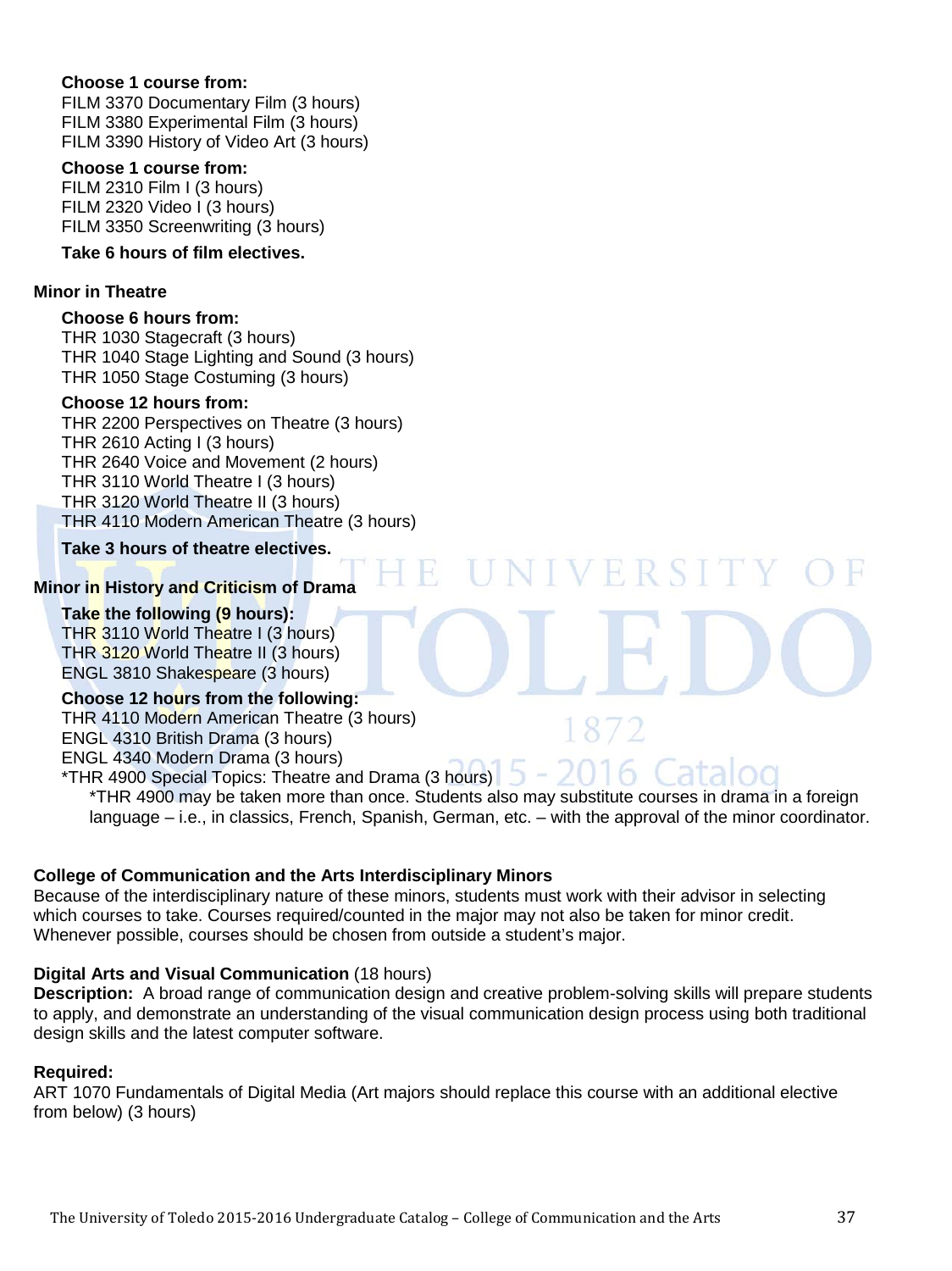**Choose 1 course from:**
FILM 3370 Documentary Film (3 hours)
FILM 3380 Experimental Film (3 hours)
FILM 3390 History of Video Art (3 hours)

**Choose 1 course from:**
FILM 2310 Film I (3 hours)
FILM 2320 Video I (3 hours)
FILM 3350 Screenwriting (3 hours)

**Take 6 hours of film electives.**

### Minor in Theatre

**Choose 6 hours from:**
THR 1030 Stagecraft (3 hours)
THR 1040 Stage Lighting and Sound (3 hours)
THR 1050 Stage Costuming (3 hours)

**Choose 12 hours from:**
THR 2200 Perspectives on Theatre (3 hours)
THR 2610 Acting I (3 hours)
THR 2640 Voice and Movement (2 hours)
THR 3110 World Theatre I (3 hours)
THR 3120 World Theatre II (3 hours)
THR 4110 Modern American Theatre (3 hours)

**Take 3 hours of theatre electives.**

### Minor in History and Criticism of Drama

**Take the following (9 hours):**
THR 3110 World Theatre I (3 hours)
THR 3120 World Theatre II (3 hours)
ENGL 3810 Shakespeare (3 hours)

**Choose 12 hours from the following:**
THR 4110 Modern American Theatre (3 hours)
ENGL 4310 British Drama (3 hours)
ENGL 4340 Modern Drama (3 hours)
*THR 4900 Special Topics: Theatre and Drama (3 hours)

*THR 4900 may be taken more than once. Students also may substitute courses in drama in a foreign language – i.e., in classics, French, Spanish, German, etc. – with the approval of the minor coordinator.

### College of Communication and the Arts Interdisciplinary Minors

Because of the interdisciplinary nature of these minors, students must work with their advisor in selecting which courses to take. Courses required/counted in the major may not also be taken for minor credit. Whenever possible, courses should be chosen from outside a student's major.

**Digital Arts and Visual Communication** (18 hours)
**Description:** A broad range of communication design and creative problem-solving skills will prepare students to apply, and demonstrate an understanding of the visual communication design process using both traditional design skills and the latest computer software.

**Required:**
ART 1070 Fundamentals of Digital Media (Art majors should replace this course with an additional elective from below) (3 hours)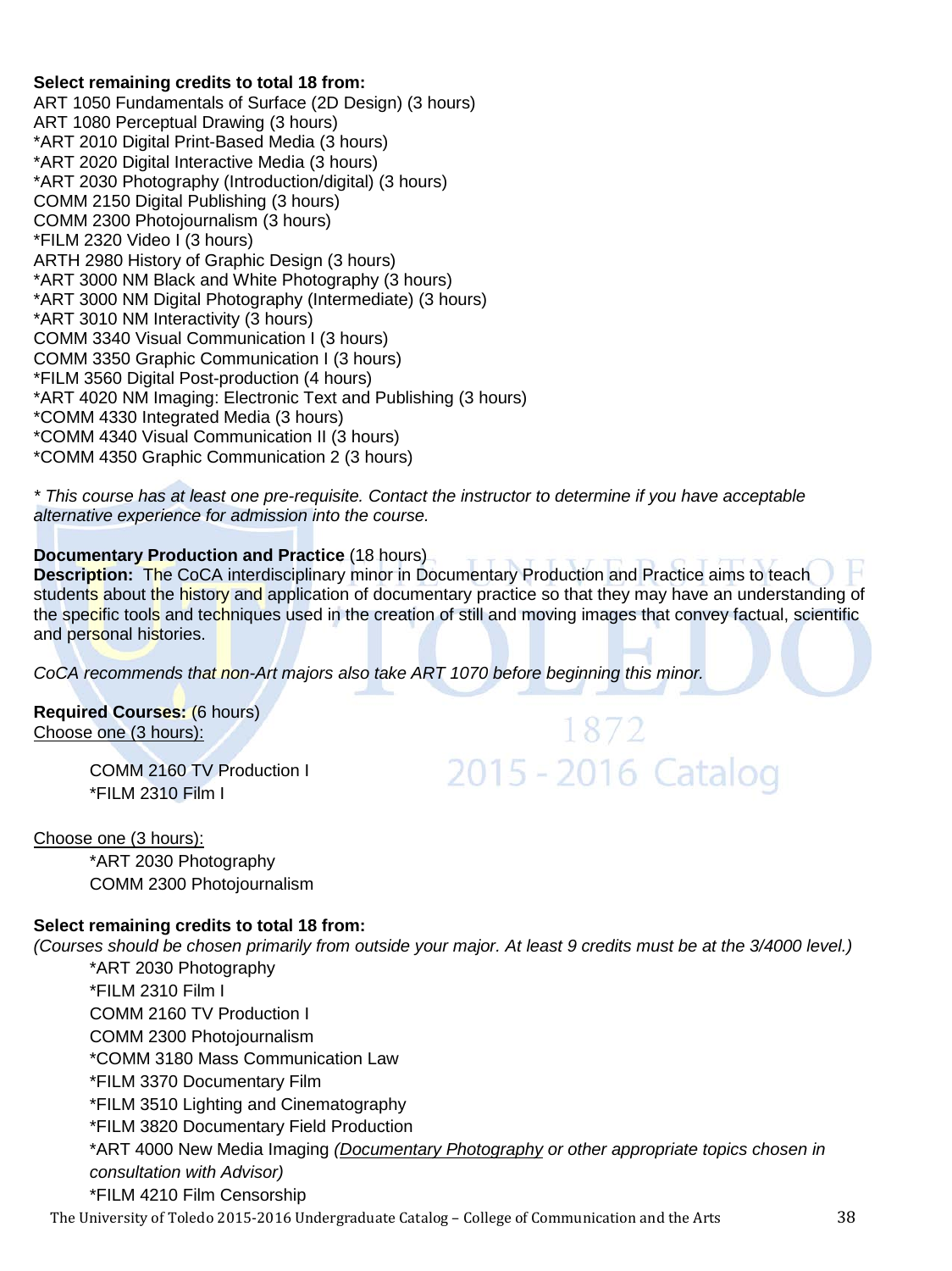**Select remaining credits to total 18 from:**

ART 1050 Fundamentals of Surface (2D Design) (3 hours)
ART 1080 Perceptual Drawing (3 hours)
*ART 2010 Digital Print-Based Media (3 hours)
*ART 2020 Digital Interactive Media (3 hours)
*ART 2030 Photography (Introduction/digital) (3 hours)
COMM 2150 Digital Publishing (3 hours)
COMM 2300 Photojournalism (3 hours)
*FILM 2320 Video I (3 hours)
ARTH 2980 History of Graphic Design (3 hours)
*ART 3000 NM Black and White Photography (3 hours)
*ART 3000 NM Digital Photography (Intermediate) (3 hours)
*ART 3010 NM Interactivity (3 hours)
COMM 3340 Visual Communication I (3 hours)
COMM 3350 Graphic Communication I (3 hours)
*FILM 3560 Digital Post-production (4 hours)
*ART 4020 NM Imaging: Electronic Text and Publishing (3 hours)
*COMM 4330 Integrated Media (3 hours)
*COMM 4340 Visual Communication II (3 hours)
*COMM 4350 Graphic Communication 2 (3 hours)

*\* This course has at least one pre-requisite. Contact the instructor to determine if you have acceptable alternative experience for admission into the course.*

**Documentary Production and Practice** (18 hours)

**Description:** The CoCA interdisciplinary minor in Documentary Production and Practice aims to teach students about the history and application of documentary practice so that they may have an understanding of the specific tools and techniques used in the creation of still and moving images that convey factual, scientific and personal histories.

*CoCA recommends that non-Art majors also take ART 1070 before beginning this minor.*

**Required Courses:** (6 hours)

Choose one (3 hours):

- COMM 2160 TV Production I
- *FILM 2310 Film I

Choose one (3 hours):

- *ART 2030 Photography
- COMM 2300 Photojournalism

**Select remaining credits to total 18 from:**

*(Courses should be chosen primarily from outside your major. At least 9 credits must be at the 3/4000 level.)*

- *ART 2030 Photography
- *FILM 2310 Film I
- COMM 2160 TV Production I
- COMM 2300 Photojournalism
- *COMM 3180 Mass Communication Law
- *FILM 3370 Documentary Film
- *FILM 3510 Lighting and Cinematography
- *FILM 3820 Documentary Field Production
- *ART 4000 New Media Imaging *(Documentary Photography or other appropriate topics chosen in consultation with Advisor)*
- *FILM 4210 Film Censorship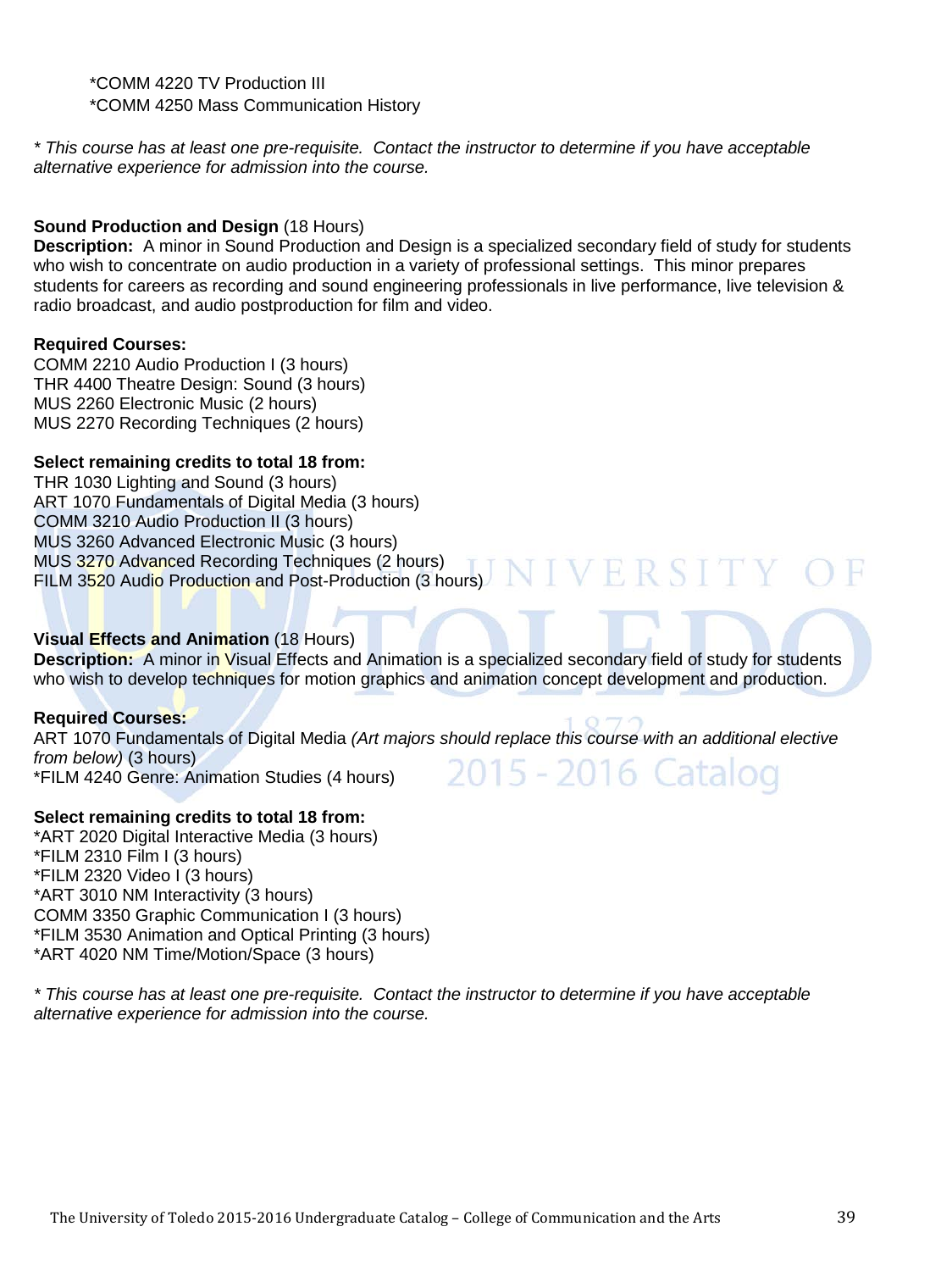*COMM 4220 TV Production III
*COMM 4250 Mass Communication History

*\* This course has at least one pre-requisite. Contact the instructor to determine if you have acceptable alternative experience for admission into the course.*

**Sound Production and Design** (18 Hours)
**Description:** A minor in Sound Production and Design is a specialized secondary field of study for students who wish to concentrate on audio production in a variety of professional settings. This minor prepares students for careers as recording and sound engineering professionals in live performance, live television & radio broadcast, and audio postproduction for film and video.

**Required Courses:**
COMM 2210 Audio Production I (3 hours)
THR 4400 Theatre Design: Sound (3 hours)
MUS 2260 Electronic Music (2 hours)
MUS 2270 Recording Techniques (2 hours)

**Select remaining credits to total 18 from:**
THR 1030 Lighting and Sound (3 hours)
ART 1070 Fundamentals of Digital Media (3 hours)
COMM 3210 Audio Production II (3 hours)
MUS 3260 Advanced Electronic Music (3 hours)
MUS 3270 Advanced Recording Techniques (2 hours)
FILM 3520 Audio Production and Post-Production (3 hours)

**Visual Effects and Animation** (18 Hours)
**Description:** A minor in Visual Effects and Animation is a specialized secondary field of study for students who wish to develop techniques for motion graphics and animation concept development and production.

**Required Courses:**
ART 1070 Fundamentals of Digital Media *(Art majors should replace this course with an additional elective from below)* (3 hours)
*FILM 4240 Genre: Animation Studies (4 hours)

**Select remaining credits to total 18 from:**
*ART 2020 Digital Interactive Media (3 hours)
*FILM 2310 Film I (3 hours)
*FILM 2320 Video I (3 hours)
*ART 3010 NM Interactivity (3 hours)
COMM 3350 Graphic Communication I (3 hours)
*FILM 3530 Animation and Optical Printing (3 hours)
*ART 4020 NM Time/Motion/Space (3 hours)

*\* This course has at least one pre-requisite. Contact the instructor to determine if you have acceptable alternative experience for admission into the course.*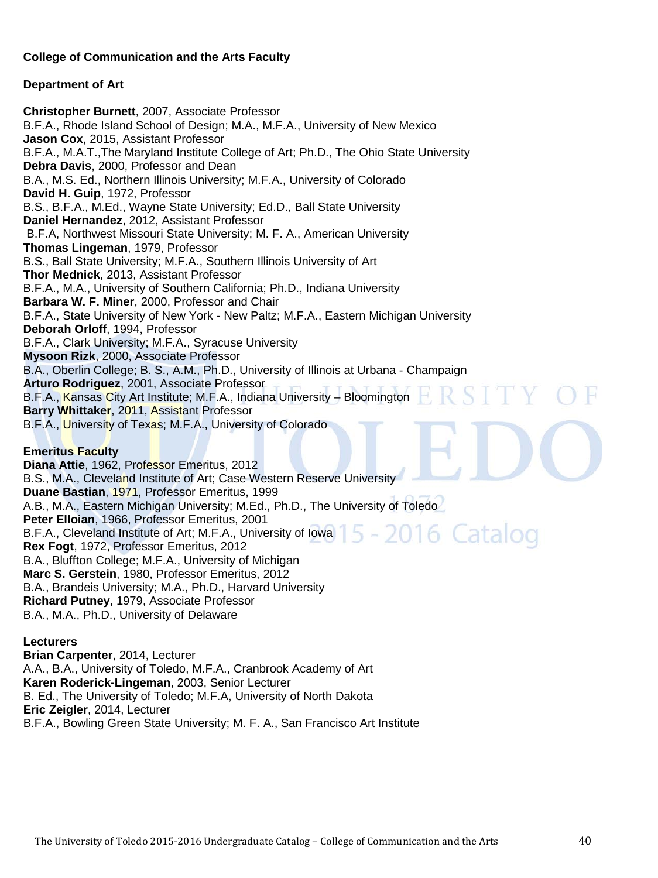**College of Communication and the Arts Faculty**

**Department of Art**

**Christopher Burnett**, 2007, Associate Professor
B.F.A., Rhode Island School of Design; M.A., M.F.A., University of New Mexico
**Jason Cox**, 2015, Assistant Professor
B.F.A., M.A.T.,The Maryland Institute College of Art; Ph.D., The Ohio State University
**Debra Davis**, 2000, Professor and Dean
B.A., M.S. Ed., Northern Illinois University; M.F.A., University of Colorado
**David H. Guip**, 1972, Professor
B.S., B.F.A., M.Ed., Wayne State University; Ed.D., Ball State University
**Daniel Hernandez**, 2012, Assistant Professor
B.F.A, Northwest Missouri State University; M. F. A., American University
**Thomas Lingeman**, 1979, Professor
B.S., Ball State University; M.F.A., Southern Illinois University of Art
**Thor Mednick**, 2013, Assistant Professor
B.F.A., M.A., University of Southern California; Ph.D., Indiana University
**Barbara W. F. Miner**, 2000, Professor and Chair
B.F.A., State University of New York - New Paltz; M.F.A., Eastern Michigan University
**Deborah Orloff**, 1994, Professor
B.F.A., Clark University; M.F.A., Syracuse University
**Mysoon Rizk**, 2000, Associate Professor
B.A., Oberlin College; B. S., A.M., Ph.D., University of Illinois at Urbana - Champaign
**Arturo Rodriguez**, 2001, Associate Professor
B.F.A., Kansas City Art Institute; M.F.A., Indiana University – Bloomington
**Barry Whittaker**, 2011, Assistant Professor
B.F.A., University of Texas; M.F.A., University of Colorado

**Emeritus Faculty**
**Diana Attie**, 1962, Professor Emeritus, 2012
B.S., M.A., Cleveland Institute of Art; Case Western Reserve University
**Duane Bastian**, 1971, Professor Emeritus, 1999
A.B., M.A., Eastern Michigan University; M.Ed., Ph.D., The University of Toledo
**Peter Elloian**, 1966, Professor Emeritus, 2001
B.F.A., Cleveland Institute of Art; M.F.A., University of Iowa
**Rex Fogt**, 1972, Professor Emeritus, 2012
B.A., Bluffton College; M.F.A., University of Michigan
**Marc S. Gerstein**, 1980, Professor Emeritus, 2012
B.A., Brandeis University; M.A., Ph.D., Harvard University
**Richard Putney**, 1979, Associate Professor
B.A., M.A., Ph.D., University of Delaware

**Lecturers**
**Brian Carpenter**, 2014, Lecturer
A.A., B.A., University of Toledo, M.F.A., Cranbrook Academy of Art
**Karen Roderick-Lingeman**, 2003, Senior Lecturer
B. Ed., The University of Toledo; M.F.A, University of North Dakota
**Eric Zeigler**, 2014, Lecturer
B.F.A., Bowling Green State University; M. F. A., San Francisco Art Institute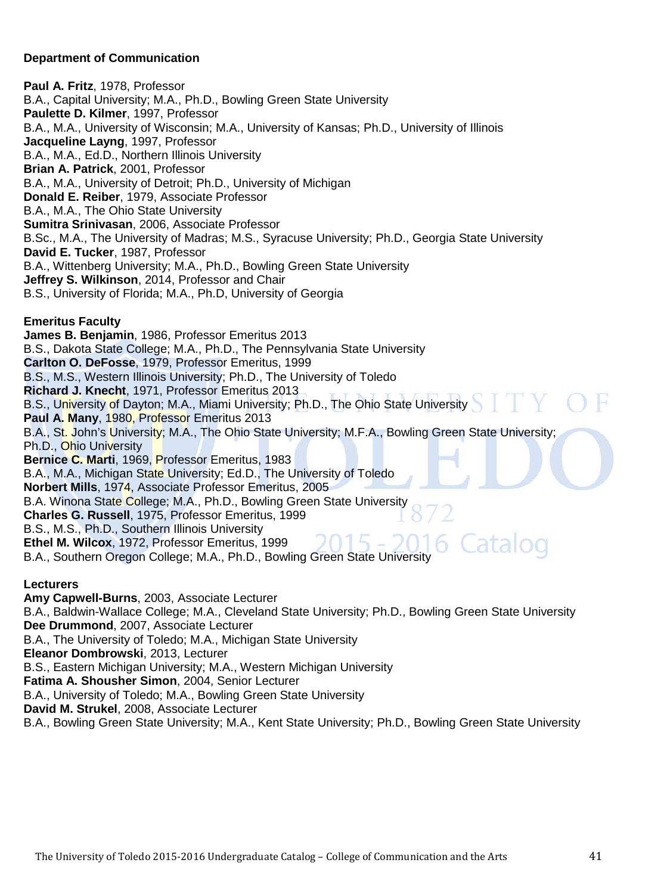**Department of Communication**

**Paul A. Fritz**, 1978, Professor
B.A., Capital University; M.A., Ph.D., Bowling Green State University
**Paulette D. Kilmer**, 1997, Professor
B.A., M.A., University of Wisconsin; M.A., University of Kansas; Ph.D., University of Illinois
**Jacqueline Layng**, 1997, Professor
B.A., M.A., Ed.D., Northern Illinois University
**Brian A. Patrick**, 2001, Professor
B.A., M.A., University of Detroit; Ph.D., University of Michigan
**Donald E. Reiber**, 1979, Associate Professor
B.A., M.A., The Ohio State University
**Sumitra Srinivasan**, 2006, Associate Professor
B.Sc., M.A., The University of Madras; M.S., Syracuse University; Ph.D., Georgia State University
**David E. Tucker**, 1987, Professor
B.A., Wittenberg University; M.A., Ph.D., Bowling Green State University
**Jeffrey S. Wilkinson**, 2014, Professor and Chair
B.S., University of Florida; M.A., Ph.D, University of Georgia

**Emeritus Faculty**
**James B. Benjamin**, 1986, Professor Emeritus 2013
B.S., Dakota State College; M.A., Ph.D., The Pennsylvania State University
**Carlton O. DeFosse**, 1979, Professor Emeritus, 1999
B.S., M.S., Western Illinois University; Ph.D., The University of Toledo
**Richard J. Knecht**, 1971, Professor Emeritus 2013
B.S., University of Dayton; M.A., Miami University; Ph.D., The Ohio State University
**Paul A. Many**, 1980, Professor Emeritus 2013
B.A., St. John's University; M.A., The Ohio State University; M.F.A., Bowling Green State University; Ph.D., Ohio University
**Bernice C. Marti**, 1969, Professor Emeritus, 1983
B.A., M.A., Michigan State University; Ed.D., The University of Toledo
**Norbert Mills**, 1974, Associate Professor Emeritus, 2005
B.A. Winona State College; M.A., Ph.D., Bowling Green State University
**Charles G. Russell**, 1975, Professor Emeritus, 1999
B.S., M.S., Ph.D., Southern Illinois University
**Ethel M. Wilcox**, 1972, Professor Emeritus, 1999
B.A., Southern Oregon College; M.A., Ph.D., Bowling Green State University

**Lecturers**
**Amy Capwell-Burns**, 2003, Associate Lecturer
B.A., Baldwin-Wallace College; M.A., Cleveland State University; Ph.D., Bowling Green State University
**Dee Drummond**, 2007, Associate Lecturer
B.A., The University of Toledo; M.A., Michigan State University
**Eleanor Dombrowski**, 2013, Lecturer
B.S., Eastern Michigan University; M.A., Western Michigan University
**Fatima A. Shousher Simon**, 2004, Senior Lecturer
B.A., University of Toledo; M.A., Bowling Green State University
**David M. Strukel**, 2008, Associate Lecturer
B.A., Bowling Green State University; M.A., Kent State University; Ph.D., Bowling Green State University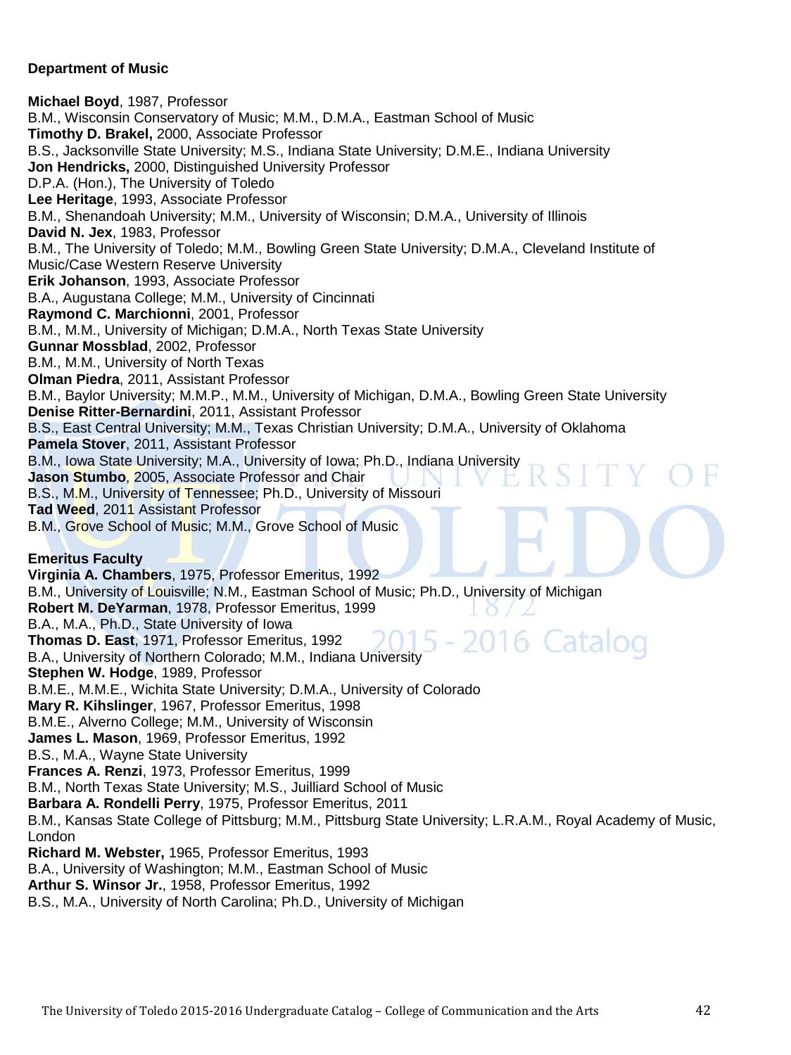### Department of Music

**Michael Boyd**, 1987, Professor
B.M., Wisconsin Conservatory of Music; M.M., D.M.A., Eastman School of Music
**Timothy D. Brakel,** 2000, Associate Professor
B.S., Jacksonville State University; M.S., Indiana State University; D.M.E., Indiana University
**Jon Hendricks,** 2000, Distinguished University Professor
D.P.A. (Hon.), The University of Toledo
**Lee Heritage**, 1993, Associate Professor
B.M., Shenandoah University; M.M., University of Wisconsin; D.M.A., University of Illinois
**David N. Jex**, 1983, Professor
B.M., The University of Toledo; M.M., Bowling Green State University; D.M.A., Cleveland Institute of Music/Case Western Reserve University
**Erik Johanson**, 1993, Associate Professor
B.A., Augustana College; M.M., University of Cincinnati
**Raymond C. Marchionni**, 2001, Professor
B.M., M.M., University of Michigan; D.M.A., North Texas State University
**Gunnar Mossblad**, 2002, Professor
B.M., M.M., University of North Texas
**Olman Piedra**, 2011, Assistant Professor
B.M., Baylor University; M.M.P., M.M., University of Michigan, D.M.A., Bowling Green State University
**Denise Ritter-Bernardini**, 2011, Assistant Professor
B.S., East Central University; M.M., Texas Christian University; D.M.A., University of Oklahoma
**Pamela Stover**, 2011, Assistant Professor
B.M., Iowa State University; M.A., University of Iowa; Ph.D., Indiana University
**Jason Stumbo**, 2005, Associate Professor and Chair
B.S., M.M., University of Tennessee; Ph.D., University of Missouri
**Tad Weed**, 2011 Assistant Professor
B.M., Grove School of Music; M.M., Grove School of Music

### Emeritus Faculty

**Virginia A. Chambers**, 1975, Professor Emeritus, 1992
B.M., University of Louisville; N.M., Eastman School of Music; Ph.D., University of Michigan
**Robert M. DeYarman**, 1978, Professor Emeritus, 1999
B.A., M.A., Ph.D., State University of Iowa
**Thomas D. East**, 1971, Professor Emeritus, 1992
B.A., University of Northern Colorado; M.M., Indiana University
**Stephen W. Hodge**, 1989, Professor
B.M.E., M.M.E., Wichita State University; D.M.A., University of Colorado
**Mary R. Kihslinger**, 1967, Professor Emeritus, 1998
B.M.E., Alverno College; M.M., University of Wisconsin
**James L. Mason**, 1969, Professor Emeritus, 1992
B.S., M.A., Wayne State University
**Frances A. Renzi**, 1973, Professor Emeritus, 1999
B.M., North Texas State University; M.S., Juilliard School of Music
**Barbara A. Rondelli Perry**, 1975, Professor Emeritus, 2011
B.M., Kansas State College of Pittsburg; M.M., Pittsburg State University; L.R.A.M., Royal Academy of Music, London
**Richard M. Webster,** 1965, Professor Emeritus, 1993
B.A., University of Washington; M.M., Eastman School of Music
**Arthur S. Winsor Jr.**, 1958, Professor Emeritus, 1992
B.S., M.A., University of North Carolina; Ph.D., University of Michigan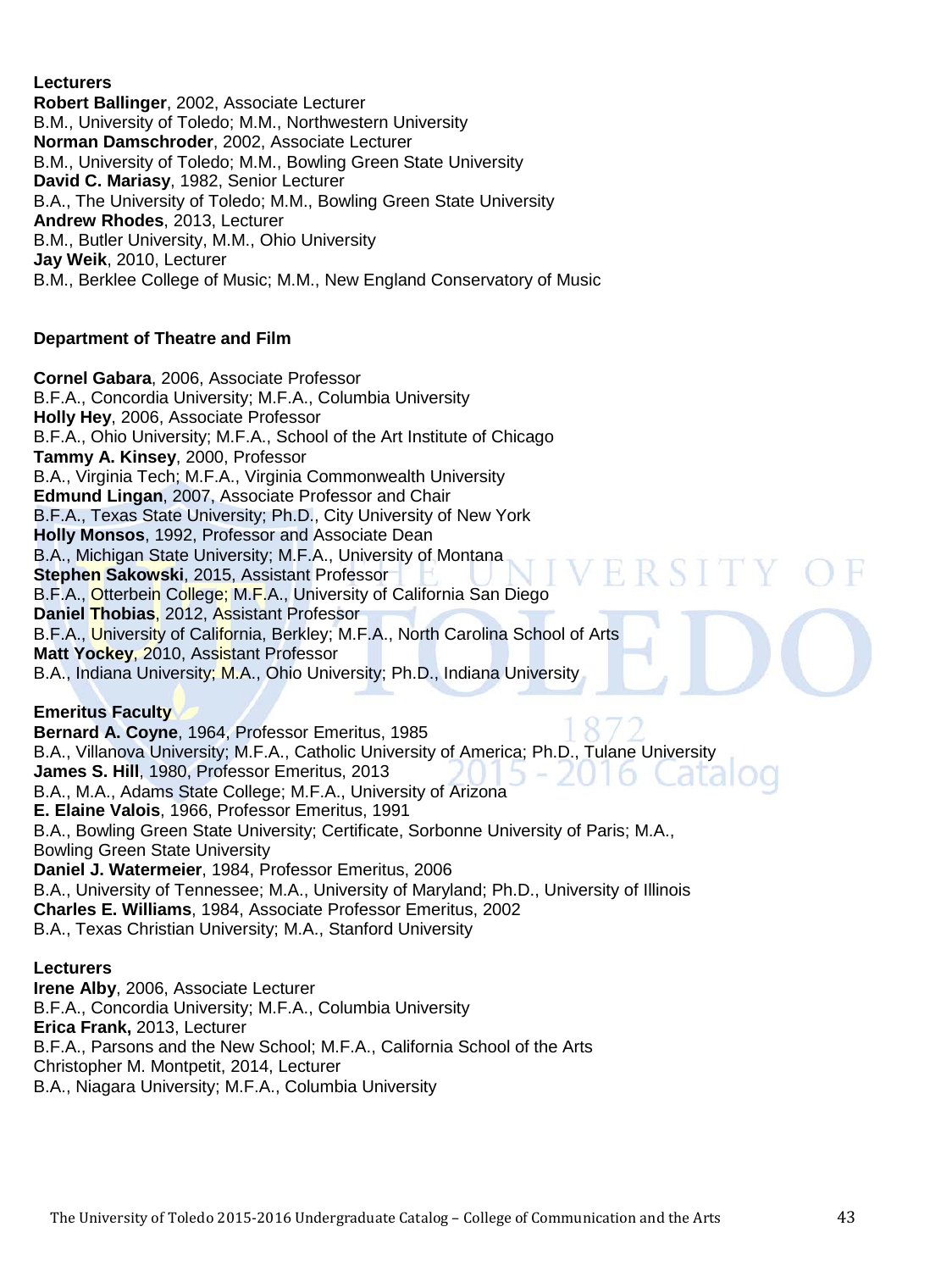**Lecturers**

**Robert Ballinger**, 2002, Associate Lecturer
B.M., University of Toledo; M.M., Northwestern University
**Norman Damschroder**, 2002, Associate Lecturer
B.M., University of Toledo; M.M., Bowling Green State University
**David C. Mariasy**, 1982, Senior Lecturer
B.A., The University of Toledo; M.M., Bowling Green State University
**Andrew Rhodes**, 2013, Lecturer
B.M., Butler University, M.M., Ohio University
**Jay Weik**, 2010, Lecturer
B.M., Berklee College of Music; M.M., New England Conservatory of Music

## Department of Theatre and Film

**Cornel Gabara**, 2006, Associate Professor
B.F.A., Concordia University; M.F.A., Columbia University
**Holly Hey**, 2006, Associate Professor
B.F.A., Ohio University; M.F.A., School of the Art Institute of Chicago
**Tammy A. Kinsey**, 2000, Professor
B.A., Virginia Tech; M.F.A., Virginia Commonwealth University
**Edmund Lingan**, 2007, Associate Professor and Chair
B.F.A., Texas State University; Ph.D., City University of New York
**Holly Monsos**, 1992, Professor and Associate Dean
B.A., Michigan State University; M.F.A., University of Montana
**Stephen Sakowski**, 2015, Assistant Professor
B.F.A., Otterbein College; M.F.A., University of California San Diego
**Daniel Thobias**, 2012, Assistant Professor
B.F.A., University of California, Berkley; M.F.A., North Carolina School of Arts
**Matt Yockey**, 2010, Assistant Professor
B.A., Indiana University; M.A., Ohio University; Ph.D., Indiana University

**Emeritus Faculty**

**Bernard A. Coyne**, 1964, Professor Emeritus, 1985
B.A., Villanova University; M.F.A., Catholic University of America; Ph.D., Tulane University
**James S. Hill**, 1980, Professor Emeritus, 2013
B.A., M.A., Adams State College; M.F.A., University of Arizona
**E. Elaine Valois**, 1966, Professor Emeritus, 1991
B.A., Bowling Green State University; Certificate, Sorbonne University of Paris; M.A., Bowling Green State University
**Daniel J. Watermeier**, 1984, Professor Emeritus, 2006
B.A., University of Tennessee; M.A., University of Maryland; Ph.D., University of Illinois
**Charles E. Williams**, 1984, Associate Professor Emeritus, 2002
B.A., Texas Christian University; M.A., Stanford University

**Lecturers**

**Irene Alby**, 2006, Associate Lecturer
B.F.A., Concordia University; M.F.A., Columbia University
**Erica Frank,** 2013, Lecturer
B.F.A., Parsons and the New School; M.F.A., California School of the Arts
Christopher M. Montpetit, 2014, Lecturer
B.A., Niagara University; M.F.A., Columbia University